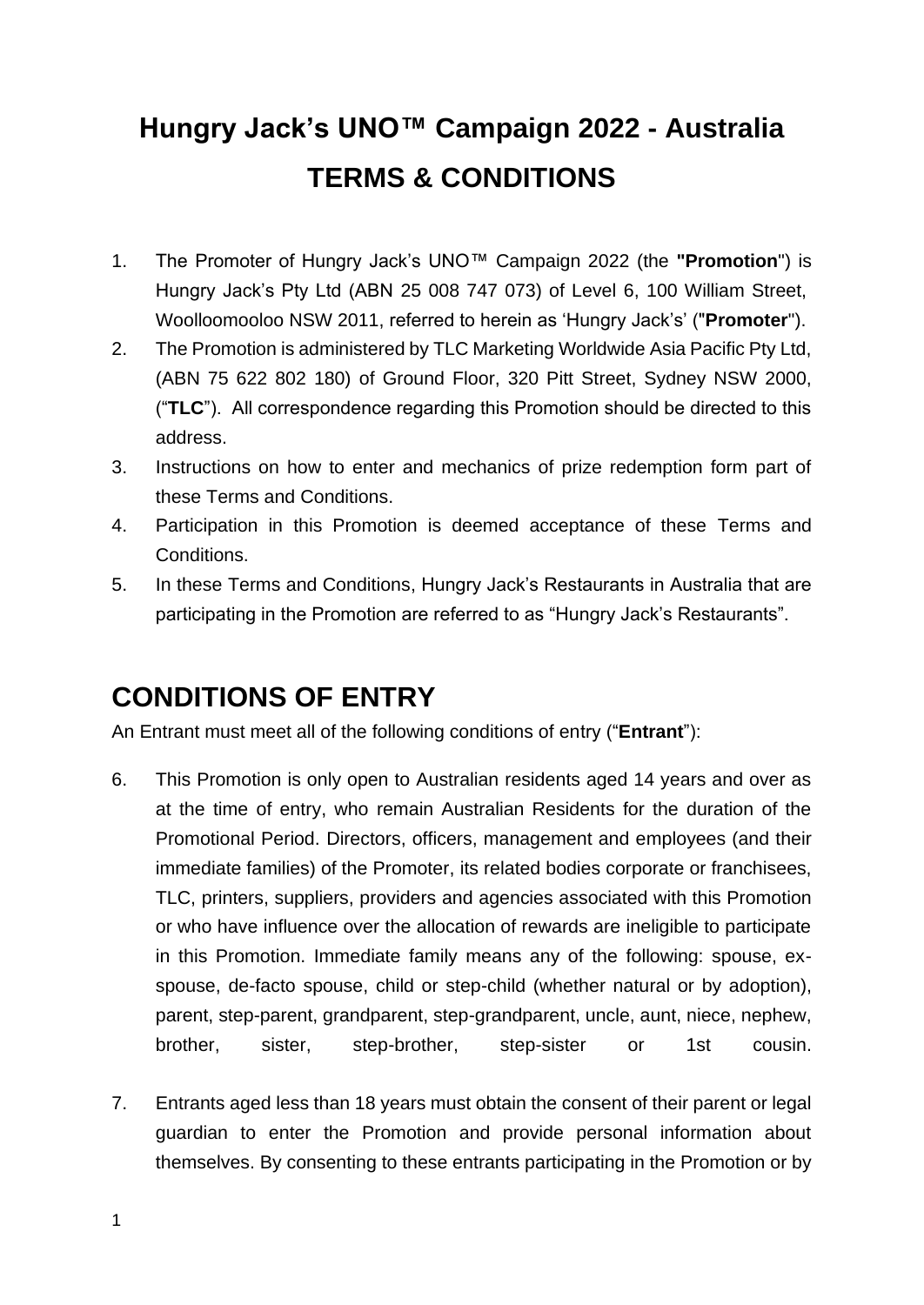# Hungry Jack's UNO™ Campaign 2022 - Australia

# TERMS & CONDITIONS

1. The Promoter of Hungry Jack's UNO™ Campaign 2022 (the **"Promotion"**) is Hungry Jack's Pty Ltd (ABN 25 008 747 073) of Level 6, 100 William Street, Woolloomooloo NSW 2011, referred to herein as 'Hungry Jack's' (**"Promoter"**).
2. The Promotion is administered by TLC Marketing Worldwide Asia Pacific Pty Ltd, (ABN 75 622 802 180) of Ground Floor, 320 Pitt Street, Sydney NSW 2000, ("**TLC**"). All correspondence regarding this Promotion should be directed to this address.
3. Instructions on how to enter and mechanics of prize redemption form part of these Terms and Conditions.
4. Participation in this Promotion is deemed acceptance of these Terms and Conditions.
5. In these Terms and Conditions, Hungry Jack's Restaurants in Australia that are participating in the Promotion are referred to as "Hungry Jack's Restaurants".

## CONDITIONS OF ENTRY

An Entrant must meet all of the following conditions of entry ("**Entrant**"):

6. This Promotion is only open to Australian residents aged 14 years and over as at the time of entry, who remain Australian Residents for the duration of the Promotional Period. Directors, officers, management and employees (and their immediate families) of the Promoter, its related bodies corporate or franchisees, TLC, printers, suppliers, providers and agencies associated with this Promotion or who have influence over the allocation of rewards are ineligible to participate in this Promotion. Immediate family means any of the following: spouse, ex-spouse, de-facto spouse, child or step-child (whether natural or by adoption), parent, step-parent, grandparent, step-grandparent, uncle, aunt, niece, nephew, brother, sister, step-brother, step-sister or 1st cousin.
7. Entrants aged less than 18 years must obtain the consent of their parent or legal guardian to enter the Promotion and provide personal information about themselves. By consenting to these entrants participating in the Promotion or by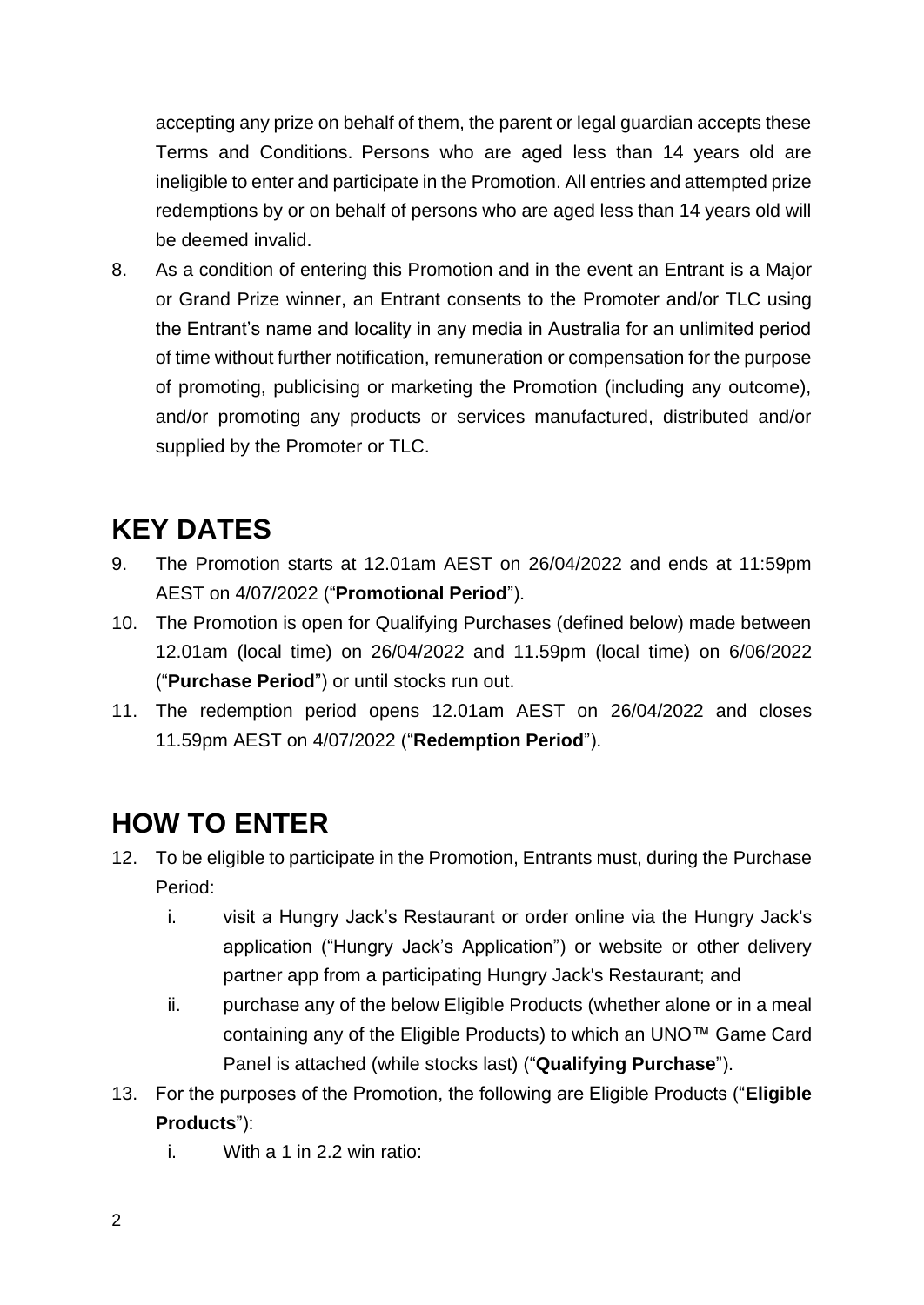accepting any prize on behalf of them, the parent or legal guardian accepts these Terms and Conditions. Persons who are aged less than 14 years old are ineligible to enter and participate in the Promotion. All entries and attempted prize redemptions by or on behalf of persons who are aged less than 14 years old will be deemed invalid.

8. As a condition of entering this Promotion and in the event an Entrant is a Major or Grand Prize winner, an Entrant consents to the Promoter and/or TLC using the Entrant's name and locality in any media in Australia for an unlimited period of time without further notification, remuneration or compensation for the purpose of promoting, publicising or marketing the Promotion (including any outcome), and/or promoting any products or services manufactured, distributed and/or supplied by the Promoter or TLC.

# KEY DATES

9. The Promotion starts at 12.01am AEST on 26/04/2022 and ends at 11:59pm AEST on 4/07/2022 ("**Promotional Period**").
10. The Promotion is open for Qualifying Purchases (defined below) made between 12.01am (local time) on 26/04/2022 and 11.59pm (local time) on 6/06/2022 ("**Purchase Period**") or until stocks run out.
11. The redemption period opens 12.01am AEST on 26/04/2022 and closes 11.59pm AEST on 4/07/2022 ("**Redemption Period**").

# HOW TO ENTER

12. To be eligible to participate in the Promotion, Entrants must, during the Purchase Period:
    i. visit a Hungry Jack's Restaurant or order online via the Hungry Jack's application ("Hungry Jack's Application") or website or other delivery partner app from a participating Hungry Jack's Restaurant; and
    ii. purchase any of the below Eligible Products (whether alone or in a meal containing any of the Eligible Products) to which an UNO™ Game Card Panel is attached (while stocks last) ("**Qualifying Purchase**").
13. For the purposes of the Promotion, the following are Eligible Products ("**Eligible Products**"):
    i. With a 1 in 2.2 win ratio: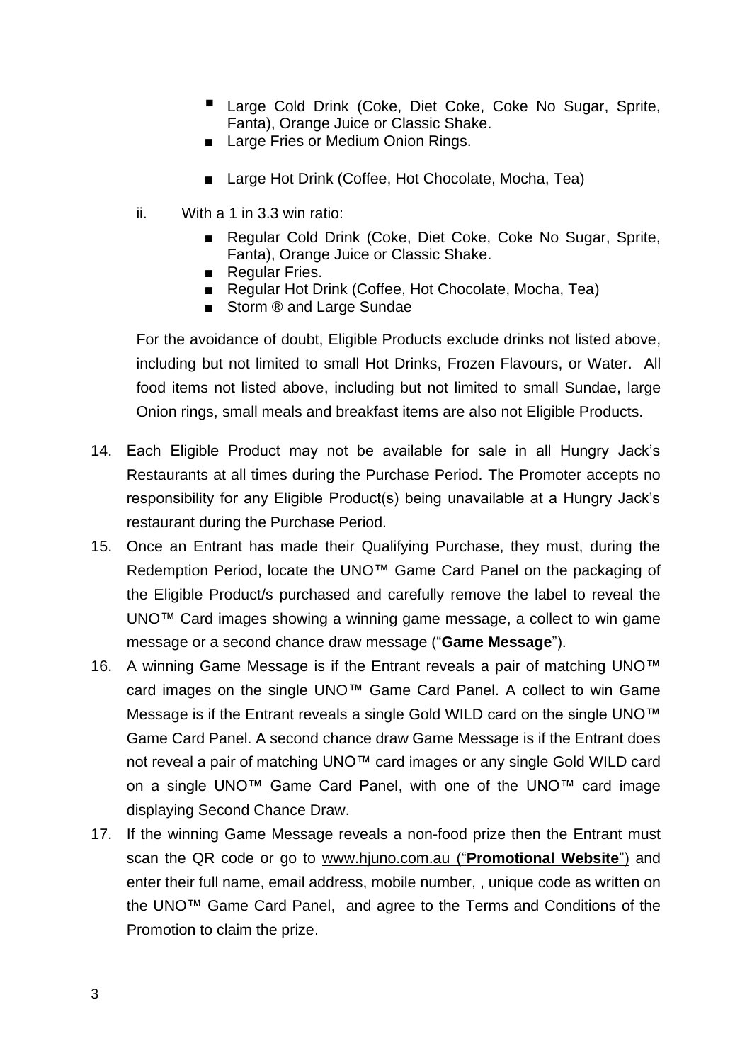- Large Cold Drink (Coke, Diet Coke, Coke No Sugar, Sprite, Fanta), Orange Juice or Classic Shake.
- Large Fries or Medium Onion Rings.
- Large Hot Drink (Coffee, Hot Chocolate, Mocha, Tea)

ii. With a 1 in 3.3 win ratio:

- Regular Cold Drink (Coke, Diet Coke, Coke No Sugar, Sprite, Fanta), Orange Juice or Classic Shake.
- Regular Fries.
- Regular Hot Drink (Coffee, Hot Chocolate, Mocha, Tea)
- Storm ® and Large Sundae

For the avoidance of doubt, Eligible Products exclude drinks not listed above, including but not limited to small Hot Drinks, Frozen Flavours, or Water. All food items not listed above, including but not limited to small Sundae, large Onion rings, small meals and breakfast items are also not Eligible Products.

14. Each Eligible Product may not be available for sale in all Hungry Jack's Restaurants at all times during the Purchase Period. The Promoter accepts no responsibility for any Eligible Product(s) being unavailable at a Hungry Jack's restaurant during the Purchase Period.
15. Once an Entrant has made their Qualifying Purchase, they must, during the Redemption Period, locate the UNO™ Game Card Panel on the packaging of the Eligible Product/s purchased and carefully remove the label to reveal the UNO™ Card images showing a winning game message, a collect to win game message or a second chance draw message ("**Game Message**").
16. A winning Game Message is if the Entrant reveals a pair of matching UNO™ card images on the single UNO™ Game Card Panel. A collect to win Game Message is if the Entrant reveals a single Gold WILD card on the single UNO™ Game Card Panel. A second chance draw Game Message is if the Entrant does not reveal a pair of matching UNO™ card images or any single Gold WILD card on a single UNO™ Game Card Panel, with one of the UNO™ card image displaying Second Chance Draw.
17. If the winning Game Message reveals a non-food prize then the Entrant must scan the QR code or go to www.hjuno.com.au ("**Promotional Website**") and enter their full name, email address, mobile number, , unique code as written on the UNO™ Game Card Panel, and agree to the Terms and Conditions of the Promotion to claim the prize.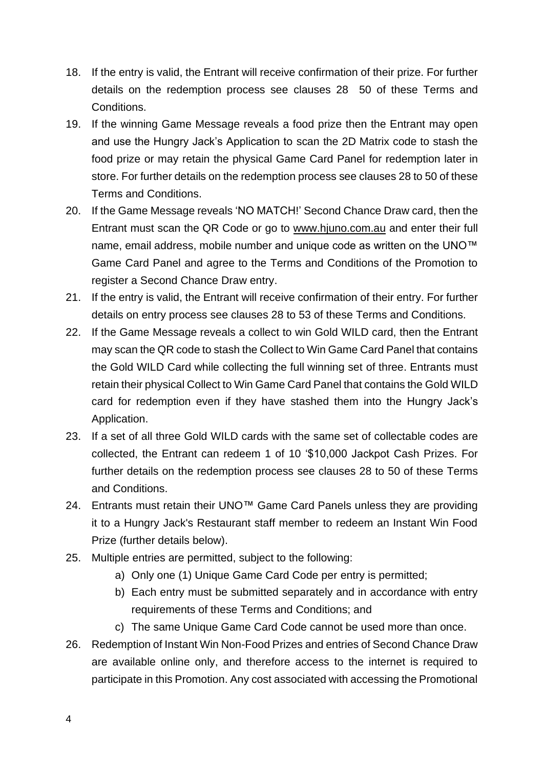18. If the entry is valid, the Entrant will receive confirmation of their prize. For further details on the redemption process see clauses 28 50 of these Terms and Conditions.
19. If the winning Game Message reveals a food prize then the Entrant may open and use the Hungry Jack's Application to scan the 2D Matrix code to stash the food prize or may retain the physical Game Card Panel for redemption later in store. For further details on the redemption process see clauses 28 to 50 of these Terms and Conditions.
20. If the Game Message reveals 'NO MATCH!' Second Chance Draw card, then the Entrant must scan the QR Code or go to www.hjuno.com.au and enter their full name, email address, mobile number and unique code as written on the UNO™ Game Card Panel and agree to the Terms and Conditions of the Promotion to register a Second Chance Draw entry.
21. If the entry is valid, the Entrant will receive confirmation of their entry. For further details on entry process see clauses 28 to 53 of these Terms and Conditions.
22. If the Game Message reveals a collect to win Gold WILD card, then the Entrant may scan the QR code to stash the Collect to Win Game Card Panel that contains the Gold WILD Card while collecting the full winning set of three. Entrants must retain their physical Collect to Win Game Card Panel that contains the Gold WILD card for redemption even if they have stashed them into the Hungry Jack's Application.
23. If a set of all three Gold WILD cards with the same set of collectable codes are collected, the Entrant can redeem 1 of 10 '$10,000 Jackpot Cash Prizes. For further details on the redemption process see clauses 28 to 50 of these Terms and Conditions.
24. Entrants must retain their UNO™ Game Card Panels unless they are providing it to a Hungry Jack's Restaurant staff member to redeem an Instant Win Food Prize (further details below).
25. Multiple entries are permitted, subject to the following:
    a) Only one (1) Unique Game Card Code per entry is permitted;
    b) Each entry must be submitted separately and in accordance with entry requirements of these Terms and Conditions; and
    c) The same Unique Game Card Code cannot be used more than once.
26. Redemption of Instant Win Non-Food Prizes and entries of Second Chance Draw are available online only, and therefore access to the internet is required to participate in this Promotion. Any cost associated with accessing the Promotional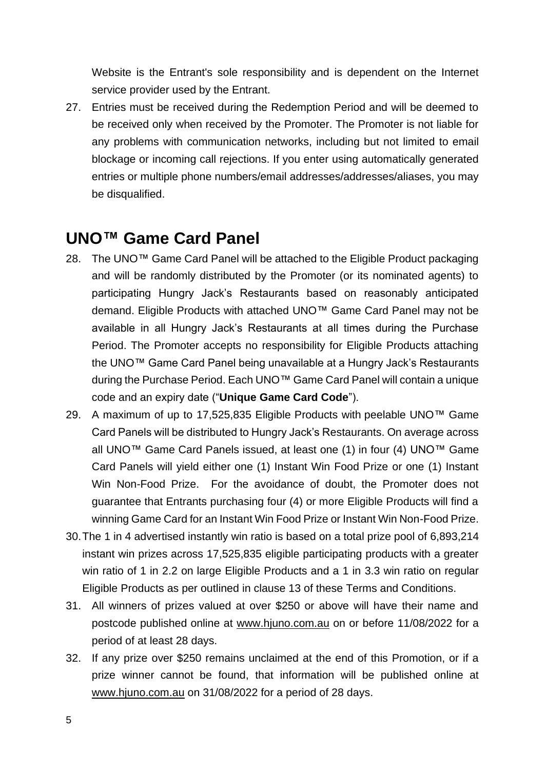Website is the Entrant's sole responsibility and is dependent on the Internet service provider used by the Entrant.

27. Entries must be received during the Redemption Period and will be deemed to be received only when received by the Promoter. The Promoter is not liable for any problems with communication networks, including but not limited to email blockage or incoming call rejections. If you enter using automatically generated entries or multiple phone numbers/email addresses/addresses/aliases, you may be disqualified.

## UNO™ Game Card Panel

28. The UNO™ Game Card Panel will be attached to the Eligible Product packaging and will be randomly distributed by the Promoter (or its nominated agents) to participating Hungry Jack's Restaurants based on reasonably anticipated demand. Eligible Products with attached UNO™ Game Card Panel may not be available in all Hungry Jack's Restaurants at all times during the Purchase Period. The Promoter accepts no responsibility for Eligible Products attaching the UNO™ Game Card Panel being unavailable at a Hungry Jack's Restaurants during the Purchase Period. Each UNO™ Game Card Panel will contain a unique code and an expiry date ("**Unique Game Card Code**").
29. A maximum of up to 17,525,835 Eligible Products with peelable UNO™ Game Card Panels will be distributed to Hungry Jack's Restaurants. On average across all UNO™ Game Card Panels issued, at least one (1) in four (4) UNO™ Game Card Panels will yield either one (1) Instant Win Food Prize or one (1) Instant Win Non-Food Prize. For the avoidance of doubt, the Promoter does not guarantee that Entrants purchasing four (4) or more Eligible Products will find a winning Game Card for an Instant Win Food Prize or Instant Win Non-Food Prize.
30. The 1 in 4 advertised instantly win ratio is based on a total prize pool of 6,893,214 instant win prizes across 17,525,835 eligible participating products with a greater win ratio of 1 in 2.2 on large Eligible Products and a 1 in 3.3 win ratio on regular Eligible Products as per outlined in clause 13 of these Terms and Conditions.
31. All winners of prizes valued at over $250 or above will have their name and postcode published online at www.hjuno.com.au on or before 11/08/2022 for a period of at least 28 days.
32. If any prize over $250 remains unclaimed at the end of this Promotion, or if a prize winner cannot be found, that information will be published online at www.hjuno.com.au on 31/08/2022 for a period of 28 days.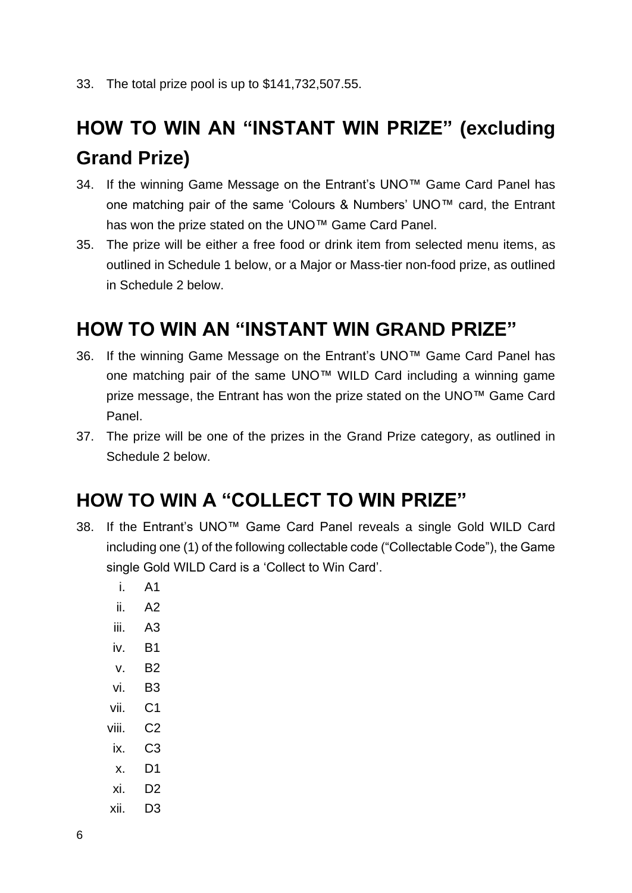33. The total prize pool is up to $141,732,507.55.

## HOW TO WIN AN "INSTANT WIN PRIZE" (excluding Grand Prize)

34. If the winning Game Message on the Entrant's UNO™ Game Card Panel has one matching pair of the same 'Colours & Numbers' UNO™ card, the Entrant has won the prize stated on the UNO™ Game Card Panel.
35. The prize will be either a free food or drink item from selected menu items, as outlined in Schedule 1 below, or a Major or Mass-tier non-food prize, as outlined in Schedule 2 below.

## HOW TO WIN AN "INSTANT WIN GRAND PRIZE"

36. If the winning Game Message on the Entrant's UNO™ Game Card Panel has one matching pair of the same UNO™ WILD Card including a winning game prize message, the Entrant has won the prize stated on the UNO™ Game Card Panel.
37. The prize will be one of the prizes in the Grand Prize category, as outlined in Schedule 2 below.

## HOW TO WIN A "COLLECT TO WIN PRIZE"

38. If the Entrant's UNO™ Game Card Panel reveals a single Gold WILD Card including one (1) of the following collectable code ("Collectable Code"), the Game single Gold WILD Card is a 'Collect to Win Card'.
    i. A1
    ii. A2
    iii. A3
    iv. B1
    v. B2
    vi. B3
    vii. C1
    viii. C2
    ix. C3
    x. D1
    xi. D2
    xii. D3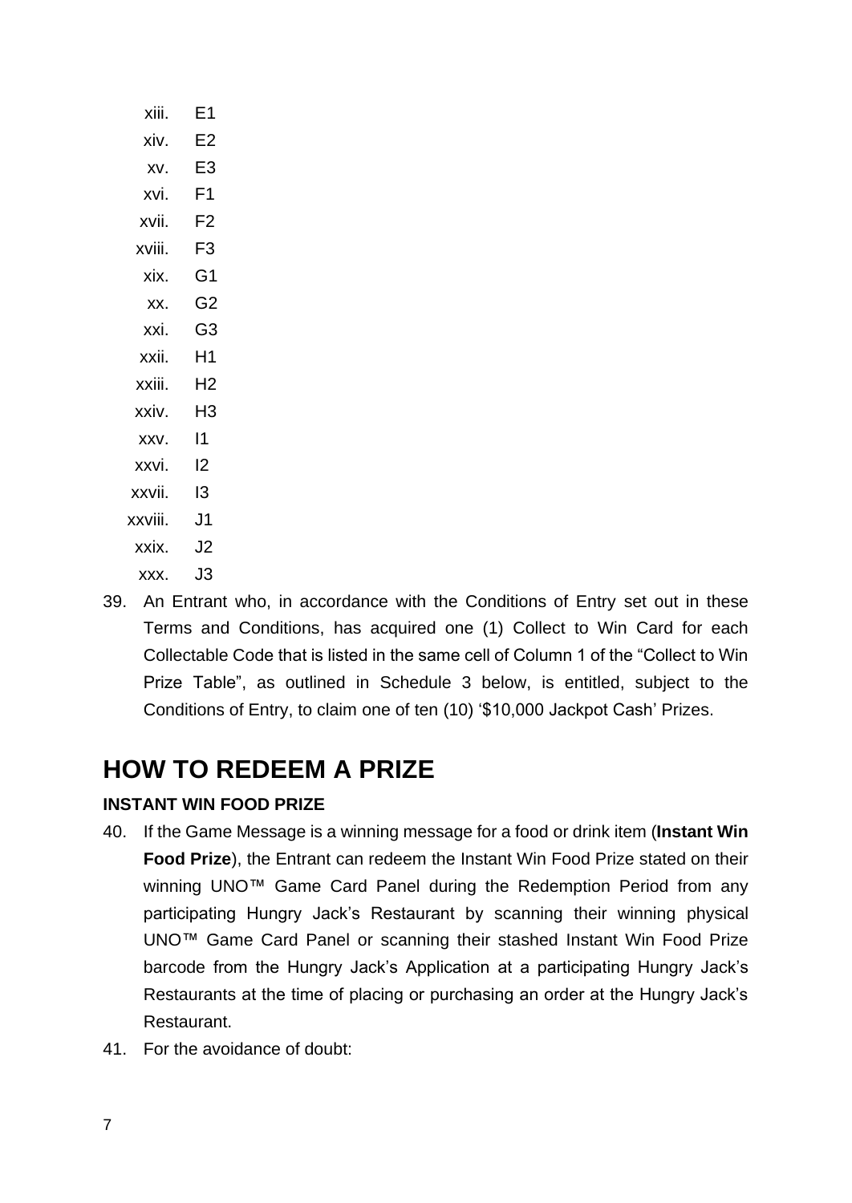xiii. E1

xiv. E2

xv. E3

xvi. F1

xvii. F2

xviii. F3

xix. G1

xx. G2

xxi. G3

xxii. H1

xxiii. H2

xxiv. H3

xxv. I1

xxvi. I2

xxvii. I3

xxviii. J1

xxix. J2

xxx. J3

39. An Entrant who, in accordance with the Conditions of Entry set out in these Terms and Conditions, has acquired one (1) Collect to Win Card for each Collectable Code that is listed in the same cell of Column 1 of the “Collect to Win Prize Table”, as outlined in Schedule 3 below, is entitled, subject to the Conditions of Entry, to claim one of ten (10) ‘$10,000 Jackpot Cash’ Prizes.

# HOW TO REDEEM A PRIZE

**INSTANT WIN FOOD PRIZE**

40. If the Game Message is a winning message for a food or drink item (**Instant Win Food Prize**), the Entrant can redeem the Instant Win Food Prize stated on their winning UNO™ Game Card Panel during the Redemption Period from any participating Hungry Jack’s Restaurant by scanning their winning physical UNO™ Game Card Panel or scanning their stashed Instant Win Food Prize barcode from the Hungry Jack’s Application at a participating Hungry Jack’s Restaurants at the time of placing or purchasing an order at the Hungry Jack’s Restaurant.

41. For the avoidance of doubt: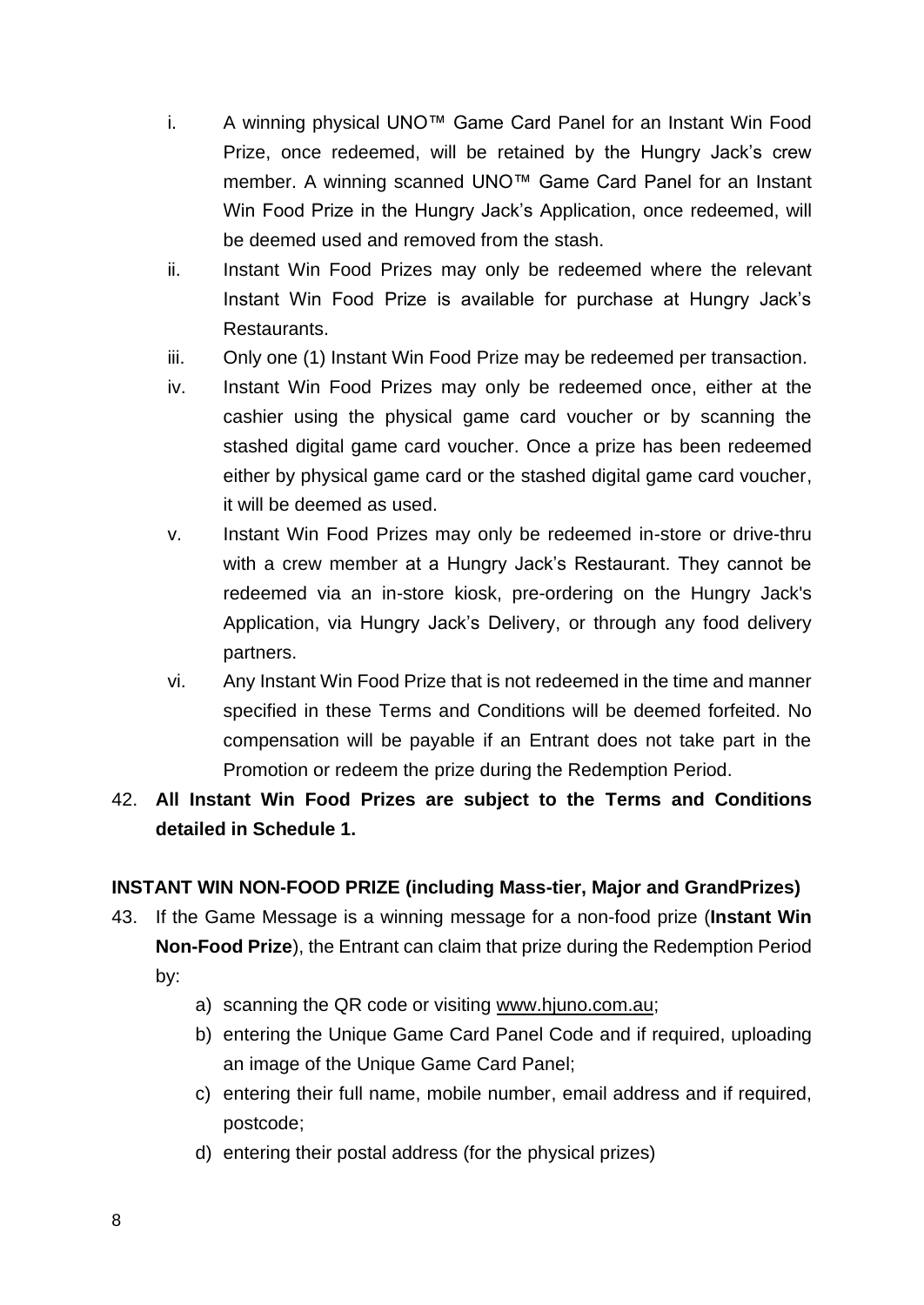i. A winning physical UNO™ Game Card Panel for an Instant Win Food Prize, once redeemed, will be retained by the Hungry Jack's crew member. A winning scanned UNO™ Game Card Panel for an Instant Win Food Prize in the Hungry Jack's Application, once redeemed, will be deemed used and removed from the stash.

ii. Instant Win Food Prizes may only be redeemed where the relevant Instant Win Food Prize is available for purchase at Hungry Jack's Restaurants.

iii. Only one (1) Instant Win Food Prize may be redeemed per transaction.

iv. Instant Win Food Prizes may only be redeemed once, either at the cashier using the physical game card voucher or by scanning the stashed digital game card voucher. Once a prize has been redeemed either by physical game card or the stashed digital game card voucher, it will be deemed as used.

v. Instant Win Food Prizes may only be redeemed in-store or drive-thru with a crew member at a Hungry Jack's Restaurant. They cannot be redeemed via an in-store kiosk, pre-ordering on the Hungry Jack's Application, via Hungry Jack's Delivery, or through any food delivery partners.

vi. Any Instant Win Food Prize that is not redeemed in the time and manner specified in these Terms and Conditions will be deemed forfeited. No compensation will be payable if an Entrant does not take part in the Promotion or redeem the prize during the Redemption Period.

42. **All Instant Win Food Prizes are subject to the Terms and Conditions detailed in Schedule 1.**

**INSTANT WIN NON-FOOD PRIZE (including Mass-tier, Major and GrandPrizes)**

43. If the Game Message is a winning message for a non-food prize (**Instant Win Non-Food Prize**), the Entrant can claim that prize during the Redemption Period by:

   a) scanning the QR code or visiting www.hjuno.com.au;
   b) entering the Unique Game Card Panel Code and if required, uploading an image of the Unique Game Card Panel;
   c) entering their full name, mobile number, email address and if required, postcode;
   d) entering their postal address (for the physical prizes)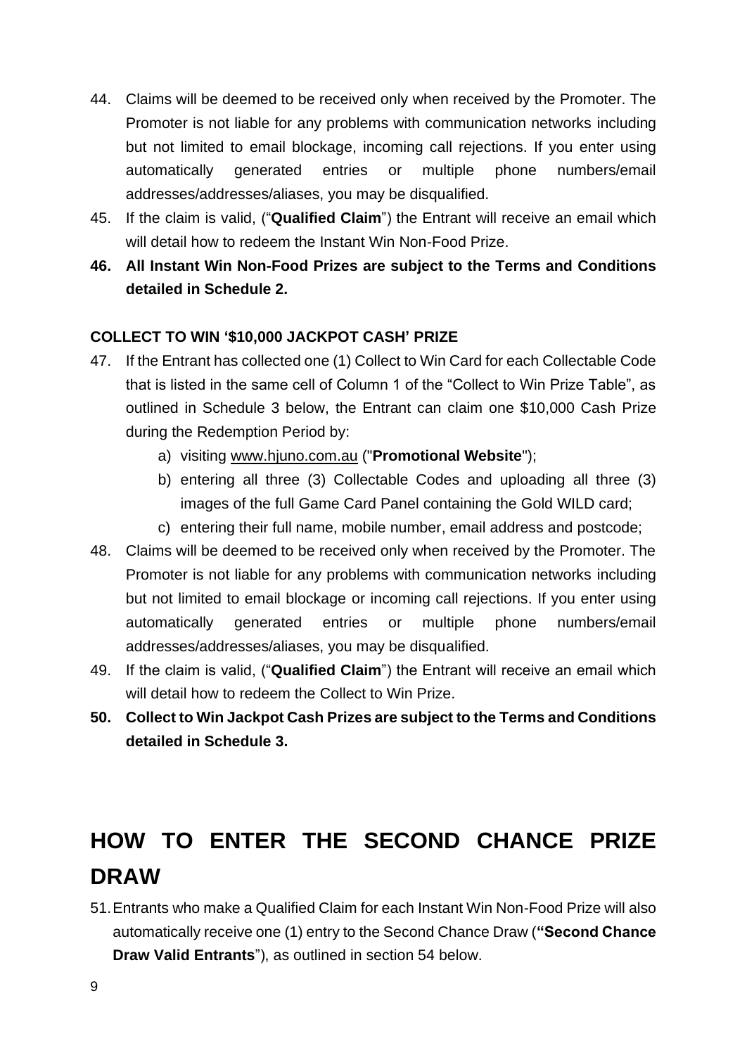44. Claims will be deemed to be received only when received by the Promoter. The Promoter is not liable for any problems with communication networks including but not limited to email blockage, incoming call rejections. If you enter using automatically generated entries or multiple phone numbers/email addresses/addresses/aliases, you may be disqualified.
45. If the claim is valid, ("**Qualified Claim**") the Entrant will receive an email which will detail how to redeem the Instant Win Non-Food Prize.
46. **All Instant Win Non-Food Prizes are subject to the Terms and Conditions detailed in Schedule 2.**

**COLLECT TO WIN '$10,000 JACKPOT CASH' PRIZE**

47. If the Entrant has collected one (1) Collect to Win Card for each Collectable Code that is listed in the same cell of Column 1 of the "Collect to Win Prize Table", as outlined in Schedule 3 below, the Entrant can claim one $10,000 Cash Prize during the Redemption Period by:
    a) visiting www.hjuno.com.au ("**Promotional Website**");
    b) entering all three (3) Collectable Codes and uploading all three (3) images of the full Game Card Panel containing the Gold WILD card;
    c) entering their full name, mobile number, email address and postcode;
48. Claims will be deemed to be received only when received by the Promoter. The Promoter is not liable for any problems with communication networks including but not limited to email blockage or incoming call rejections. If you enter using automatically generated entries or multiple phone numbers/email addresses/addresses/aliases, you may be disqualified.
49. If the claim is valid, ("**Qualified Claim**") the Entrant will receive an email which will detail how to redeem the Collect to Win Prize.
50. **Collect to Win Jackpot Cash Prizes are subject to the Terms and Conditions detailed in Schedule 3.**

# HOW TO ENTER THE SECOND CHANCE PRIZE DRAW

51. Entrants who make a Qualified Claim for each Instant Win Non-Food Prize will also automatically receive one (1) entry to the Second Chance Draw (**"Second Chance Draw Valid Entrants**"), as outlined in section 54 below.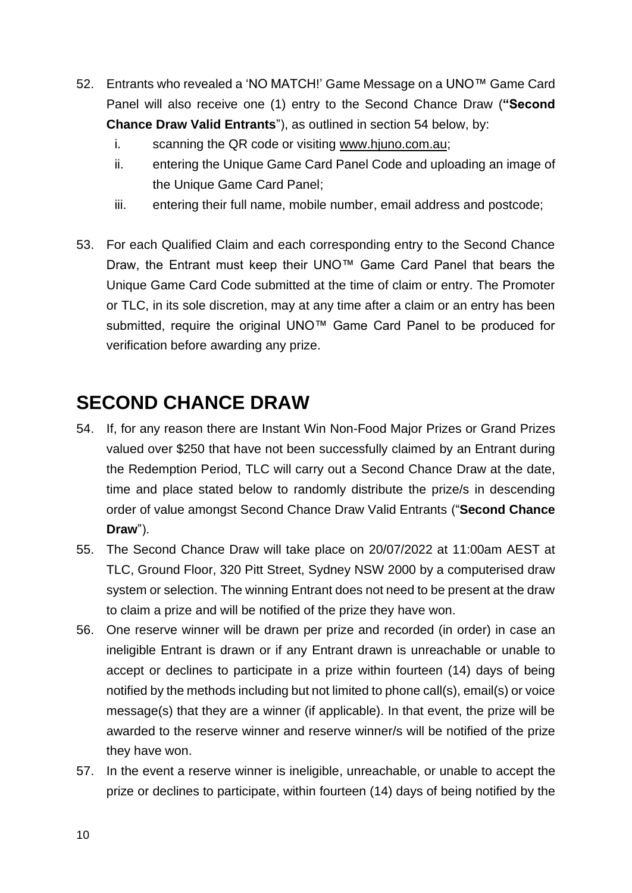52. Entrants who revealed a 'NO MATCH!' Game Message on a UNO™ Game Card Panel will also receive one (1) entry to the Second Chance Draw (**"Second Chance Draw Valid Entrants**"), as outlined in section 54 below, by:
    i. scanning the QR code or visiting www.hjuno.com.au;
    ii. entering the Unique Game Card Panel Code and uploading an image of the Unique Game Card Panel;
    iii. entering their full name, mobile number, email address and postcode;

53. For each Qualified Claim and each corresponding entry to the Second Chance Draw, the Entrant must keep their UNO™ Game Card Panel that bears the Unique Game Card Code submitted at the time of claim or entry. The Promoter or TLC, in its sole discretion, may at any time after a claim or an entry has been submitted, require the original UNO™ Game Card Panel to be produced for verification before awarding any prize.

# SECOND CHANCE DRAW

54. If, for any reason there are Instant Win Non-Food Major Prizes or Grand Prizes valued over $250 that have not been successfully claimed by an Entrant during the Redemption Period, TLC will carry out a Second Chance Draw at the date, time and place stated below to randomly distribute the prize/s in descending order of value amongst Second Chance Draw Valid Entrants ("**Second Chance Draw**").
55. The Second Chance Draw will take place on 20/07/2022 at 11:00am AEST at TLC, Ground Floor, 320 Pitt Street, Sydney NSW 2000 by a computerised draw system or selection. The winning Entrant does not need to be present at the draw to claim a prize and will be notified of the prize they have won.
56. One reserve winner will be drawn per prize and recorded (in order) in case an ineligible Entrant is drawn or if any Entrant drawn is unreachable or unable to accept or declines to participate in a prize within fourteen (14) days of being notified by the methods including but not limited to phone call(s), email(s) or voice message(s) that they are a winner (if applicable). In that event, the prize will be awarded to the reserve winner and reserve winner/s will be notified of the prize they have won.
57. In the event a reserve winner is ineligible, unreachable, or unable to accept the prize or declines to participate, within fourteen (14) days of being notified by the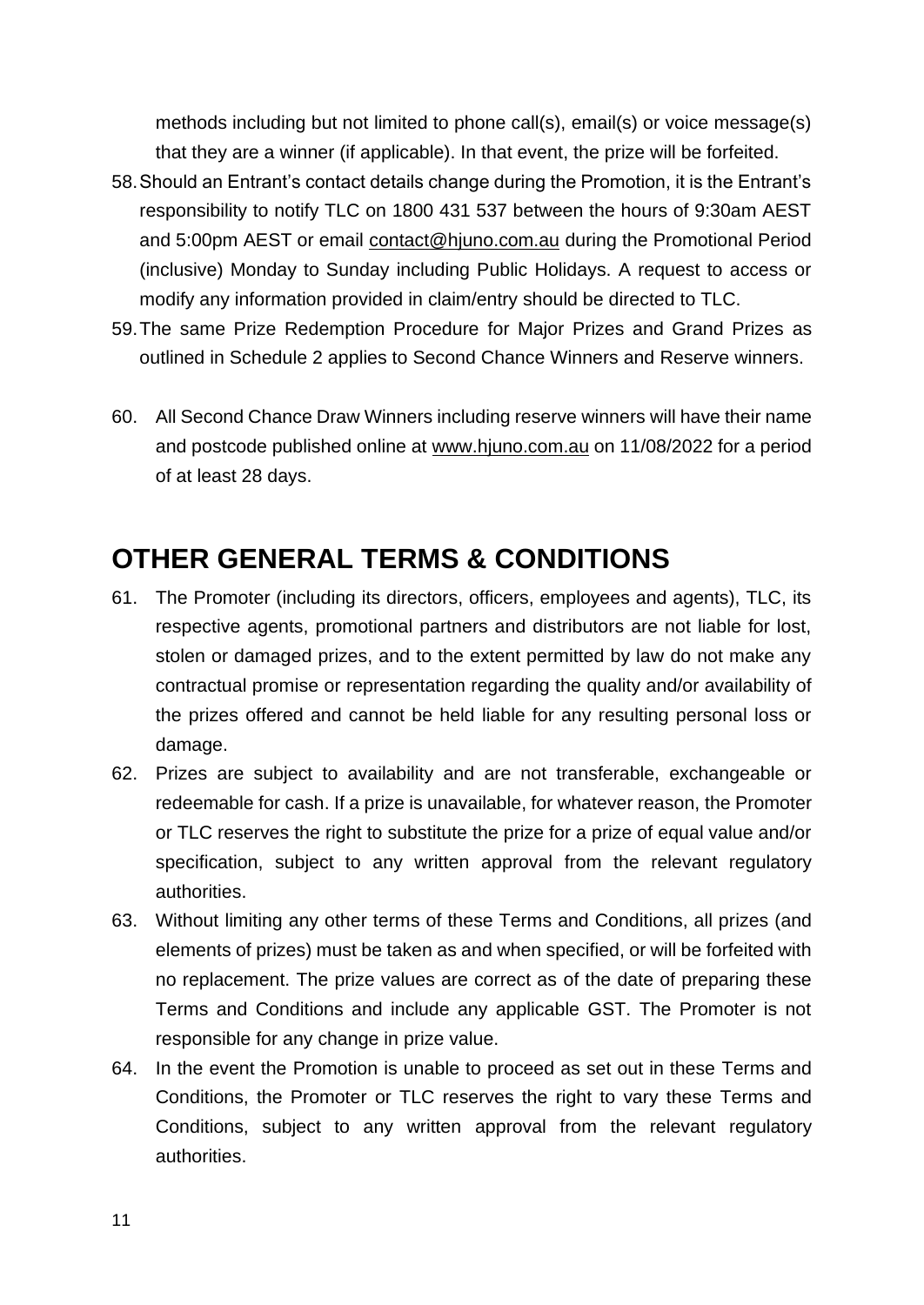methods including but not limited to phone call(s), email(s) or voice message(s) that they are a winner (if applicable). In that event, the prize will be forfeited.

58. Should an Entrant's contact details change during the Promotion, it is the Entrant's responsibility to notify TLC on 1800 431 537 between the hours of 9:30am AEST and 5:00pm AEST or email contact@hjuno.com.au during the Promotional Period (inclusive) Monday to Sunday including Public Holidays. A request to access or modify any information provided in claim/entry should be directed to TLC.
59. The same Prize Redemption Procedure for Major Prizes and Grand Prizes as outlined in Schedule 2 applies to Second Chance Winners and Reserve winners.
60. All Second Chance Draw Winners including reserve winners will have their name and postcode published online at www.hjuno.com.au on 11/08/2022 for a period of at least 28 days.

## OTHER GENERAL TERMS & CONDITIONS

61. The Promoter (including its directors, officers, employees and agents), TLC, its respective agents, promotional partners and distributors are not liable for lost, stolen or damaged prizes, and to the extent permitted by law do not make any contractual promise or representation regarding the quality and/or availability of the prizes offered and cannot be held liable for any resulting personal loss or damage.
62. Prizes are subject to availability and are not transferable, exchangeable or redeemable for cash. If a prize is unavailable, for whatever reason, the Promoter or TLC reserves the right to substitute the prize for a prize of equal value and/or specification, subject to any written approval from the relevant regulatory authorities.
63. Without limiting any other terms of these Terms and Conditions, all prizes (and elements of prizes) must be taken as and when specified, or will be forfeited with no replacement. The prize values are correct as of the date of preparing these Terms and Conditions and include any applicable GST. The Promoter is not responsible for any change in prize value.
64. In the event the Promotion is unable to proceed as set out in these Terms and Conditions, the Promoter or TLC reserves the right to vary these Terms and Conditions, subject to any written approval from the relevant regulatory authorities.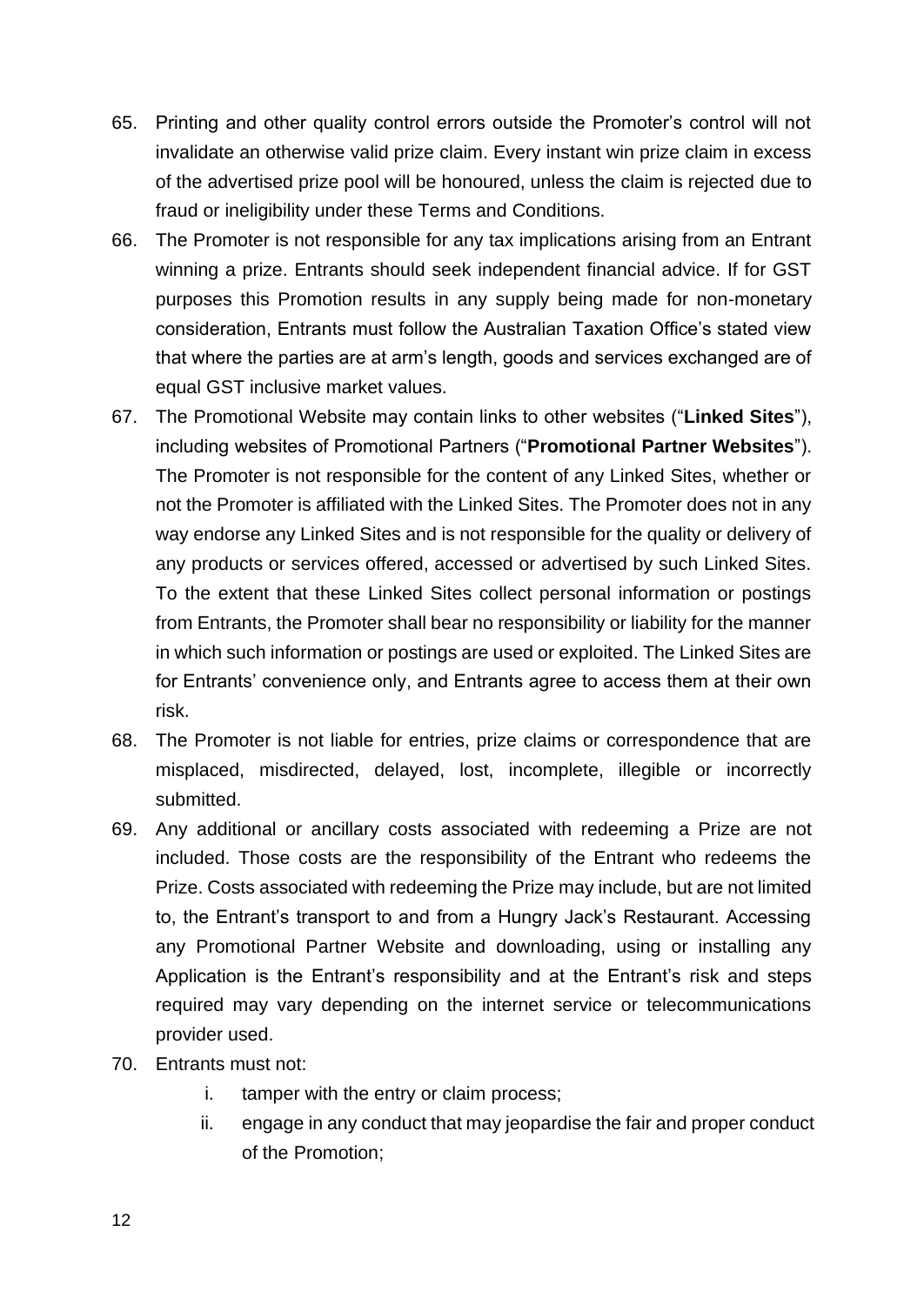65. Printing and other quality control errors outside the Promoter's control will not invalidate an otherwise valid prize claim. Every instant win prize claim in excess of the advertised prize pool will be honoured, unless the claim is rejected due to fraud or ineligibility under these Terms and Conditions.
66. The Promoter is not responsible for any tax implications arising from an Entrant winning a prize. Entrants should seek independent financial advice. If for GST purposes this Promotion results in any supply being made for non-monetary consideration, Entrants must follow the Australian Taxation Office's stated view that where the parties are at arm's length, goods and services exchanged are of equal GST inclusive market values.
67. The Promotional Website may contain links to other websites ("**Linked Sites**"), including websites of Promotional Partners ("**Promotional Partner Websites**"). The Promoter is not responsible for the content of any Linked Sites, whether or not the Promoter is affiliated with the Linked Sites. The Promoter does not in any way endorse any Linked Sites and is not responsible for the quality or delivery of any products or services offered, accessed or advertised by such Linked Sites. To the extent that these Linked Sites collect personal information or postings from Entrants, the Promoter shall bear no responsibility or liability for the manner in which such information or postings are used or exploited. The Linked Sites are for Entrants' convenience only, and Entrants agree to access them at their own risk.
68. The Promoter is not liable for entries, prize claims or correspondence that are misplaced, misdirected, delayed, lost, incomplete, illegible or incorrectly submitted.
69. Any additional or ancillary costs associated with redeeming a Prize are not included. Those costs are the responsibility of the Entrant who redeems the Prize. Costs associated with redeeming the Prize may include, but are not limited to, the Entrant's transport to and from a Hungry Jack's Restaurant. Accessing any Promotional Partner Website and downloading, using or installing any Application is the Entrant's responsibility and at the Entrant's risk and steps required may vary depending on the internet service or telecommunications provider used.
70. Entrants must not:
    i. tamper with the entry or claim process;
    ii. engage in any conduct that may jeopardise the fair and proper conduct of the Promotion;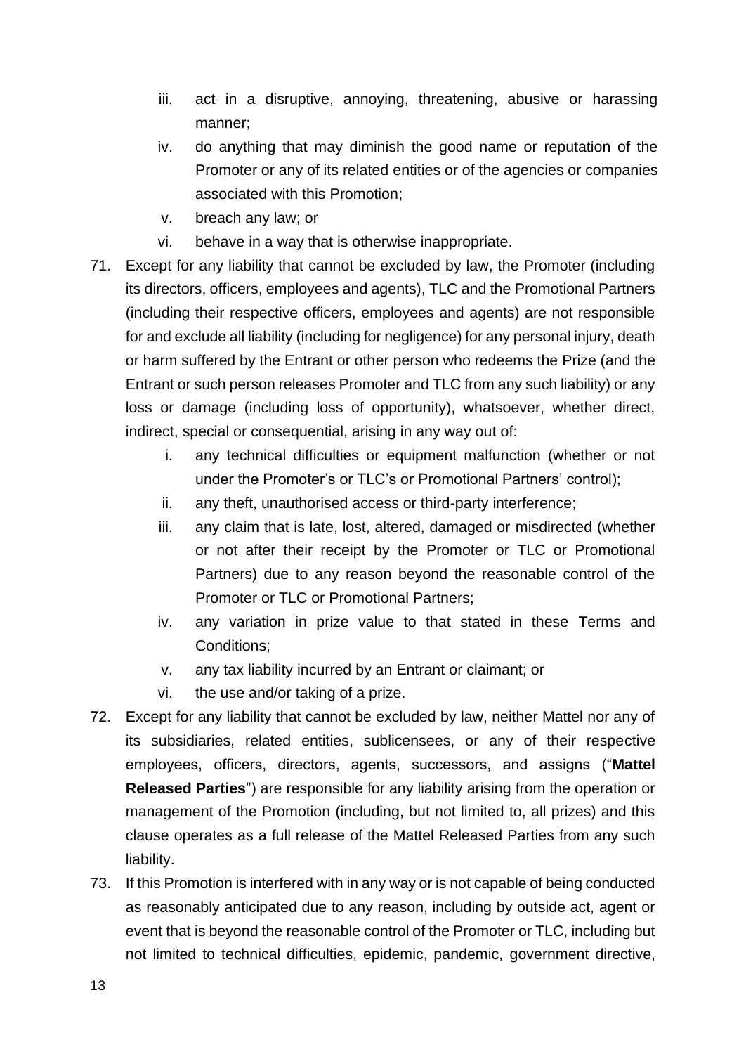iii. act in a disruptive, annoying, threatening, abusive or harassing manner;
iv. do anything that may diminish the good name or reputation of the Promoter or any of its related entities or of the agencies or companies associated with this Promotion;
v. breach any law; or
vi. behave in a way that is otherwise inappropriate.

71. Except for any liability that cannot be excluded by law, the Promoter (including its directors, officers, employees and agents), TLC and the Promotional Partners (including their respective officers, employees and agents) are not responsible for and exclude all liability (including for negligence) for any personal injury, death or harm suffered by the Entrant or other person who redeems the Prize (and the Entrant or such person releases Promoter and TLC from any such liability) or any loss or damage (including loss of opportunity), whatsoever, whether direct, indirect, special or consequential, arising in any way out of:
    i. any technical difficulties or equipment malfunction (whether or not under the Promoter's or TLC's or Promotional Partners' control);
    ii. any theft, unauthorised access or third-party interference;
    iii. any claim that is late, lost, altered, damaged or misdirected (whether or not after their receipt by the Promoter or TLC or Promotional Partners) due to any reason beyond the reasonable control of the Promoter or TLC or Promotional Partners;
    iv. any variation in prize value to that stated in these Terms and Conditions;
    v. any tax liability incurred by an Entrant or claimant; or
    vi. the use and/or taking of a prize.

72. Except for any liability that cannot be excluded by law, neither Mattel nor any of its subsidiaries, related entities, sublicensees, or any of their respective employees, officers, directors, agents, successors, and assigns ("**Mattel Released Parties**") are responsible for any liability arising from the operation or management of the Promotion (including, but not limited to, all prizes) and this clause operates as a full release of the Mattel Released Parties from any such liability.

73. If this Promotion is interfered with in any way or is not capable of being conducted as reasonably anticipated due to any reason, including by outside act, agent or event that is beyond the reasonable control of the Promoter or TLC, including but not limited to technical difficulties, epidemic, pandemic, government directive,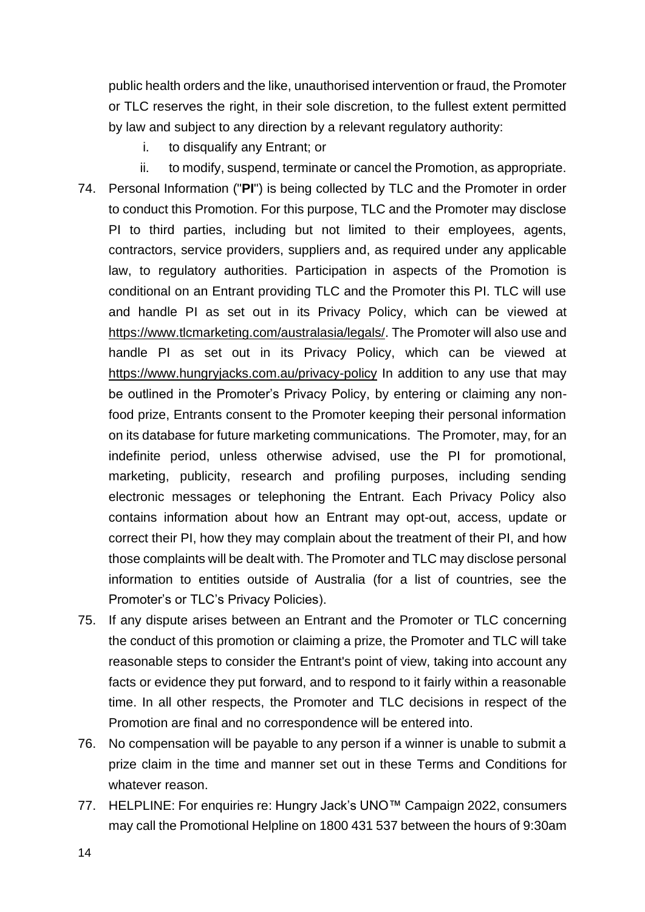public health orders and the like, unauthorised intervention or fraud, the Promoter or TLC reserves the right, in their sole discretion, to the fullest extent permitted by law and subject to any direction by a relevant regulatory authority:

   i. to disqualify any Entrant; or

   ii. to modify, suspend, terminate or cancel the Promotion, as appropriate.

74. Personal Information ("**PI**") is being collected by TLC and the Promoter in order to conduct this Promotion. For this purpose, TLC and the Promoter may disclose PI to third parties, including but not limited to their employees, agents, contractors, service providers, suppliers and, as required under any applicable law, to regulatory authorities. Participation in aspects of the Promotion is conditional on an Entrant providing TLC and the Promoter this PI. TLC will use and handle PI as set out in its Privacy Policy, which can be viewed at https://www.tlcmarketing.com/australasia/legals/. The Promoter will also use and handle PI as set out in its Privacy Policy, which can be viewed at https://www.hungryjacks.com.au/privacy-policy In addition to any use that may be outlined in the Promoter's Privacy Policy, by entering or claiming any non-food prize, Entrants consent to the Promoter keeping their personal information on its database for future marketing communications. The Promoter, may, for an indefinite period, unless otherwise advised, use the PI for promotional, marketing, publicity, research and profiling purposes, including sending electronic messages or telephoning the Entrant. Each Privacy Policy also contains information about how an Entrant may opt-out, access, update or correct their PI, how they may complain about the treatment of their PI, and how those complaints will be dealt with. The Promoter and TLC may disclose personal information to entities outside of Australia (for a list of countries, see the Promoter's or TLC's Privacy Policies).

75. If any dispute arises between an Entrant and the Promoter or TLC concerning the conduct of this promotion or claiming a prize, the Promoter and TLC will take reasonable steps to consider the Entrant's point of view, taking into account any facts or evidence they put forward, and to respond to it fairly within a reasonable time. In all other respects, the Promoter and TLC decisions in respect of the Promotion are final and no correspondence will be entered into.

76. No compensation will be payable to any person if a winner is unable to submit a prize claim in the time and manner set out in these Terms and Conditions for whatever reason.

77. HELPLINE: For enquiries re: Hungry Jack's UNO™ Campaign 2022, consumers may call the Promotional Helpline on 1800 431 537 between the hours of 9:30am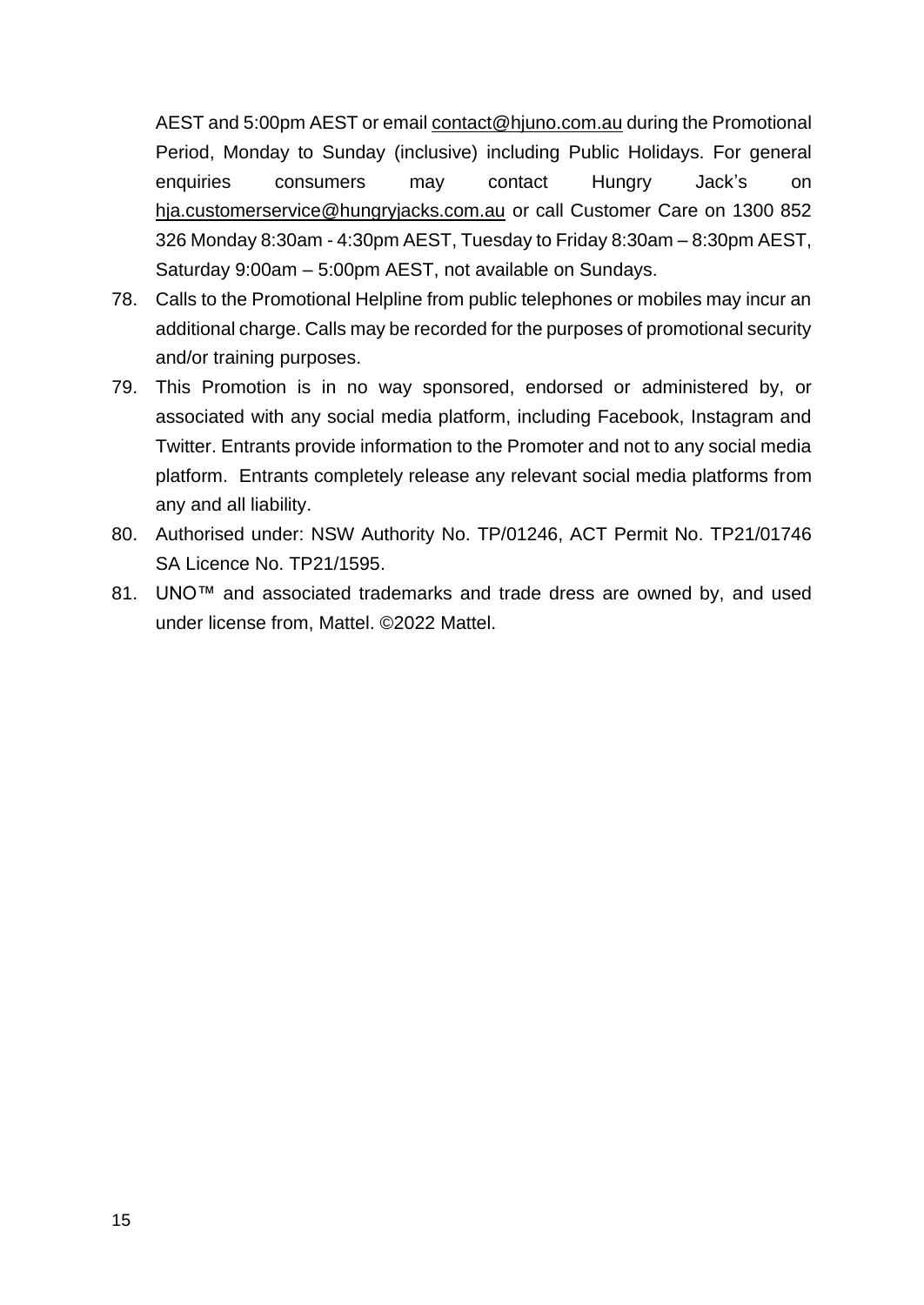AEST and 5:00pm AEST or email contact@hjuno.com.au during the Promotional Period, Monday to Sunday (inclusive) including Public Holidays. For general enquiries consumers may contact Hungry Jack's on hja.customerservice@hungryjacks.com.au or call Customer Care on 1300 852 326 Monday 8:30am - 4:30pm AEST, Tuesday to Friday 8:30am – 8:30pm AEST, Saturday 9:00am – 5:00pm AEST, not available on Sundays.

78. Calls to the Promotional Helpline from public telephones or mobiles may incur an additional charge. Calls may be recorded for the purposes of promotional security and/or training purposes.
79. This Promotion is in no way sponsored, endorsed or administered by, or associated with any social media platform, including Facebook, Instagram and Twitter. Entrants provide information to the Promoter and not to any social media platform. Entrants completely release any relevant social media platforms from any and all liability.
80. Authorised under: NSW Authority No. TP/01246, ACT Permit No. TP21/01746 SA Licence No. TP21/1595.
81. UNO™ and associated trademarks and trade dress are owned by, and used under license from, Mattel. ©2022 Mattel.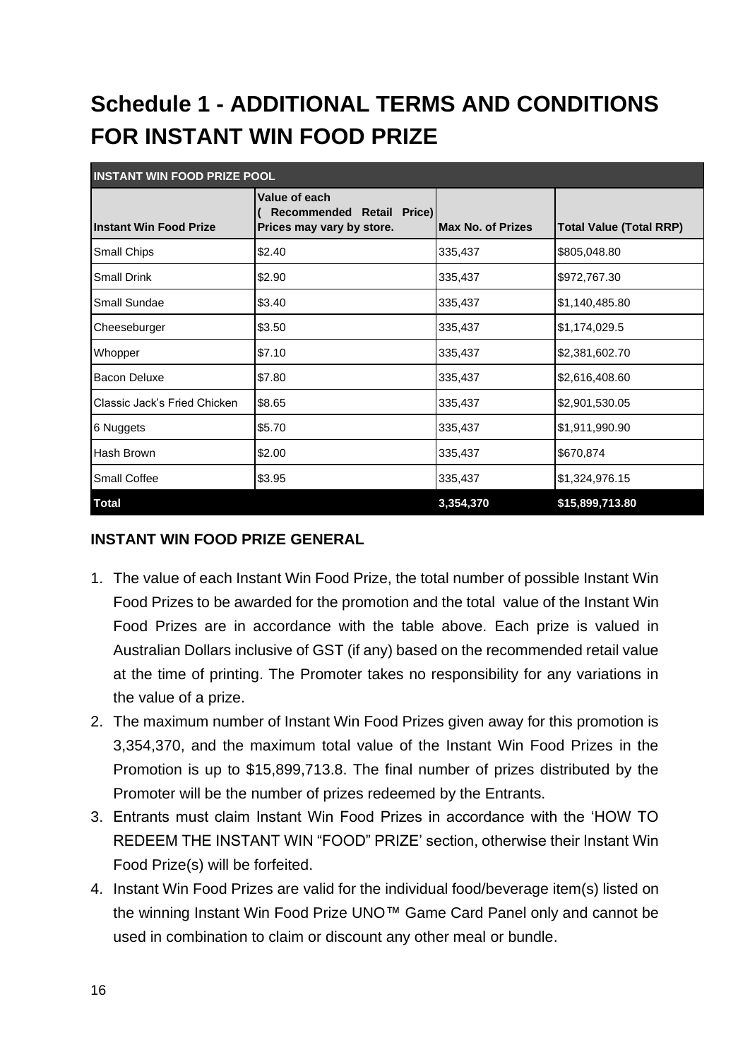# Schedule 1 - ADDITIONAL TERMS AND CONDITIONS FOR INSTANT WIN FOOD PRIZE

| INSTANT WIN FOOD PRIZE POOL | | | |
|---|---|---|---|
| **Instant Win Food Prize** | **Value of each ( Recommended Retail Price) Prices may vary by store.** | **Max No. of Prizes** | **Total Value (Total RRP)** |
| Small Chips | $2.40 | 335,437 | $805,048.80 |
| Small Drink | $2.90 | 335,437 | $972,767.30 |
| Small Sundae | $3.40 | 335,437 | $1,140,485.80 |
| Cheeseburger | $3.50 | 335,437 | $1,174,029.5 |
| Whopper | $7.10 | 335,437 | $2,381,602.70 |
| Bacon Deluxe | $7.80 | 335,437 | $2,616,408.60 |
| Classic Jack's Fried Chicken | $8.65 | 335,437 | $2,901,530.05 |
| 6 Nuggets | $5.70 | 335,437 | $1,911,990.90 |
| Hash Brown | $2.00 | 335,437 | $670,874 |
| Small Coffee | $3.95 | 335,437 | $1,324,976.15 |
| **Total** | | **3,354,370** | **$15,899,713.80** |

**INSTANT WIN FOOD PRIZE GENERAL**

1. The value of each Instant Win Food Prize, the total number of possible Instant Win Food Prizes to be awarded for the promotion and the total value of the Instant Win Food Prizes are in accordance with the table above. Each prize is valued in Australian Dollars inclusive of GST (if any) based on the recommended retail value at the time of printing. The Promoter takes no responsibility for any variations in the value of a prize.
2. The maximum number of Instant Win Food Prizes given away for this promotion is 3,354,370, and the maximum total value of the Instant Win Food Prizes in the Promotion is up to $15,899,713.8. The final number of prizes distributed by the Promoter will be the number of prizes redeemed by the Entrants.
3. Entrants must claim Instant Win Food Prizes in accordance with the 'HOW TO REDEEM THE INSTANT WIN "FOOD" PRIZE' section, otherwise their Instant Win Food Prize(s) will be forfeited.
4. Instant Win Food Prizes are valid for the individual food/beverage item(s) listed on the winning Instant Win Food Prize UNO™ Game Card Panel only and cannot be used in combination to claim or discount any other meal or bundle.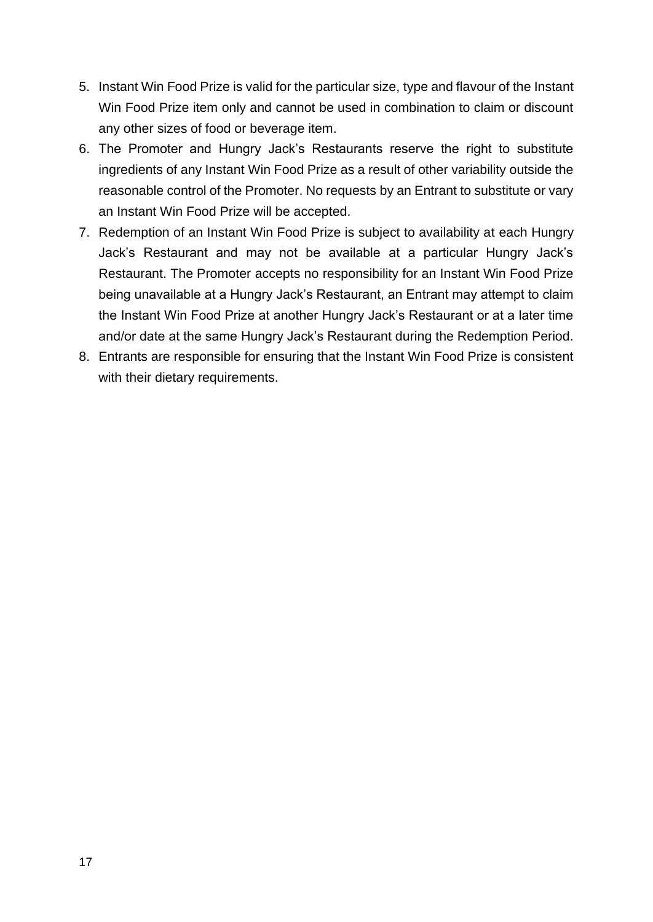5. Instant Win Food Prize is valid for the particular size, type and flavour of the Instant Win Food Prize item only and cannot be used in combination to claim or discount any other sizes of food or beverage item.
6. The Promoter and Hungry Jack's Restaurants reserve the right to substitute ingredients of any Instant Win Food Prize as a result of other variability outside the reasonable control of the Promoter. No requests by an Entrant to substitute or vary an Instant Win Food Prize will be accepted.
7. Redemption of an Instant Win Food Prize is subject to availability at each Hungry Jack's Restaurant and may not be available at a particular Hungry Jack's Restaurant. The Promoter accepts no responsibility for an Instant Win Food Prize being unavailable at a Hungry Jack's Restaurant, an Entrant may attempt to claim the Instant Win Food Prize at another Hungry Jack's Restaurant or at a later time and/or date at the same Hungry Jack's Restaurant during the Redemption Period.
8. Entrants are responsible for ensuring that the Instant Win Food Prize is consistent with their dietary requirements.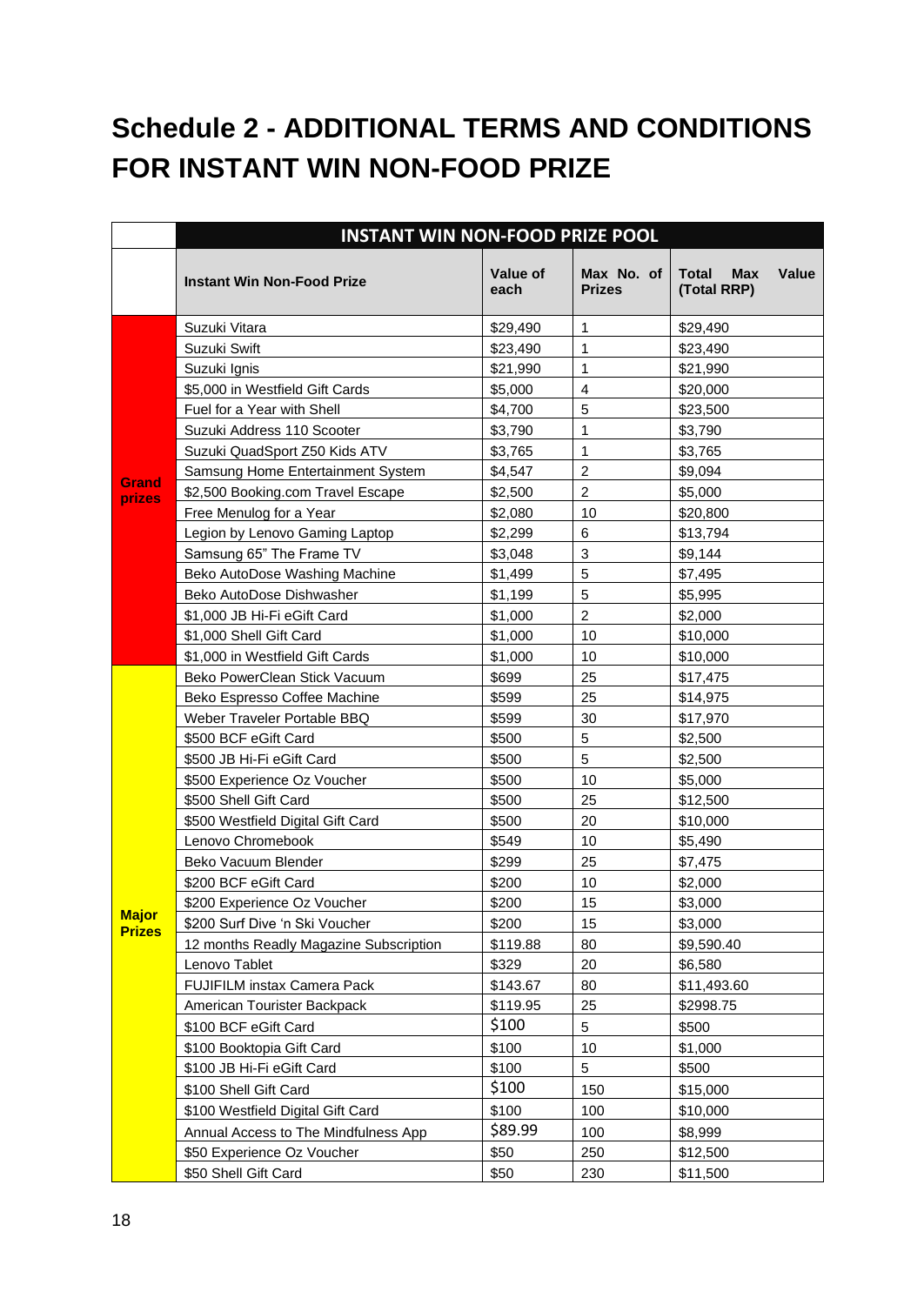# Schedule 2 - ADDITIONAL TERMS AND CONDITIONS FOR INSTANT WIN NON-FOOD PRIZE

| | INSTANT WIN NON-FOOD PRIZE POOL | | | |
|---|---|---|---|---|
| | **Instant Win Non-Food Prize** | **Value of each** | **Max No. of Prizes** | **Total Max Value (Total RRP)** |
| **Grand prizes** | Suzuki Vitara | $29,490 | 1 | $29,490 |
| | Suzuki Swift | $23,490 | 1 | $23,490 |
| | Suzuki Ignis | $21,990 | 1 | $21,990 |
| | $5,000 in Westfield Gift Cards | $5,000 | 4 | $20,000 |
| | Fuel for a Year with Shell | $4,700 | 5 | $23,500 |
| | Suzuki Address 110 Scooter | $3,790 | 1 | $3,790 |
| | Suzuki QuadSport Z50 Kids ATV | $3,765 | 1 | $3,765 |
| | Samsung Home Entertainment System | $4,547 | 2 | $9,094 |
| | $2,500 Booking.com Travel Escape | $2,500 | 2 | $5,000 |
| | Free Menulog for a Year | $2,080 | 10 | $20,800 |
| | Legion by Lenovo Gaming Laptop | $2,299 | 6 | $13,794 |
| | Samsung 65" The Frame TV | $3,048 | 3 | $9,144 |
| | Beko AutoDose Washing Machine | $1,499 | 5 | $7,495 |
| | Beko AutoDose Dishwasher | $1,199 | 5 | $5,995 |
| | $1,000 JB Hi-Fi eGift Card | $1,000 | 2 | $2,000 |
| | $1,000 Shell Gift Card | $1,000 | 10 | $10,000 |
| | $1,000 in Westfield Gift Cards | $1,000 | 10 | $10,000 |
| **Major Prizes** | Beko PowerClean Stick Vacuum | $699 | 25 | $17,475 |
| | Beko Espresso Coffee Machine | $599 | 25 | $14,975 |
| | Weber Traveler Portable BBQ | $599 | 30 | $17,970 |
| | $500 BCF eGift Card | $500 | 5 | $2,500 |
| | $500 JB Hi-Fi eGift Card | $500 | 5 | $2,500 |
| | $500 Experience Oz Voucher | $500 | 10 | $5,000 |
| | $500 Shell Gift Card | $500 | 25 | $12,500 |
| | $500 Westfield Digital Gift Card | $500 | 20 | $10,000 |
| | Lenovo Chromebook | $549 | 10 | $5,490 |
| | Beko Vacuum Blender | $299 | 25 | $7,475 |
| | $200 BCF eGift Card | $200 | 10 | $2,000 |
| | $200 Experience Oz Voucher | $200 | 15 | $3,000 |
| | $200 Surf Dive 'n Ski Voucher | $200 | 15 | $3,000 |
| | 12 months Readly Magazine Subscription | $119.88 | 80 | $9,590.40 |
| | Lenovo Tablet | $329 | 20 | $6,580 |
| | FUJIFILM instax Camera Pack | $143.67 | 80 | $11,493.60 |
| | American Tourister Backpack | $119.95 | 25 | $2998.75 |
| | $100 BCF eGift Card | $100 | 5 | $500 |
| | $100 Booktopia Gift Card | $100 | 10 | $1,000 |
| | $100 JB Hi-Fi eGift Card | $100 | 5 | $500 |
| | $100 Shell Gift Card | $100 | 150 | $15,000 |
| | $100 Westfield Digital Gift Card | $100 | 100 | $10,000 |
| | Annual Access to The Mindfulness App | $89.99 | 100 | $8,999 |
| | $50 Experience Oz Voucher | $50 | 250 | $12,500 |
| | $50 Shell Gift Card | $50 | 230 | $11,500 |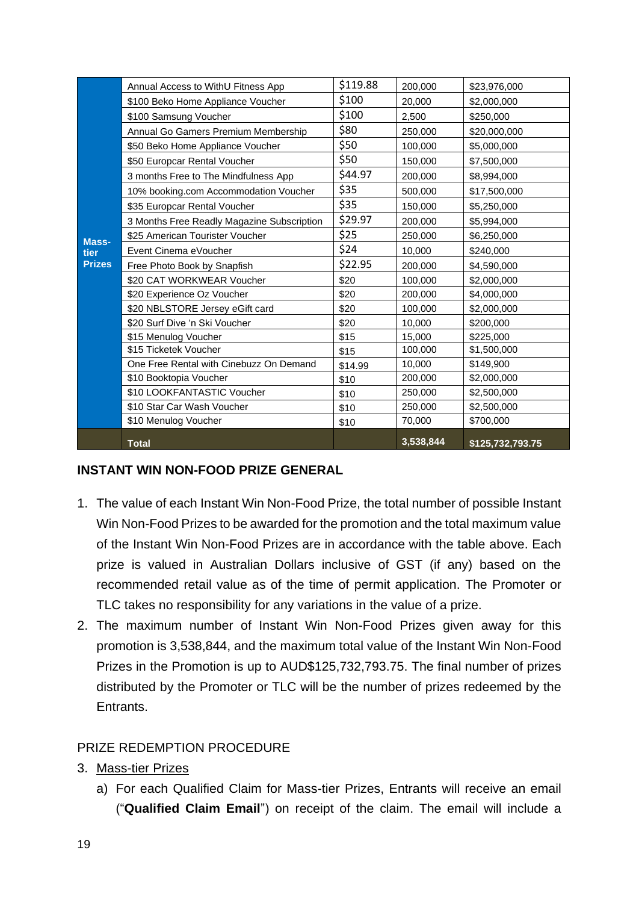| | | | | |
|---|---|---|---|---|
| **Mass-tier Prizes** | Annual Access to WithU Fitness App | $119.88 | 200,000 | $23,976,000 |
| | $100 Beko Home Appliance Voucher | $100 | 20,000 | $2,000,000 |
| | $100 Samsung Voucher | $100 | 2,500 | $250,000 |
| | Annual Go Gamers Premium Membership | $80 | 250,000 | $20,000,000 |
| | $50 Beko Home Appliance Voucher | $50 | 100,000 | $5,000,000 |
| | $50 Europcar Rental Voucher | $50 | 150,000 | $7,500,000 |
| | 3 months Free to The Mindfulness App | $44.97 | 200,000 | $8,994,000 |
| | 10% booking.com Accommodation Voucher | $35 | 500,000 | $17,500,000 |
| | $35 Europcar Rental Voucher | $35 | 150,000 | $5,250,000 |
| | 3 Months Free Readly Magazine Subscription | $29.97 | 200,000 | $5,994,000 |
| | $25 American Tourister Voucher | $25 | 250,000 | $6,250,000 |
| | Event Cinema eVoucher | $24 | 10,000 | $240,000 |
| | Free Photo Book by Snapfish | $22.95 | 200,000 | $4,590,000 |
| | $20 CAT WORKWEAR Voucher | $20 | 100,000 | $2,000,000 |
| | $20 Experience Oz Voucher | $20 | 200,000 | $4,000,000 |
| | $20 NBLSTORE Jersey eGift card | $20 | 100,000 | $2,000,000 |
| | $20 Surf Dive 'n Ski Voucher | $20 | 10,000 | $200,000 |
| | $15 Menulog Voucher | $15 | 15,000 | $225,000 |
| | $15 Ticketek Voucher | $15 | 100,000 | $1,500,000 |
| | One Free Rental with Cinebuzz On Demand | $14.99 | 10,000 | $149,900 |
| | $10 Booktopia Voucher | $10 | 200,000 | $2,000,000 |
| | $10 LOOKFANTASTIC Voucher | $10 | 250,000 | $2,500,000 |
| | $10 Star Car Wash Voucher | $10 | 250,000 | $2,500,000 |
| | $10 Menulog Voucher | $10 | 70,000 | $700,000 |
| | **Total** | | **3,538,844** | **$125,732,793.75** |

**INSTANT WIN NON-FOOD PRIZE GENERAL**

1. The value of each Instant Win Non-Food Prize, the total number of possible Instant Win Non-Food Prizes to be awarded for the promotion and the total maximum value of the Instant Win Non-Food Prizes are in accordance with the table above. Each prize is valued in Australian Dollars inclusive of GST (if any) based on the recommended retail value as of the time of permit application. The Promoter or TLC takes no responsibility for any variations in the value of a prize.
2. The maximum number of Instant Win Non-Food Prizes given away for this promotion is 3,538,844, and the maximum total value of the Instant Win Non-Food Prizes in the Promotion is up to AUD$125,732,793.75. The final number of prizes distributed by the Promoter or TLC will be the number of prizes redeemed by the Entrants.

PRIZE REDEMPTION PROCEDURE

3. <u>Mass-tier Prizes</u>
   a) For each Qualified Claim for Mass-tier Prizes, Entrants will receive an email ("**Qualified Claim Email**") on receipt of the claim. The email will include a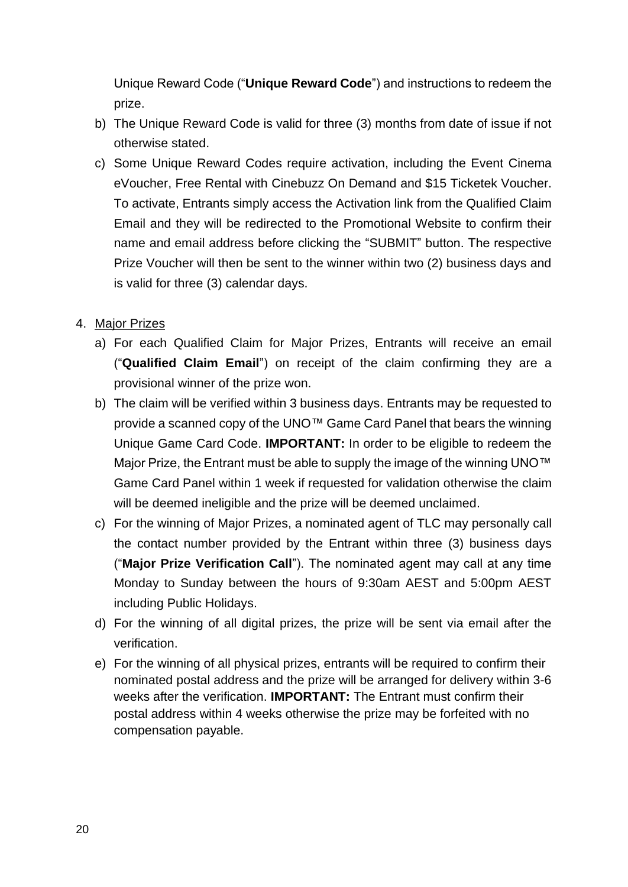Unique Reward Code ("**Unique Reward Code**") and instructions to redeem the prize.

b) The Unique Reward Code is valid for three (3) months from date of issue if not otherwise stated.

c) Some Unique Reward Codes require activation, including the Event Cinema eVoucher, Free Rental with Cinebuzz On Demand and $15 Ticketek Voucher. To activate, Entrants simply access the Activation link from the Qualified Claim Email and they will be redirected to the Promotional Website to confirm their name and email address before clicking the "SUBMIT" button. The respective Prize Voucher will then be sent to the winner within two (2) business days and is valid for three (3) calendar days.

4. <u>Major Prizes</u>

   a) For each Qualified Claim for Major Prizes, Entrants will receive an email ("**Qualified Claim Email**") on receipt of the claim confirming they are a provisional winner of the prize won.

   b) The claim will be verified within 3 business days. Entrants may be requested to provide a scanned copy of the UNO™ Game Card Panel that bears the winning Unique Game Card Code. **IMPORTANT:** In order to be eligible to redeem the Major Prize, the Entrant must be able to supply the image of the winning UNO™ Game Card Panel within 1 week if requested for validation otherwise the claim will be deemed ineligible and the prize will be deemed unclaimed.

   c) For the winning of Major Prizes, a nominated agent of TLC may personally call the contact number provided by the Entrant within three (3) business days ("**Major Prize Verification Call**"). The nominated agent may call at any time Monday to Sunday between the hours of 9:30am AEST and 5:00pm AEST including Public Holidays.

   d) For the winning of all digital prizes, the prize will be sent via email after the verification.

   e) For the winning of all physical prizes, entrants will be required to confirm their nominated postal address and the prize will be arranged for delivery within 3-6 weeks after the verification. **IMPORTANT:** The Entrant must confirm their postal address within 4 weeks otherwise the prize may be forfeited with no compensation payable.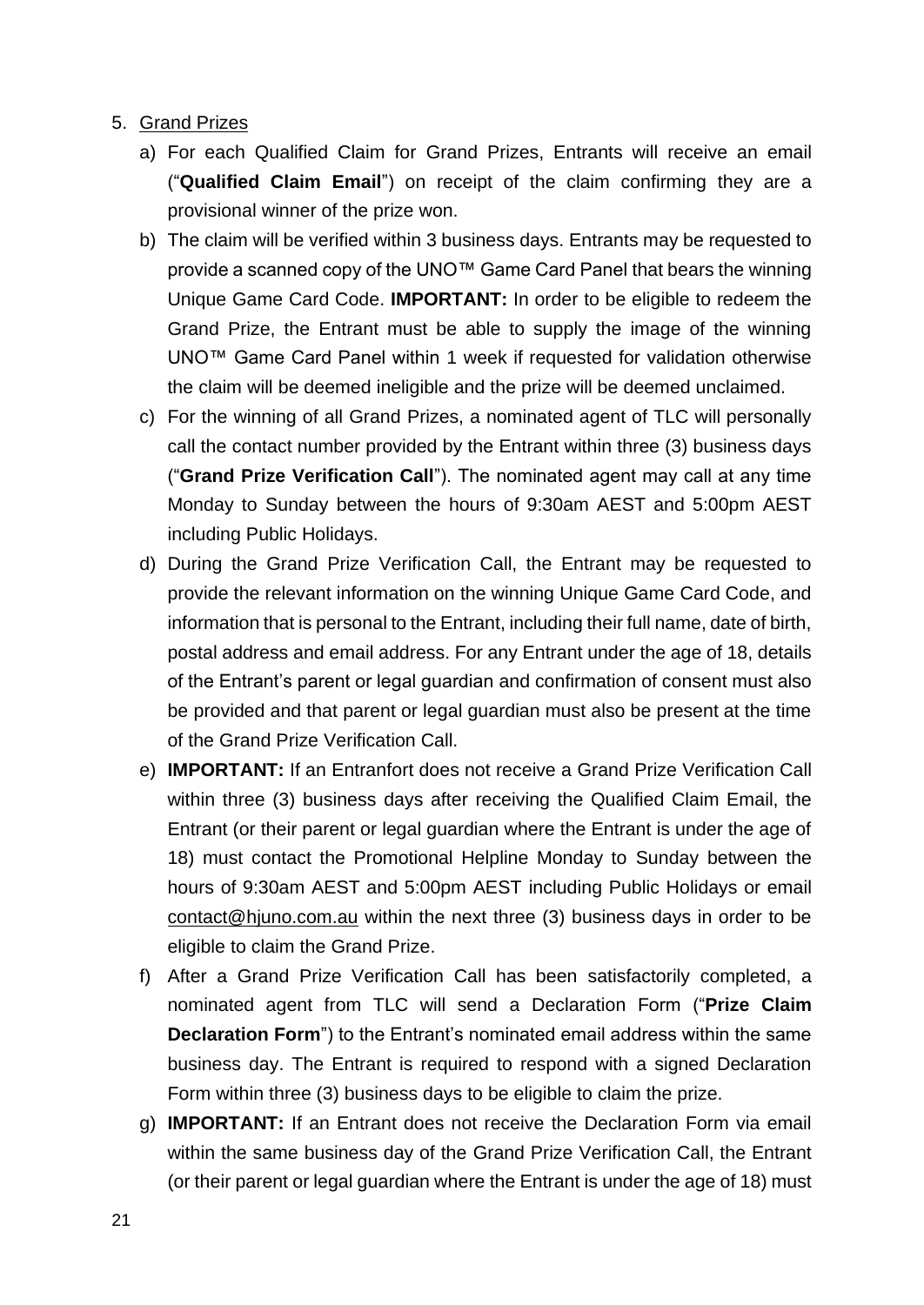5. Grand Prizes

   a) For each Qualified Claim for Grand Prizes, Entrants will receive an email ("**Qualified Claim Email**") on receipt of the claim confirming they are a provisional winner of the prize won.

   b) The claim will be verified within 3 business days. Entrants may be requested to provide a scanned copy of the UNO™ Game Card Panel that bears the winning Unique Game Card Code. **IMPORTANT:** In order to be eligible to redeem the Grand Prize, the Entrant must be able to supply the image of the winning UNO™ Game Card Panel within 1 week if requested for validation otherwise the claim will be deemed ineligible and the prize will be deemed unclaimed.

   c) For the winning of all Grand Prizes, a nominated agent of TLC will personally call the contact number provided by the Entrant within three (3) business days ("**Grand Prize Verification Call**"). The nominated agent may call at any time Monday to Sunday between the hours of 9:30am AEST and 5:00pm AEST including Public Holidays.

   d) During the Grand Prize Verification Call, the Entrant may be requested to provide the relevant information on the winning Unique Game Card Code, and information that is personal to the Entrant, including their full name, date of birth, postal address and email address. For any Entrant under the age of 18, details of the Entrant's parent or legal guardian and confirmation of consent must also be provided and that parent or legal guardian must also be present at the time of the Grand Prize Verification Call.

   e) **IMPORTANT:** If an Entranfort does not receive a Grand Prize Verification Call within three (3) business days after receiving the Qualified Claim Email, the Entrant (or their parent or legal guardian where the Entrant is under the age of 18) must contact the Promotional Helpline Monday to Sunday between the hours of 9:30am AEST and 5:00pm AEST including Public Holidays or email contact@hjuno.com.au within the next three (3) business days in order to be eligible to claim the Grand Prize.

   f) After a Grand Prize Verification Call has been satisfactorily completed, a nominated agent from TLC will send a Declaration Form ("**Prize Claim Declaration Form**") to the Entrant's nominated email address within the same business day. The Entrant is required to respond with a signed Declaration Form within three (3) business days to be eligible to claim the prize.

   g) **IMPORTANT:** If an Entrant does not receive the Declaration Form via email within the same business day of the Grand Prize Verification Call, the Entrant (or their parent or legal guardian where the Entrant is under the age of 18) must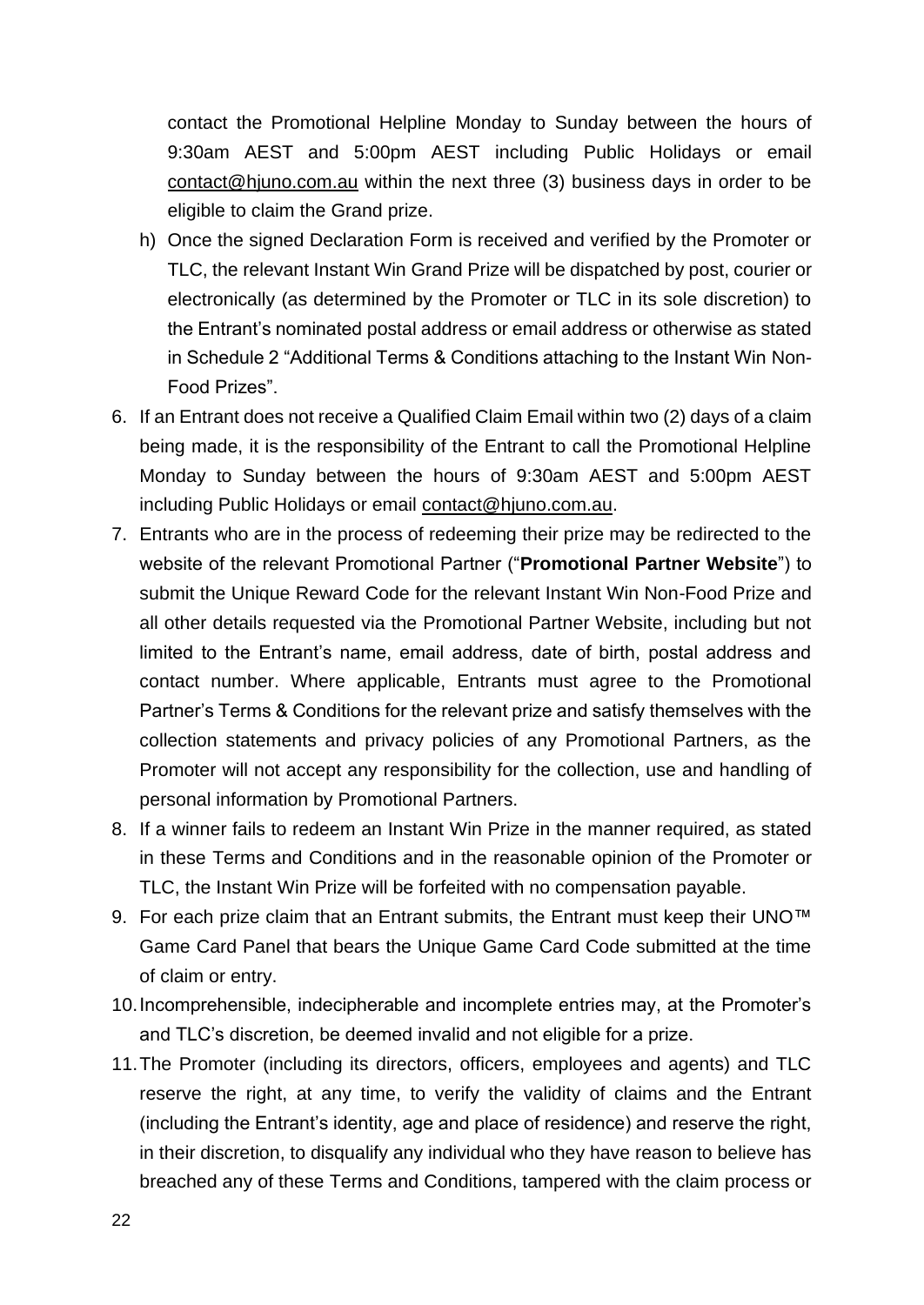contact the Promotional Helpline Monday to Sunday between the hours of 9:30am AEST and 5:00pm AEST including Public Holidays or email contact@hjuno.com.au within the next three (3) business days in order to be eligible to claim the Grand prize.

h) Once the signed Declaration Form is received and verified by the Promoter or TLC, the relevant Instant Win Grand Prize will be dispatched by post, courier or electronically (as determined by the Promoter or TLC in its sole discretion) to the Entrant's nominated postal address or email address or otherwise as stated in Schedule 2 "Additional Terms & Conditions attaching to the Instant Win Non-Food Prizes".

6. If an Entrant does not receive a Qualified Claim Email within two (2) days of a claim being made, it is the responsibility of the Entrant to call the Promotional Helpline Monday to Sunday between the hours of 9:30am AEST and 5:00pm AEST including Public Holidays or email contact@hjuno.com.au.
7. Entrants who are in the process of redeeming their prize may be redirected to the website of the relevant Promotional Partner ("**Promotional Partner Website**") to submit the Unique Reward Code for the relevant Instant Win Non-Food Prize and all other details requested via the Promotional Partner Website, including but not limited to the Entrant's name, email address, date of birth, postal address and contact number. Where applicable, Entrants must agree to the Promotional Partner's Terms & Conditions for the relevant prize and satisfy themselves with the collection statements and privacy policies of any Promotional Partners, as the Promoter will not accept any responsibility for the collection, use and handling of personal information by Promotional Partners.
8. If a winner fails to redeem an Instant Win Prize in the manner required, as stated in these Terms and Conditions and in the reasonable opinion of the Promoter or TLC, the Instant Win Prize will be forfeited with no compensation payable.
9. For each prize claim that an Entrant submits, the Entrant must keep their UNO™ Game Card Panel that bears the Unique Game Card Code submitted at the time of claim or entry.
10. Incomprehensible, indecipherable and incomplete entries may, at the Promoter's and TLC's discretion, be deemed invalid and not eligible for a prize.
11. The Promoter (including its directors, officers, employees and agents) and TLC reserve the right, at any time, to verify the validity of claims and the Entrant (including the Entrant's identity, age and place of residence) and reserve the right, in their discretion, to disqualify any individual who they have reason to believe has breached any of these Terms and Conditions, tampered with the claim process or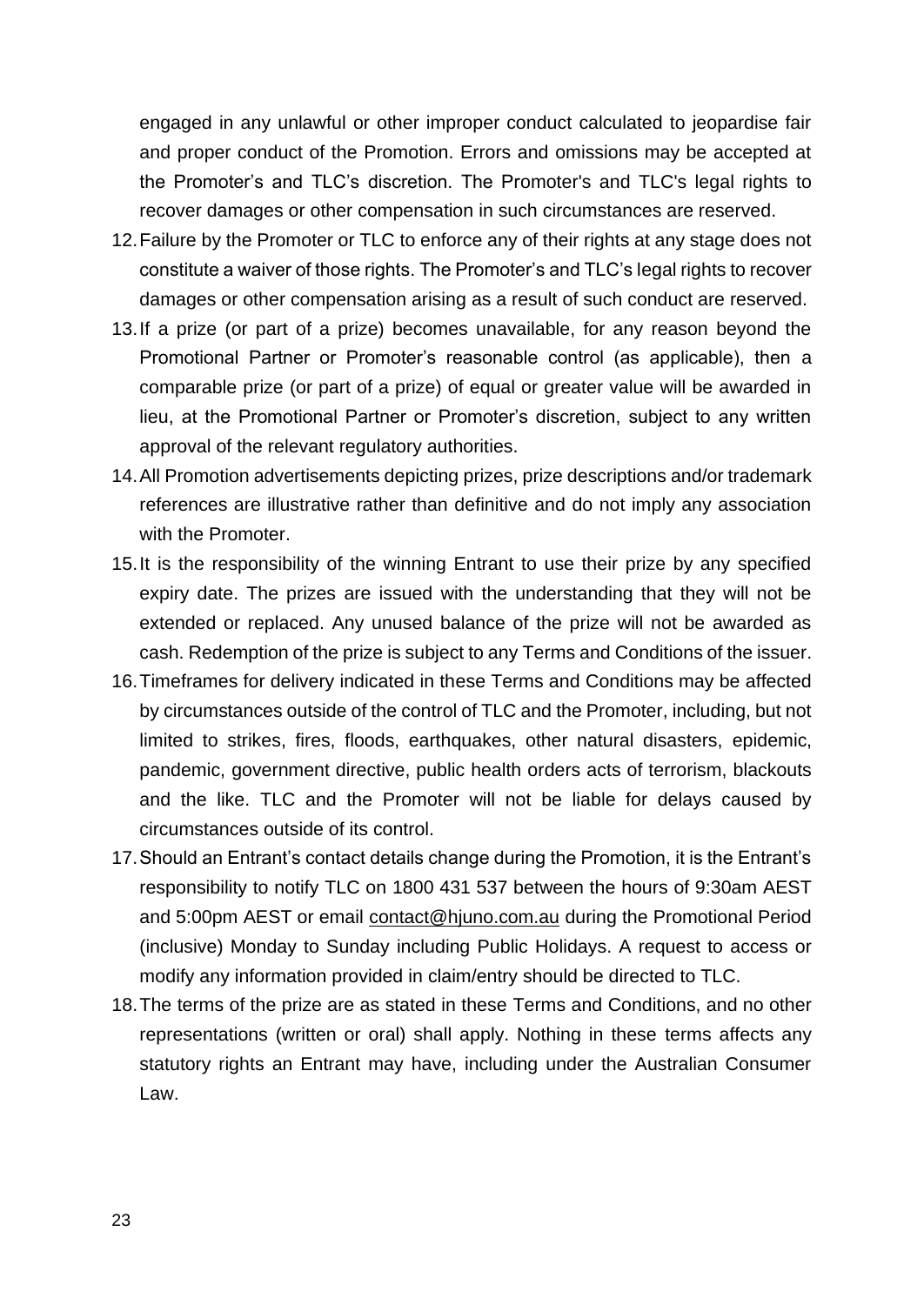engaged in any unlawful or other improper conduct calculated to jeopardise fair and proper conduct of the Promotion. Errors and omissions may be accepted at the Promoter's and TLC's discretion. The Promoter's and TLC's legal rights to recover damages or other compensation in such circumstances are reserved.

12. Failure by the Promoter or TLC to enforce any of their rights at any stage does not constitute a waiver of those rights. The Promoter's and TLC's legal rights to recover damages or other compensation arising as a result of such conduct are reserved.
13. If a prize (or part of a prize) becomes unavailable, for any reason beyond the Promotional Partner or Promoter's reasonable control (as applicable), then a comparable prize (or part of a prize) of equal or greater value will be awarded in lieu, at the Promotional Partner or Promoter's discretion, subject to any written approval of the relevant regulatory authorities.
14. All Promotion advertisements depicting prizes, prize descriptions and/or trademark references are illustrative rather than definitive and do not imply any association with the Promoter.
15. It is the responsibility of the winning Entrant to use their prize by any specified expiry date. The prizes are issued with the understanding that they will not be extended or replaced. Any unused balance of the prize will not be awarded as cash. Redemption of the prize is subject to any Terms and Conditions of the issuer.
16. Timeframes for delivery indicated in these Terms and Conditions may be affected by circumstances outside of the control of TLC and the Promoter, including, but not limited to strikes, fires, floods, earthquakes, other natural disasters, epidemic, pandemic, government directive, public health orders acts of terrorism, blackouts and the like. TLC and the Promoter will not be liable for delays caused by circumstances outside of its control.
17. Should an Entrant's contact details change during the Promotion, it is the Entrant's responsibility to notify TLC on 1800 431 537 between the hours of 9:30am AEST and 5:00pm AEST or email contact@hjuno.com.au during the Promotional Period (inclusive) Monday to Sunday including Public Holidays. A request to access or modify any information provided in claim/entry should be directed to TLC.
18. The terms of the prize are as stated in these Terms and Conditions, and no other representations (written or oral) shall apply. Nothing in these terms affects any statutory rights an Entrant may have, including under the Australian Consumer Law.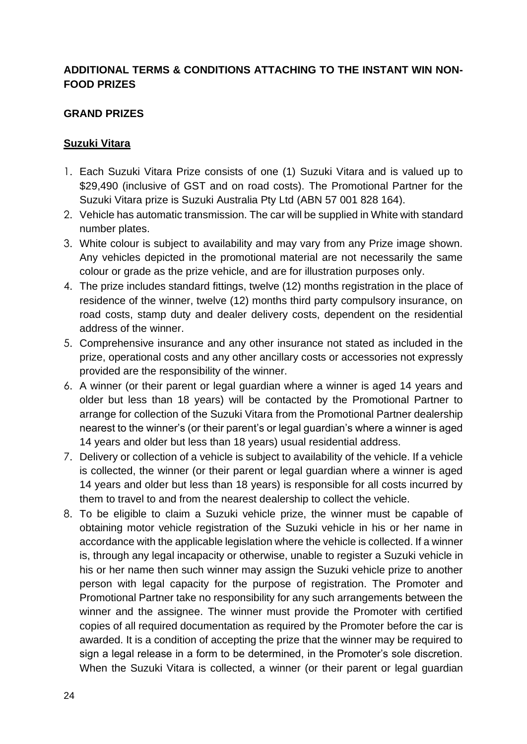## ADDITIONAL TERMS & CONDITIONS ATTACHING TO THE INSTANT WIN NON-FOOD PRIZES

### GRAND PRIZES

#### Suzuki Vitara

1. Each Suzuki Vitara Prize consists of one (1) Suzuki Vitara and is valued up to $29,490 (inclusive of GST and on road costs). The Promotional Partner for the Suzuki Vitara prize is Suzuki Australia Pty Ltd (ABN 57 001 828 164).
2. Vehicle has automatic transmission. The car will be supplied in White with standard number plates.
3. White colour is subject to availability and may vary from any Prize image shown. Any vehicles depicted in the promotional material are not necessarily the same colour or grade as the prize vehicle, and are for illustration purposes only.
4. The prize includes standard fittings, twelve (12) months registration in the place of residence of the winner, twelve (12) months third party compulsory insurance, on road costs, stamp duty and dealer delivery costs, dependent on the residential address of the winner.
5. Comprehensive insurance and any other insurance not stated as included in the prize, operational costs and any other ancillary costs or accessories not expressly provided are the responsibility of the winner.
6. A winner (or their parent or legal guardian where a winner is aged 14 years and older but less than 18 years) will be contacted by the Promotional Partner to arrange for collection of the Suzuki Vitara from the Promotional Partner dealership nearest to the winner's (or their parent's or legal guardian's where a winner is aged 14 years and older but less than 18 years) usual residential address.
7. Delivery or collection of a vehicle is subject to availability of the vehicle. If a vehicle is collected, the winner (or their parent or legal guardian where a winner is aged 14 years and older but less than 18 years) is responsible for all costs incurred by them to travel to and from the nearest dealership to collect the vehicle.
8. To be eligible to claim a Suzuki vehicle prize, the winner must be capable of obtaining motor vehicle registration of the Suzuki vehicle in his or her name in accordance with the applicable legislation where the vehicle is collected. If a winner is, through any legal incapacity or otherwise, unable to register a Suzuki vehicle in his or her name then such winner may assign the Suzuki vehicle prize to another person with legal capacity for the purpose of registration. The Promoter and Promotional Partner take no responsibility for any such arrangements between the winner and the assignee. The winner must provide the Promoter with certified copies of all required documentation as required by the Promoter before the car is awarded. It is a condition of accepting the prize that the winner may be required to sign a legal release in a form to be determined, in the Promoter's sole discretion. When the Suzuki Vitara is collected, a winner (or their parent or legal guardian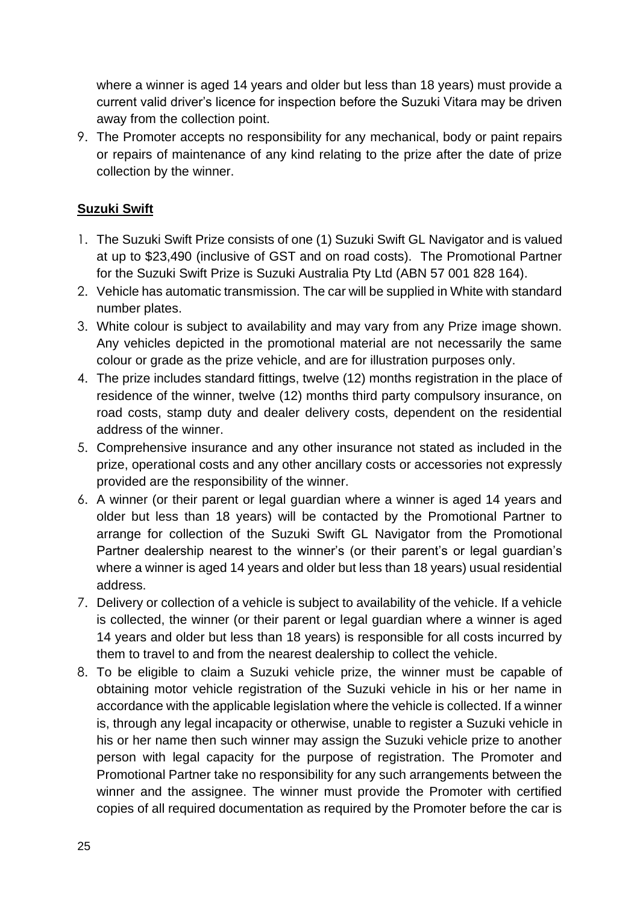where a winner is aged 14 years and older but less than 18 years) must provide a current valid driver's licence for inspection before the Suzuki Vitara may be driven away from the collection point.

9. The Promoter accepts no responsibility for any mechanical, body or paint repairs or repairs of maintenance of any kind relating to the prize after the date of prize collection by the winner.

**Suzuki Swift**

1. The Suzuki Swift Prize consists of one (1) Suzuki Swift GL Navigator and is valued at up to $23,490 (inclusive of GST and on road costs). The Promotional Partner for the Suzuki Swift Prize is Suzuki Australia Pty Ltd (ABN 57 001 828 164).
2. Vehicle has automatic transmission. The car will be supplied in White with standard number plates.
3. White colour is subject to availability and may vary from any Prize image shown. Any vehicles depicted in the promotional material are not necessarily the same colour or grade as the prize vehicle, and are for illustration purposes only.
4. The prize includes standard fittings, twelve (12) months registration in the place of residence of the winner, twelve (12) months third party compulsory insurance, on road costs, stamp duty and dealer delivery costs, dependent on the residential address of the winner.
5. Comprehensive insurance and any other insurance not stated as included in the prize, operational costs and any other ancillary costs or accessories not expressly provided are the responsibility of the winner.
6. A winner (or their parent or legal guardian where a winner is aged 14 years and older but less than 18 years) will be contacted by the Promotional Partner to arrange for collection of the Suzuki Swift GL Navigator from the Promotional Partner dealership nearest to the winner's (or their parent's or legal guardian's where a winner is aged 14 years and older but less than 18 years) usual residential address.
7. Delivery or collection of a vehicle is subject to availability of the vehicle. If a vehicle is collected, the winner (or their parent or legal guardian where a winner is aged 14 years and older but less than 18 years) is responsible for all costs incurred by them to travel to and from the nearest dealership to collect the vehicle.
8. To be eligible to claim a Suzuki vehicle prize, the winner must be capable of obtaining motor vehicle registration of the Suzuki vehicle in his or her name in accordance with the applicable legislation where the vehicle is collected. If a winner is, through any legal incapacity or otherwise, unable to register a Suzuki vehicle in his or her name then such winner may assign the Suzuki vehicle prize to another person with legal capacity for the purpose of registration. The Promoter and Promotional Partner take no responsibility for any such arrangements between the winner and the assignee. The winner must provide the Promoter with certified copies of all required documentation as required by the Promoter before the car is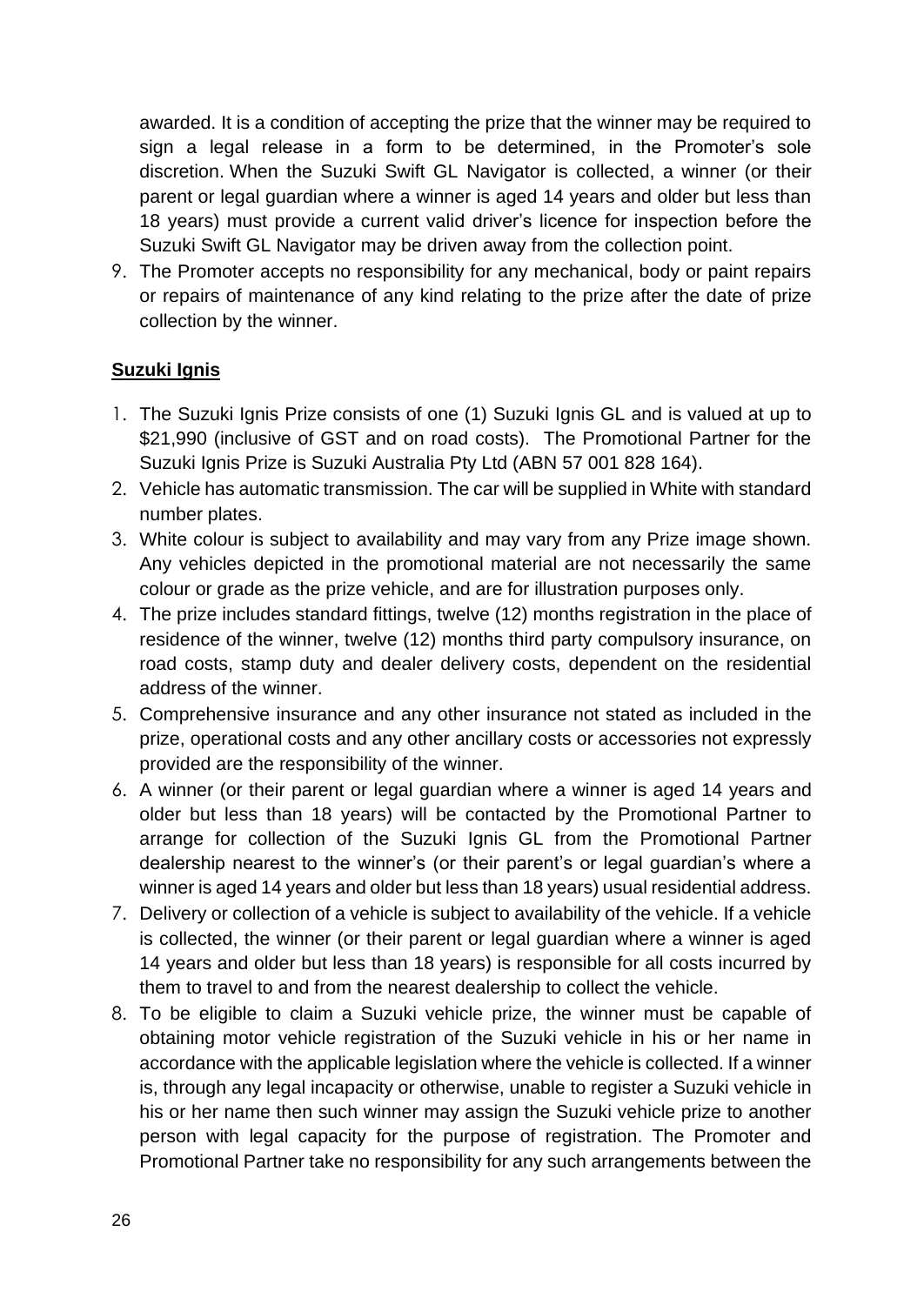awarded. It is a condition of accepting the prize that the winner may be required to sign a legal release in a form to be determined, in the Promoter's sole discretion. When the Suzuki Swift GL Navigator is collected, a winner (or their parent or legal guardian where a winner is aged 14 years and older but less than 18 years) must provide a current valid driver's licence for inspection before the Suzuki Swift GL Navigator may be driven away from the collection point.

9. The Promoter accepts no responsibility for any mechanical, body or paint repairs or repairs of maintenance of any kind relating to the prize after the date of prize collection by the winner.

**Suzuki Ignis**

1. The Suzuki Ignis Prize consists of one (1) Suzuki Ignis GL and is valued at up to $21,990 (inclusive of GST and on road costs). The Promotional Partner for the Suzuki Ignis Prize is Suzuki Australia Pty Ltd (ABN 57 001 828 164).
2. Vehicle has automatic transmission. The car will be supplied in White with standard number plates.
3. White colour is subject to availability and may vary from any Prize image shown. Any vehicles depicted in the promotional material are not necessarily the same colour or grade as the prize vehicle, and are for illustration purposes only.
4. The prize includes standard fittings, twelve (12) months registration in the place of residence of the winner, twelve (12) months third party compulsory insurance, on road costs, stamp duty and dealer delivery costs, dependent on the residential address of the winner.
5. Comprehensive insurance and any other insurance not stated as included in the prize, operational costs and any other ancillary costs or accessories not expressly provided are the responsibility of the winner.
6. A winner (or their parent or legal guardian where a winner is aged 14 years and older but less than 18 years) will be contacted by the Promotional Partner to arrange for collection of the Suzuki Ignis GL from the Promotional Partner dealership nearest to the winner's (or their parent's or legal guardian's where a winner is aged 14 years and older but less than 18 years) usual residential address.
7. Delivery or collection of a vehicle is subject to availability of the vehicle. If a vehicle is collected, the winner (or their parent or legal guardian where a winner is aged 14 years and older but less than 18 years) is responsible for all costs incurred by them to travel to and from the nearest dealership to collect the vehicle.
8. To be eligible to claim a Suzuki vehicle prize, the winner must be capable of obtaining motor vehicle registration of the Suzuki vehicle in his or her name in accordance with the applicable legislation where the vehicle is collected. If a winner is, through any legal incapacity or otherwise, unable to register a Suzuki vehicle in his or her name then such winner may assign the Suzuki vehicle prize to another person with legal capacity for the purpose of registration. The Promoter and Promotional Partner take no responsibility for any such arrangements between the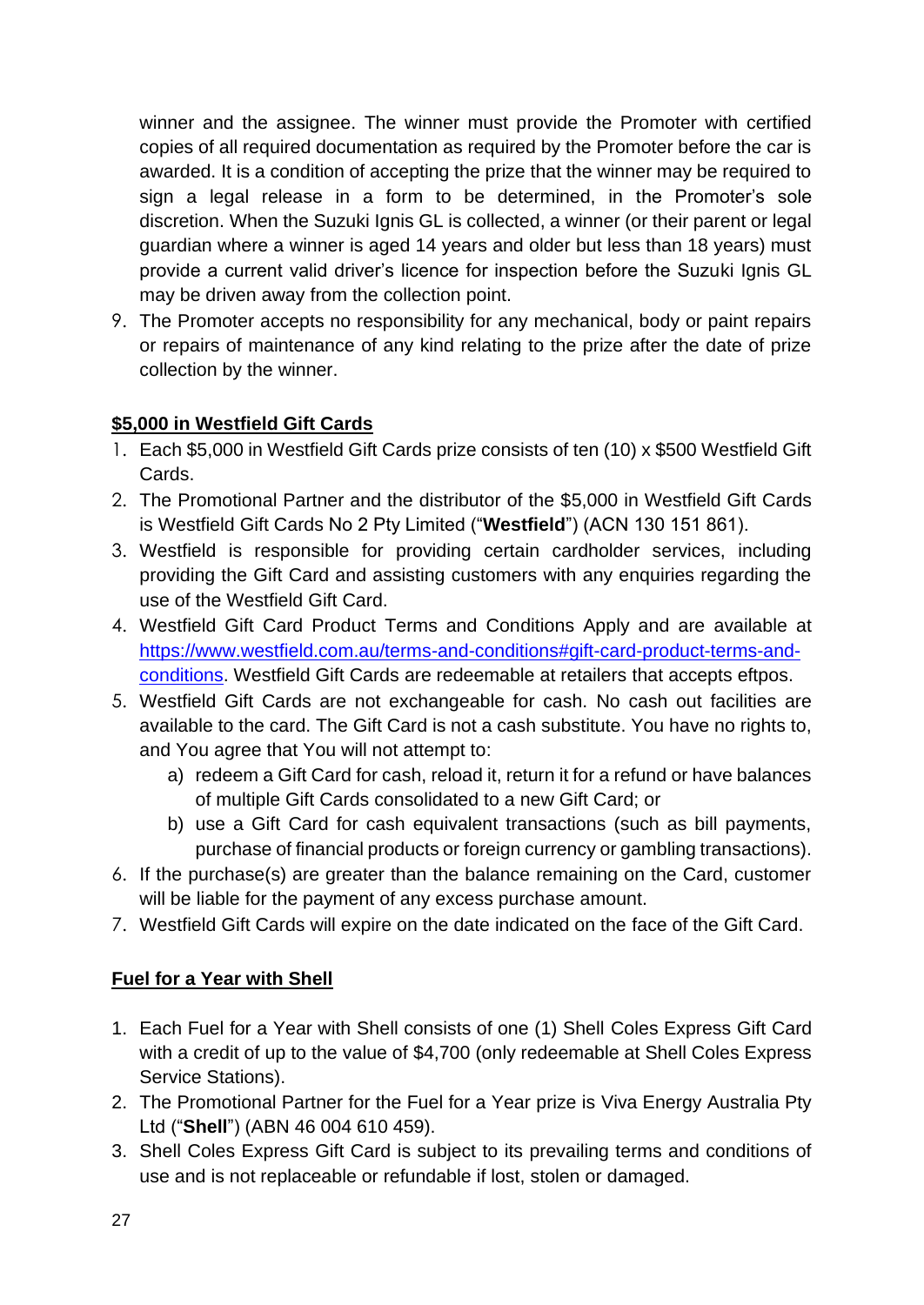winner and the assignee. The winner must provide the Promoter with certified copies of all required documentation as required by the Promoter before the car is awarded. It is a condition of accepting the prize that the winner may be required to sign a legal release in a form to be determined, in the Promoter's sole discretion. When the Suzuki Ignis GL is collected, a winner (or their parent or legal guardian where a winner is aged 14 years and older but less than 18 years) must provide a current valid driver's licence for inspection before the Suzuki Ignis GL may be driven away from the collection point.

9. The Promoter accepts no responsibility for any mechanical, body or paint repairs or repairs of maintenance of any kind relating to the prize after the date of prize collection by the winner.

**$5,000 in Westfield Gift Cards**

1. Each $5,000 in Westfield Gift Cards prize consists of ten (10) x $500 Westfield Gift Cards.
2. The Promotional Partner and the distributor of the $5,000 in Westfield Gift Cards is Westfield Gift Cards No 2 Pty Limited ("**Westfield**") (ACN 130 151 861).
3. Westfield is responsible for providing certain cardholder services, including providing the Gift Card and assisting customers with any enquiries regarding the use of the Westfield Gift Card.
4. Westfield Gift Card Product Terms and Conditions Apply and are available at [https://www.westfield.com.au/terms-and-conditions#gift-card-product-terms-and-conditions](https://www.westfield.com.au/terms-and-conditions#gift-card-product-terms-and-conditions). Westfield Gift Cards are redeemable at retailers that accepts eftpos.
5. Westfield Gift Cards are not exchangeable for cash. No cash out facilities are available to the card. The Gift Card is not a cash substitute. You have no rights to, and You agree that You will not attempt to:
   a) redeem a Gift Card for cash, reload it, return it for a refund or have balances of multiple Gift Cards consolidated to a new Gift Card; or
   b) use a Gift Card for cash equivalent transactions (such as bill payments, purchase of financial products or foreign currency or gambling transactions).
6. If the purchase(s) are greater than the balance remaining on the Card, customer will be liable for the payment of any excess purchase amount.
7. Westfield Gift Cards will expire on the date indicated on the face of the Gift Card.

**Fuel for a Year with Shell**

1. Each Fuel for a Year with Shell consists of one (1) Shell Coles Express Gift Card with a credit of up to the value of $4,700 (only redeemable at Shell Coles Express Service Stations).
2. The Promotional Partner for the Fuel for a Year prize is Viva Energy Australia Pty Ltd ("**Shell**") (ABN 46 004 610 459).
3. Shell Coles Express Gift Card is subject to its prevailing terms and conditions of use and is not replaceable or refundable if lost, stolen or damaged.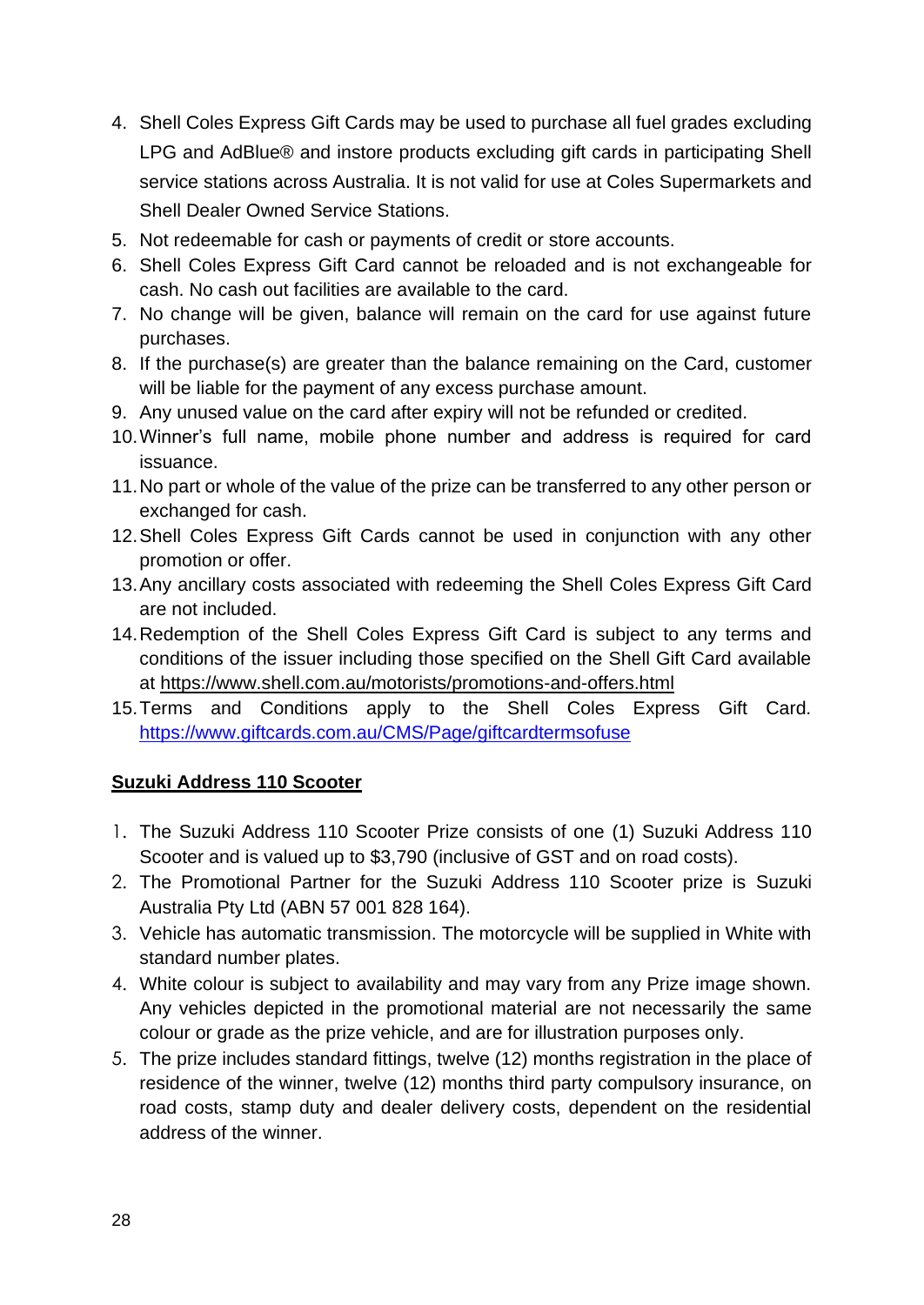4. Shell Coles Express Gift Cards may be used to purchase all fuel grades excluding LPG and AdBlue® and instore products excluding gift cards in participating Shell service stations across Australia. It is not valid for use at Coles Supermarkets and Shell Dealer Owned Service Stations.
5. Not redeemable for cash or payments of credit or store accounts.
6. Shell Coles Express Gift Card cannot be reloaded and is not exchangeable for cash. No cash out facilities are available to the card.
7. No change will be given, balance will remain on the card for use against future purchases.
8. If the purchase(s) are greater than the balance remaining on the Card, customer will be liable for the payment of any excess purchase amount.
9. Any unused value on the card after expiry will not be refunded or credited.
10. Winner's full name, mobile phone number and address is required for card issuance.
11. No part or whole of the value of the prize can be transferred to any other person or exchanged for cash.
12. Shell Coles Express Gift Cards cannot be used in conjunction with any other promotion or offer.
13. Any ancillary costs associated with redeeming the Shell Coles Express Gift Card are not included.
14. Redemption of the Shell Coles Express Gift Card is subject to any terms and conditions of the issuer including those specified on the Shell Gift Card available at https://www.shell.com.au/motorists/promotions-and-offers.html
15. Terms and Conditions apply to the Shell Coles Express Gift Card. https://www.giftcards.com.au/CMS/Page/giftcardtermsofuse

**Suzuki Address 110 Scooter**

1. The Suzuki Address 110 Scooter Prize consists of one (1) Suzuki Address 110 Scooter and is valued up to $3,790 (inclusive of GST and on road costs).
2. The Promotional Partner for the Suzuki Address 110 Scooter prize is Suzuki Australia Pty Ltd (ABN 57 001 828 164).
3. Vehicle has automatic transmission. The motorcycle will be supplied in White with standard number plates.
4. White colour is subject to availability and may vary from any Prize image shown. Any vehicles depicted in the promotional material are not necessarily the same colour or grade as the prize vehicle, and are for illustration purposes only.
5. The prize includes standard fittings, twelve (12) months registration in the place of residence of the winner, twelve (12) months third party compulsory insurance, on road costs, stamp duty and dealer delivery costs, dependent on the residential address of the winner.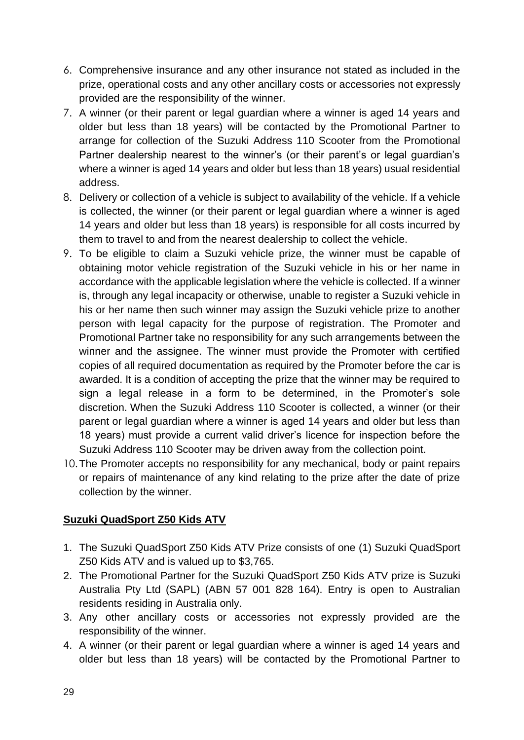6. Comprehensive insurance and any other insurance not stated as included in the prize, operational costs and any other ancillary costs or accessories not expressly provided are the responsibility of the winner.
7. A winner (or their parent or legal guardian where a winner is aged 14 years and older but less than 18 years) will be contacted by the Promotional Partner to arrange for collection of the Suzuki Address 110 Scooter from the Promotional Partner dealership nearest to the winner's (or their parent's or legal guardian's where a winner is aged 14 years and older but less than 18 years) usual residential address.
8. Delivery or collection of a vehicle is subject to availability of the vehicle. If a vehicle is collected, the winner (or their parent or legal guardian where a winner is aged 14 years and older but less than 18 years) is responsible for all costs incurred by them to travel to and from the nearest dealership to collect the vehicle.
9. To be eligible to claim a Suzuki vehicle prize, the winner must be capable of obtaining motor vehicle registration of the Suzuki vehicle in his or her name in accordance with the applicable legislation where the vehicle is collected. If a winner is, through any legal incapacity or otherwise, unable to register a Suzuki vehicle in his or her name then such winner may assign the Suzuki vehicle prize to another person with legal capacity for the purpose of registration. The Promoter and Promotional Partner take no responsibility for any such arrangements between the winner and the assignee. The winner must provide the Promoter with certified copies of all required documentation as required by the Promoter before the car is awarded. It is a condition of accepting the prize that the winner may be required to sign a legal release in a form to be determined, in the Promoter's sole discretion. When the Suzuki Address 110 Scooter is collected, a winner (or their parent or legal guardian where a winner is aged 14 years and older but less than 18 years) must provide a current valid driver's licence for inspection before the Suzuki Address 110 Scooter may be driven away from the collection point.
10. The Promoter accepts no responsibility for any mechanical, body or paint repairs or repairs of maintenance of any kind relating to the prize after the date of prize collection by the winner.

**Suzuki QuadSport Z50 Kids ATV**

1. The Suzuki QuadSport Z50 Kids ATV Prize consists of one (1) Suzuki QuadSport Z50 Kids ATV and is valued up to $3,765.
2. The Promotional Partner for the Suzuki QuadSport Z50 Kids ATV prize is Suzuki Australia Pty Ltd (SAPL) (ABN 57 001 828 164). Entry is open to Australian residents residing in Australia only.
3. Any other ancillary costs or accessories not expressly provided are the responsibility of the winner.
4. A winner (or their parent or legal guardian where a winner is aged 14 years and older but less than 18 years) will be contacted by the Promotional Partner to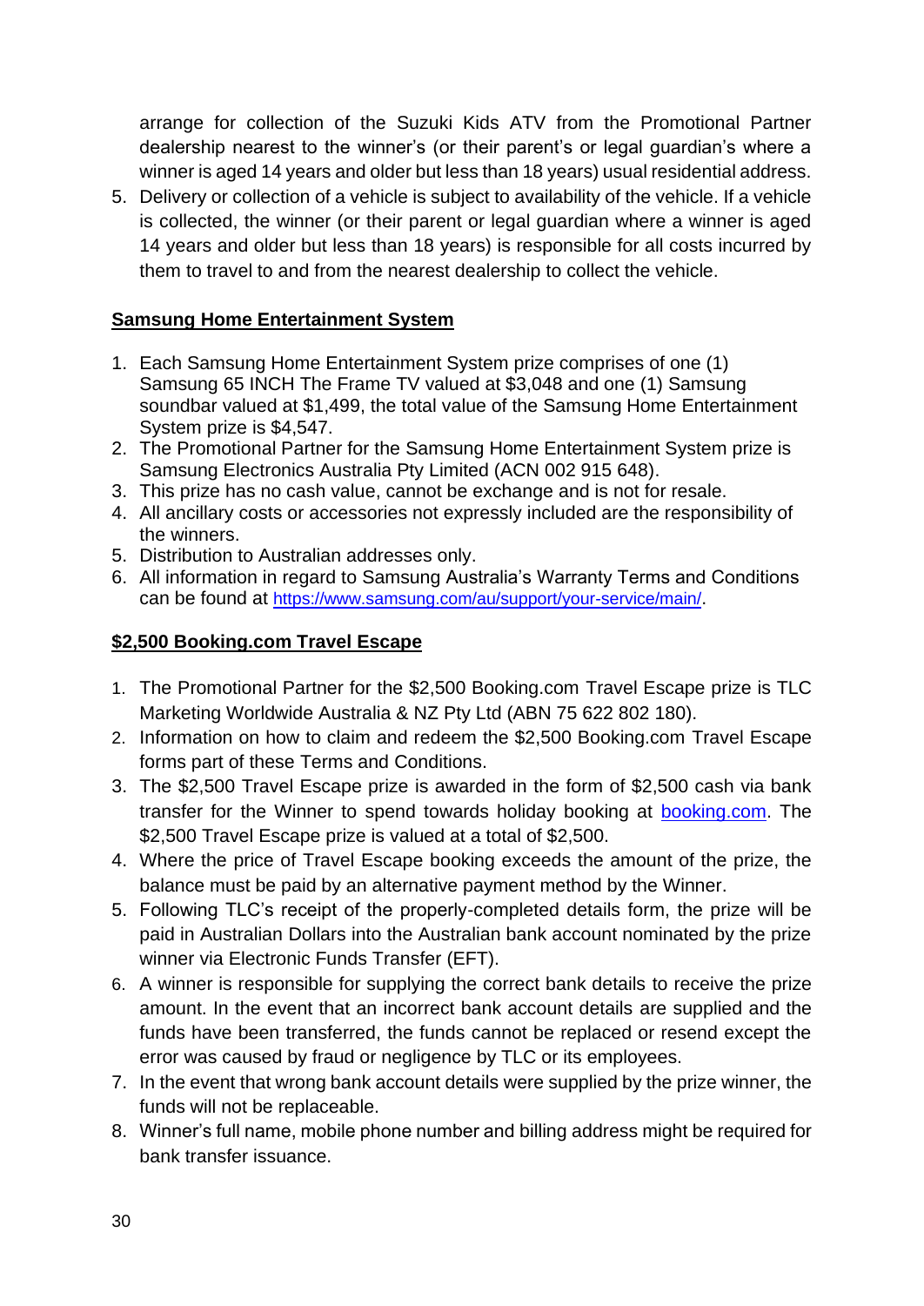arrange for collection of the Suzuki Kids ATV from the Promotional Partner dealership nearest to the winner's (or their parent's or legal guardian's where a winner is aged 14 years and older but less than 18 years) usual residential address.

5. Delivery or collection of a vehicle is subject to availability of the vehicle. If a vehicle is collected, the winner (or their parent or legal guardian where a winner is aged 14 years and older but less than 18 years) is responsible for all costs incurred by them to travel to and from the nearest dealership to collect the vehicle.

**Samsung Home Entertainment System**

1. Each Samsung Home Entertainment System prize comprises of one (1) Samsung 65 INCH The Frame TV valued at $3,048 and one (1) Samsung soundbar valued at $1,499, the total value of the Samsung Home Entertainment System prize is $4,547.
2. The Promotional Partner for the Samsung Home Entertainment System prize is Samsung Electronics Australia Pty Limited (ACN 002 915 648).
3. This prize has no cash value, cannot be exchange and is not for resale.
4. All ancillary costs or accessories not expressly included are the responsibility of the winners.
5. Distribution to Australian addresses only.
6. All information in regard to Samsung Australia's Warranty Terms and Conditions can be found at https://www.samsung.com/au/support/your-service/main/.

**$2,500 Booking.com Travel Escape**

1. The Promotional Partner for the $2,500 Booking.com Travel Escape prize is TLC Marketing Worldwide Australia & NZ Pty Ltd (ABN 75 622 802 180).
2. Information on how to claim and redeem the $2,500 Booking.com Travel Escape forms part of these Terms and Conditions.
3. The $2,500 Travel Escape prize is awarded in the form of $2,500 cash via bank transfer for the Winner to spend towards holiday booking at booking.com. The $2,500 Travel Escape prize is valued at a total of $2,500.
4. Where the price of Travel Escape booking exceeds the amount of the prize, the balance must be paid by an alternative payment method by the Winner.
5. Following TLC's receipt of the properly-completed details form, the prize will be paid in Australian Dollars into the Australian bank account nominated by the prize winner via Electronic Funds Transfer (EFT).
6. A winner is responsible for supplying the correct bank details to receive the prize amount. In the event that an incorrect bank account details are supplied and the funds have been transferred, the funds cannot be replaced or resend except the error was caused by fraud or negligence by TLC or its employees.
7. In the event that wrong bank account details were supplied by the prize winner, the funds will not be replaceable.
8. Winner's full name, mobile phone number and billing address might be required for bank transfer issuance.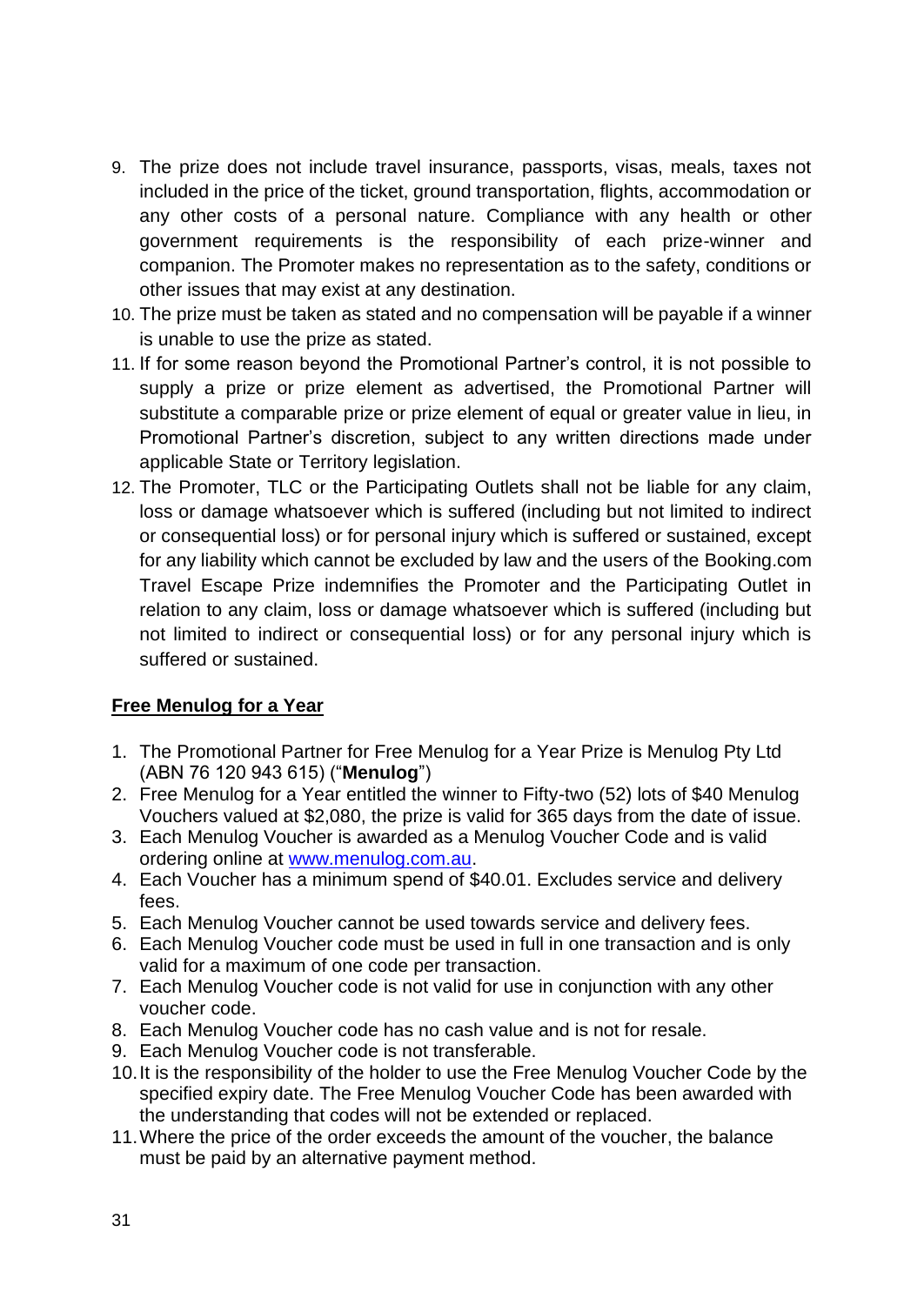9. The prize does not include travel insurance, passports, visas, meals, taxes not included in the price of the ticket, ground transportation, flights, accommodation or any other costs of a personal nature. Compliance with any health or other government requirements is the responsibility of each prize-winner and companion. The Promoter makes no representation as to the safety, conditions or other issues that may exist at any destination.
10. The prize must be taken as stated and no compensation will be payable if a winner is unable to use the prize as stated.
11. If for some reason beyond the Promotional Partner's control, it is not possible to supply a prize or prize element as advertised, the Promotional Partner will substitute a comparable prize or prize element of equal or greater value in lieu, in Promotional Partner's discretion, subject to any written directions made under applicable State or Territory legislation.
12. The Promoter, TLC or the Participating Outlets shall not be liable for any claim, loss or damage whatsoever which is suffered (including but not limited to indirect or consequential loss) or for personal injury which is suffered or sustained, except for any liability which cannot be excluded by law and the users of the Booking.com Travel Escape Prize indemnifies the Promoter and the Participating Outlet in relation to any claim, loss or damage whatsoever which is suffered (including but not limited to indirect or consequential loss) or for any personal injury which is suffered or sustained.

**Free Menulog for a Year**

1. The Promotional Partner for Free Menulog for a Year Prize is Menulog Pty Ltd (ABN 76 120 943 615) ("**Menulog**")
2. Free Menulog for a Year entitled the winner to Fifty-two (52) lots of $40 Menulog Vouchers valued at $2,080, the prize is valid for 365 days from the date of issue.
3. Each Menulog Voucher is awarded as a Menulog Voucher Code and is valid ordering online at [www.menulog.com.au](www.menulog.com.au).
4. Each Voucher has a minimum spend of $40.01. Excludes service and delivery fees.
5. Each Menulog Voucher cannot be used towards service and delivery fees.
6. Each Menulog Voucher code must be used in full in one transaction and is only valid for a maximum of one code per transaction.
7. Each Menulog Voucher code is not valid for use in conjunction with any other voucher code.
8. Each Menulog Voucher code has no cash value and is not for resale.
9. Each Menulog Voucher code is not transferable.
10. It is the responsibility of the holder to use the Free Menulog Voucher Code by the specified expiry date. The Free Menulog Voucher Code has been awarded with the understanding that codes will not be extended or replaced.
11. Where the price of the order exceeds the amount of the voucher, the balance must be paid by an alternative payment method.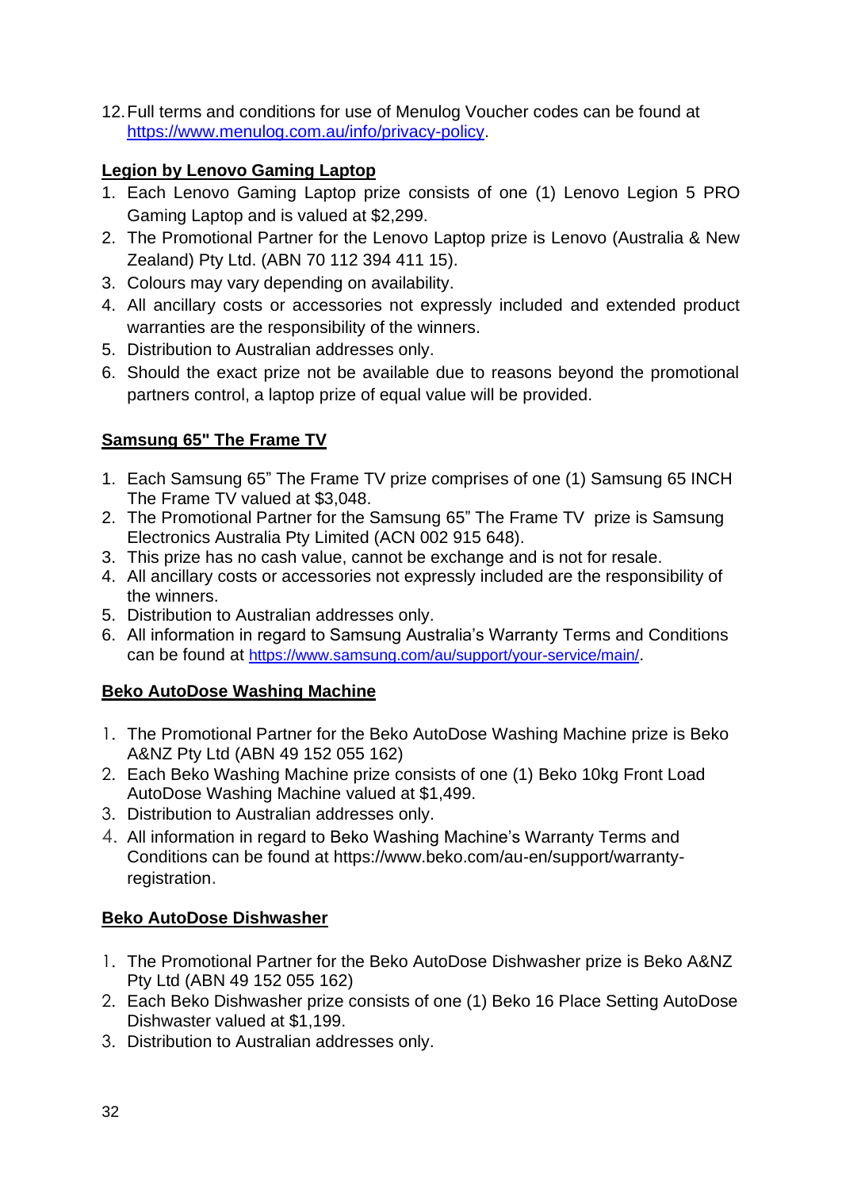12. Full terms and conditions for use of Menulog Voucher codes can be found at [https://www.menulog.com.au/info/privacy-policy](https://www.menulog.com.au/info/privacy-policy).

**Legion by Lenovo Gaming Laptop**

1. Each Lenovo Gaming Laptop prize consists of one (1) Lenovo Legion 5 PRO Gaming Laptop and is valued at $2,299.
2. The Promotional Partner for the Lenovo Laptop prize is Lenovo (Australia & New Zealand) Pty Ltd. (ABN 70 112 394 411 15).
3. Colours may vary depending on availability.
4. All ancillary costs or accessories not expressly included and extended product warranties are the responsibility of the winners.
5. Distribution to Australian addresses only.
6. Should the exact prize not be available due to reasons beyond the promotional partners control, a laptop prize of equal value will be provided.

**Samsung 65" The Frame TV**

1. Each Samsung 65" The Frame TV prize comprises of one (1) Samsung 65 INCH The Frame TV valued at $3,048.
2. The Promotional Partner for the Samsung 65" The Frame TV prize is Samsung Electronics Australia Pty Limited (ACN 002 915 648).
3. This prize has no cash value, cannot be exchange and is not for resale.
4. All ancillary costs or accessories not expressly included are the responsibility of the winners.
5. Distribution to Australian addresses only.
6. All information in regard to Samsung Australia's Warranty Terms and Conditions can be found at [https://www.samsung.com/au/support/your-service/main/](https://www.samsung.com/au/support/your-service/main/).

**Beko AutoDose Washing Machine**

1. The Promotional Partner for the Beko AutoDose Washing Machine prize is Beko A&NZ Pty Ltd (ABN 49 152 055 162)
2. Each Beko Washing Machine prize consists of one (1) Beko 10kg Front Load AutoDose Washing Machine valued at $1,499.
3. Distribution to Australian addresses only.
4. All information in regard to Beko Washing Machine's Warranty Terms and Conditions can be found at https://www.beko.com/au-en/support/warranty-registration.

**Beko AutoDose Dishwasher**

1. The Promotional Partner for the Beko AutoDose Dishwasher prize is Beko A&NZ Pty Ltd (ABN 49 152 055 162)
2. Each Beko Dishwasher prize consists of one (1) Beko 16 Place Setting AutoDose Dishwaster valued at $1,199.
3. Distribution to Australian addresses only.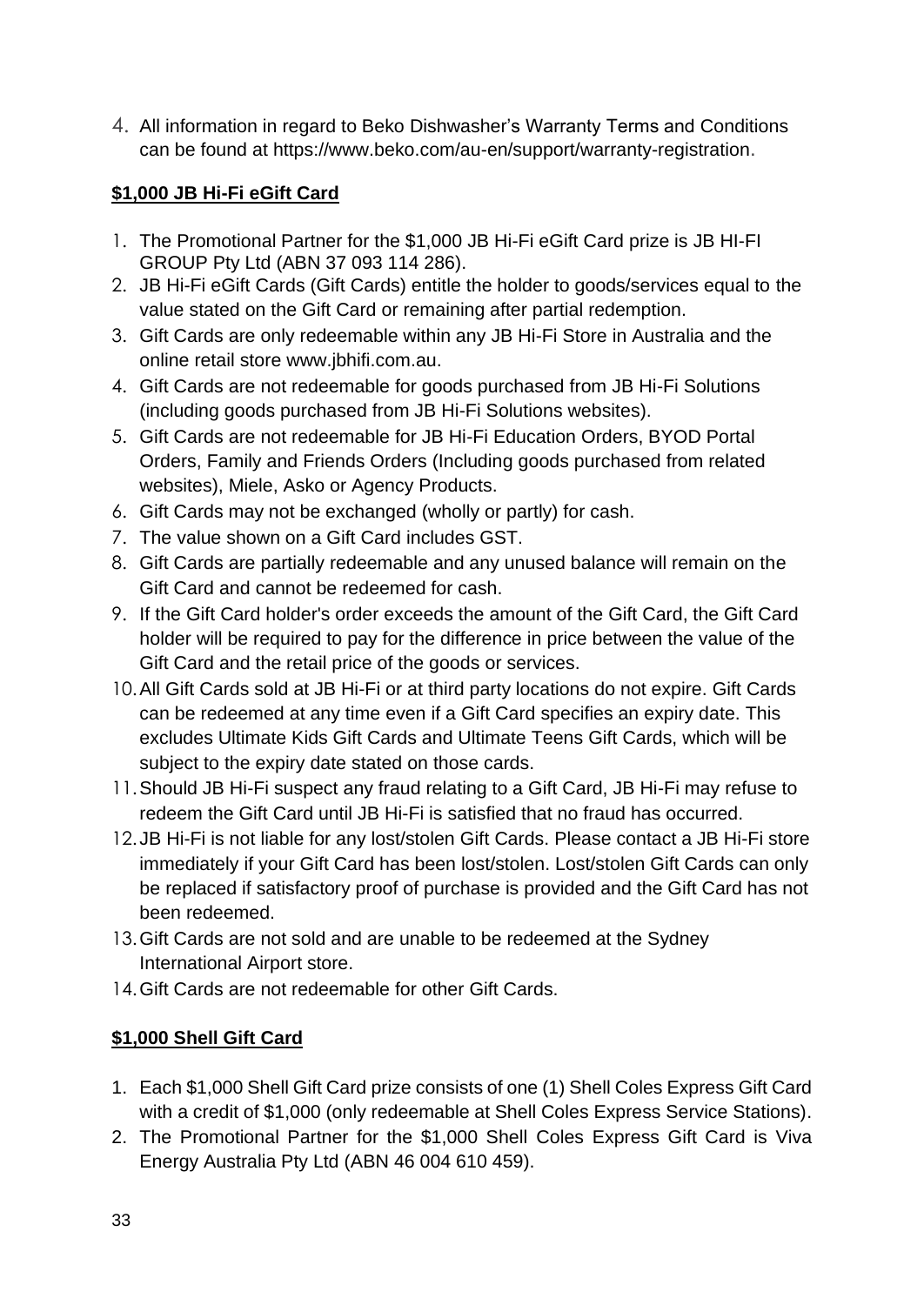4. All information in regard to Beko Dishwasher's Warranty Terms and Conditions can be found at https://www.beko.com/au-en/support/warranty-registration.

**$1,000 JB Hi-Fi eGift Card**

1. The Promotional Partner for the $1,000 JB Hi-Fi eGift Card prize is JB HI-FI GROUP Pty Ltd (ABN 37 093 114 286).
2. JB Hi-Fi eGift Cards (Gift Cards) entitle the holder to goods/services equal to the value stated on the Gift Card or remaining after partial redemption.
3. Gift Cards are only redeemable within any JB Hi-Fi Store in Australia and the online retail store www.jbhifi.com.au.
4. Gift Cards are not redeemable for goods purchased from JB Hi-Fi Solutions (including goods purchased from JB Hi-Fi Solutions websites).
5. Gift Cards are not redeemable for JB Hi-Fi Education Orders, BYOD Portal Orders, Family and Friends Orders (Including goods purchased from related websites), Miele, Asko or Agency Products.
6. Gift Cards may not be exchanged (wholly or partly) for cash.
7. The value shown on a Gift Card includes GST.
8. Gift Cards are partially redeemable and any unused balance will remain on the Gift Card and cannot be redeemed for cash.
9. If the Gift Card holder's order exceeds the amount of the Gift Card, the Gift Card holder will be required to pay for the difference in price between the value of the Gift Card and the retail price of the goods or services.
10. All Gift Cards sold at JB Hi-Fi or at third party locations do not expire. Gift Cards can be redeemed at any time even if a Gift Card specifies an expiry date. This excludes Ultimate Kids Gift Cards and Ultimate Teens Gift Cards, which will be subject to the expiry date stated on those cards.
11. Should JB Hi-Fi suspect any fraud relating to a Gift Card, JB Hi-Fi may refuse to redeem the Gift Card until JB Hi-Fi is satisfied that no fraud has occurred.
12. JB Hi-Fi is not liable for any lost/stolen Gift Cards. Please contact a JB Hi-Fi store immediately if your Gift Card has been lost/stolen. Lost/stolen Gift Cards can only be replaced if satisfactory proof of purchase is provided and the Gift Card has not been redeemed.
13. Gift Cards are not sold and are unable to be redeemed at the Sydney International Airport store.
14. Gift Cards are not redeemable for other Gift Cards.

**$1,000 Shell Gift Card**

1. Each $1,000 Shell Gift Card prize consists of one (1) Shell Coles Express Gift Card with a credit of $1,000 (only redeemable at Shell Coles Express Service Stations).
2. The Promotional Partner for the $1,000 Shell Coles Express Gift Card is Viva Energy Australia Pty Ltd (ABN 46 004 610 459).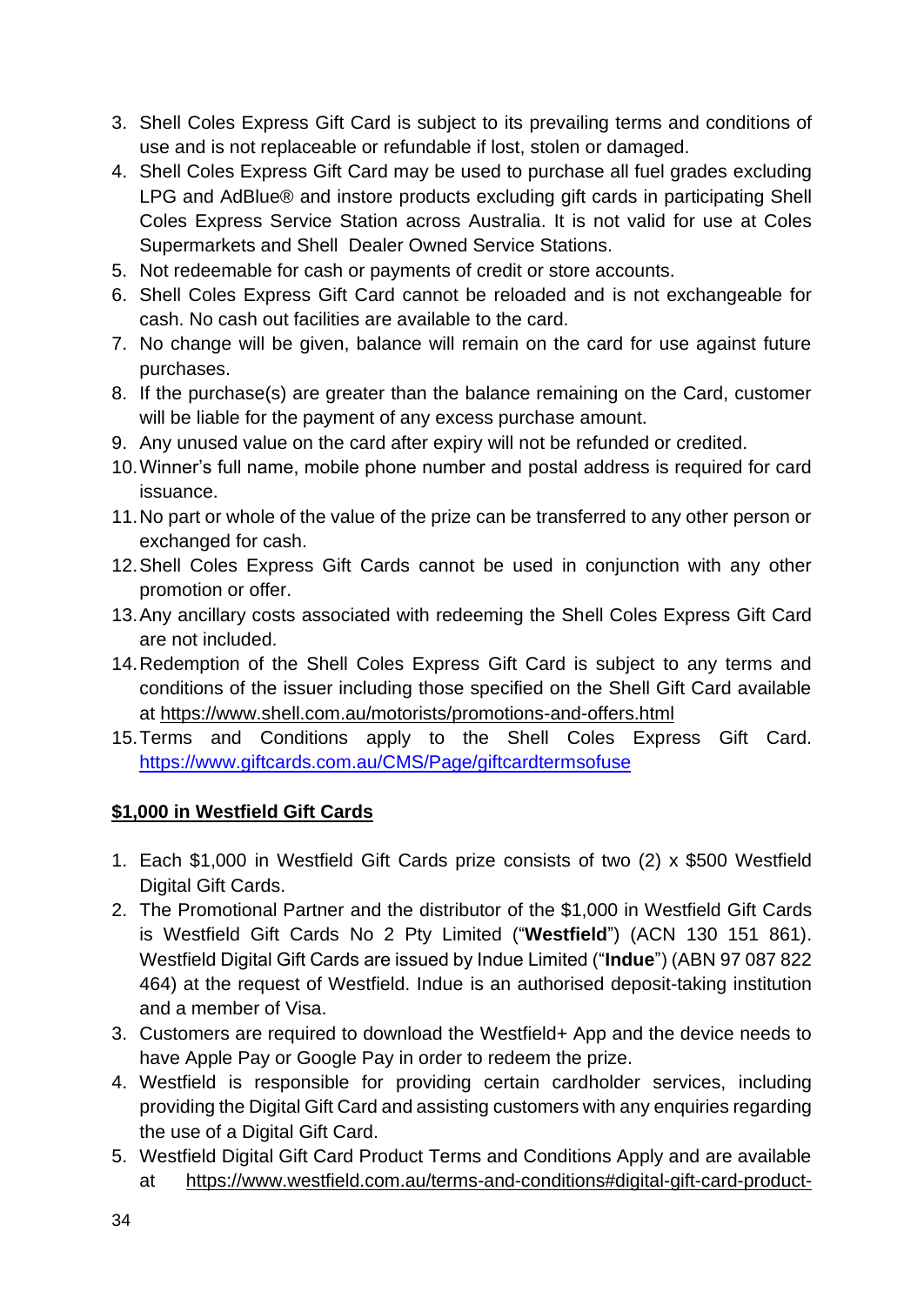3. Shell Coles Express Gift Card is subject to its prevailing terms and conditions of use and is not replaceable or refundable if lost, stolen or damaged.
4. Shell Coles Express Gift Card may be used to purchase all fuel grades excluding LPG and AdBlue® and instore products excluding gift cards in participating Shell Coles Express Service Station across Australia. It is not valid for use at Coles Supermarkets and Shell Dealer Owned Service Stations.
5. Not redeemable for cash or payments of credit or store accounts.
6. Shell Coles Express Gift Card cannot be reloaded and is not exchangeable for cash. No cash out facilities are available to the card.
7. No change will be given, balance will remain on the card for use against future purchases.
8. If the purchase(s) are greater than the balance remaining on the Card, customer will be liable for the payment of any excess purchase amount.
9. Any unused value on the card after expiry will not be refunded or credited.
10. Winner's full name, mobile phone number and postal address is required for card issuance.
11. No part or whole of the value of the prize can be transferred to any other person or exchanged for cash.
12. Shell Coles Express Gift Cards cannot be used in conjunction with any other promotion or offer.
13. Any ancillary costs associated with redeeming the Shell Coles Express Gift Card are not included.
14. Redemption of the Shell Coles Express Gift Card is subject to any terms and conditions of the issuer including those specified on the Shell Gift Card available at https://www.shell.com.au/motorists/promotions-and-offers.html
15. Terms and Conditions apply to the Shell Coles Express Gift Card. https://www.giftcards.com.au/CMS/Page/giftcardtermsofuse

**$1,000 in Westfield Gift Cards**

1. Each $1,000 in Westfield Gift Cards prize consists of two (2) x $500 Westfield Digital Gift Cards.
2. The Promotional Partner and the distributor of the $1,000 in Westfield Gift Cards is Westfield Gift Cards No 2 Pty Limited ("**Westfield**") (ACN 130 151 861). Westfield Digital Gift Cards are issued by Indue Limited ("**Indue**") (ABN 97 087 822 464) at the request of Westfield. Indue is an authorised deposit-taking institution and a member of Visa.
3. Customers are required to download the Westfield+ App and the device needs to have Apple Pay or Google Pay in order to redeem the prize.
4. Westfield is responsible for providing certain cardholder services, including providing the Digital Gift Card and assisting customers with any enquiries regarding the use of a Digital Gift Card.
5. Westfield Digital Gift Card Product Terms and Conditions Apply and are available at https://www.westfield.com.au/terms-and-conditions#digital-gift-card-product-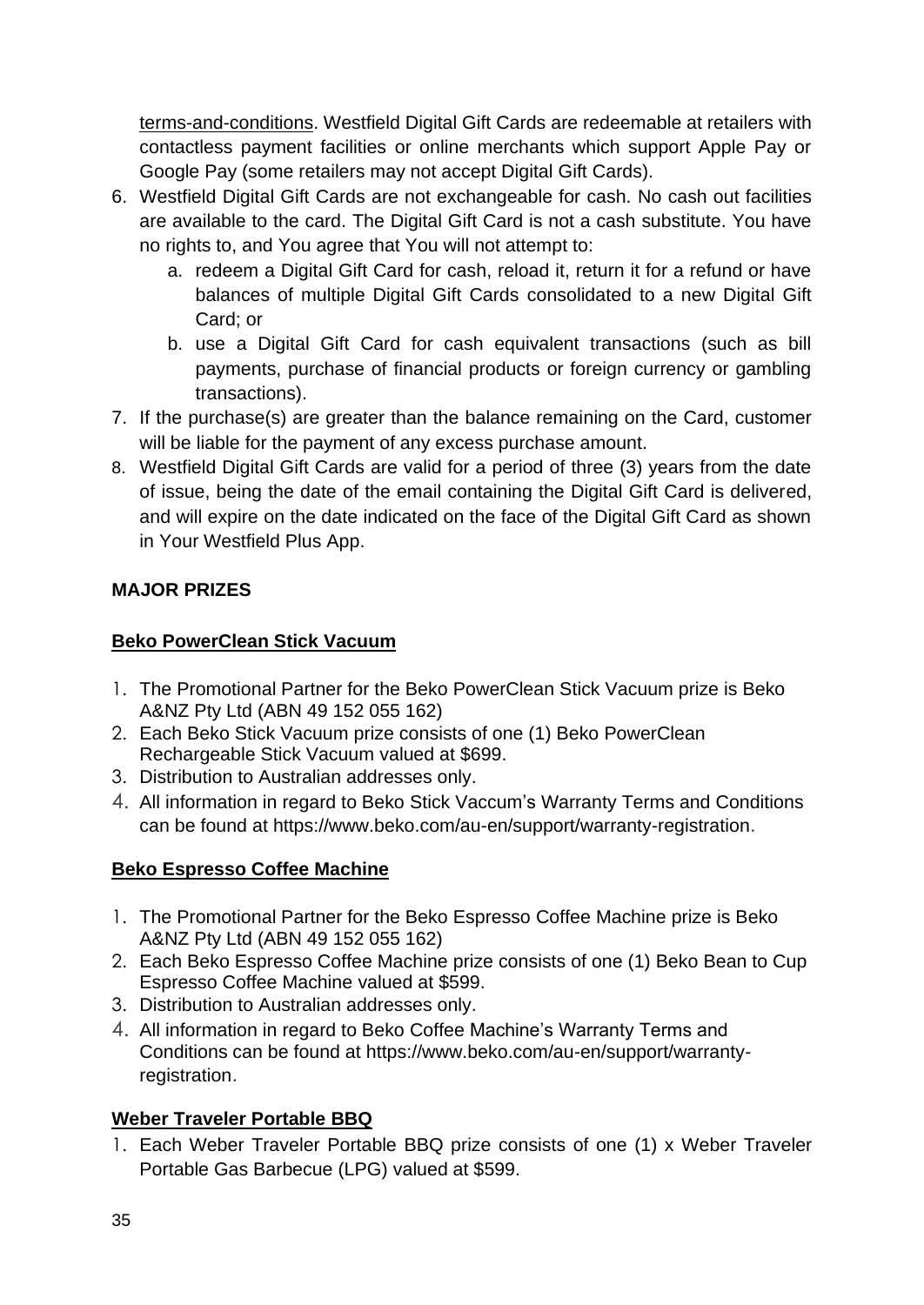terms-and-conditions. Westfield Digital Gift Cards are redeemable at retailers with contactless payment facilities or online merchants which support Apple Pay or Google Pay (some retailers may not accept Digital Gift Cards).

6. Westfield Digital Gift Cards are not exchangeable for cash. No cash out facilities are available to the card. The Digital Gift Card is not a cash substitute. You have no rights to, and You agree that You will not attempt to:
   a. redeem a Digital Gift Card for cash, reload it, return it for a refund or have balances of multiple Digital Gift Cards consolidated to a new Digital Gift Card; or
   b. use a Digital Gift Card for cash equivalent transactions (such as bill payments, purchase of financial products or foreign currency or gambling transactions).
7. If the purchase(s) are greater than the balance remaining on the Card, customer will be liable for the payment of any excess purchase amount.
8. Westfield Digital Gift Cards are valid for a period of three (3) years from the date of issue, being the date of the email containing the Digital Gift Card is delivered, and will expire on the date indicated on the face of the Digital Gift Card as shown in Your Westfield Plus App.

**MAJOR PRIZES**

**Beko PowerClean Stick Vacuum**

1. The Promotional Partner for the Beko PowerClean Stick Vacuum prize is Beko A&NZ Pty Ltd (ABN 49 152 055 162)
2. Each Beko Stick Vacuum prize consists of one (1) Beko PowerClean Rechargeable Stick Vacuum valued at $699.
3. Distribution to Australian addresses only.
4. All information in regard to Beko Stick Vaccum's Warranty Terms and Conditions can be found at https://www.beko.com/au-en/support/warranty-registration.

**Beko Espresso Coffee Machine**

1. The Promotional Partner for the Beko Espresso Coffee Machine prize is Beko A&NZ Pty Ltd (ABN 49 152 055 162)
2. Each Beko Espresso Coffee Machine prize consists of one (1) Beko Bean to Cup Espresso Coffee Machine valued at $599.
3. Distribution to Australian addresses only.
4. All information in regard to Beko Coffee Machine's Warranty Terms and Conditions can be found at https://www.beko.com/au-en/support/warranty-registration.

**Weber Traveler Portable BBQ**

1. Each Weber Traveler Portable BBQ prize consists of one (1) x Weber Traveler Portable Gas Barbecue (LPG) valued at $599.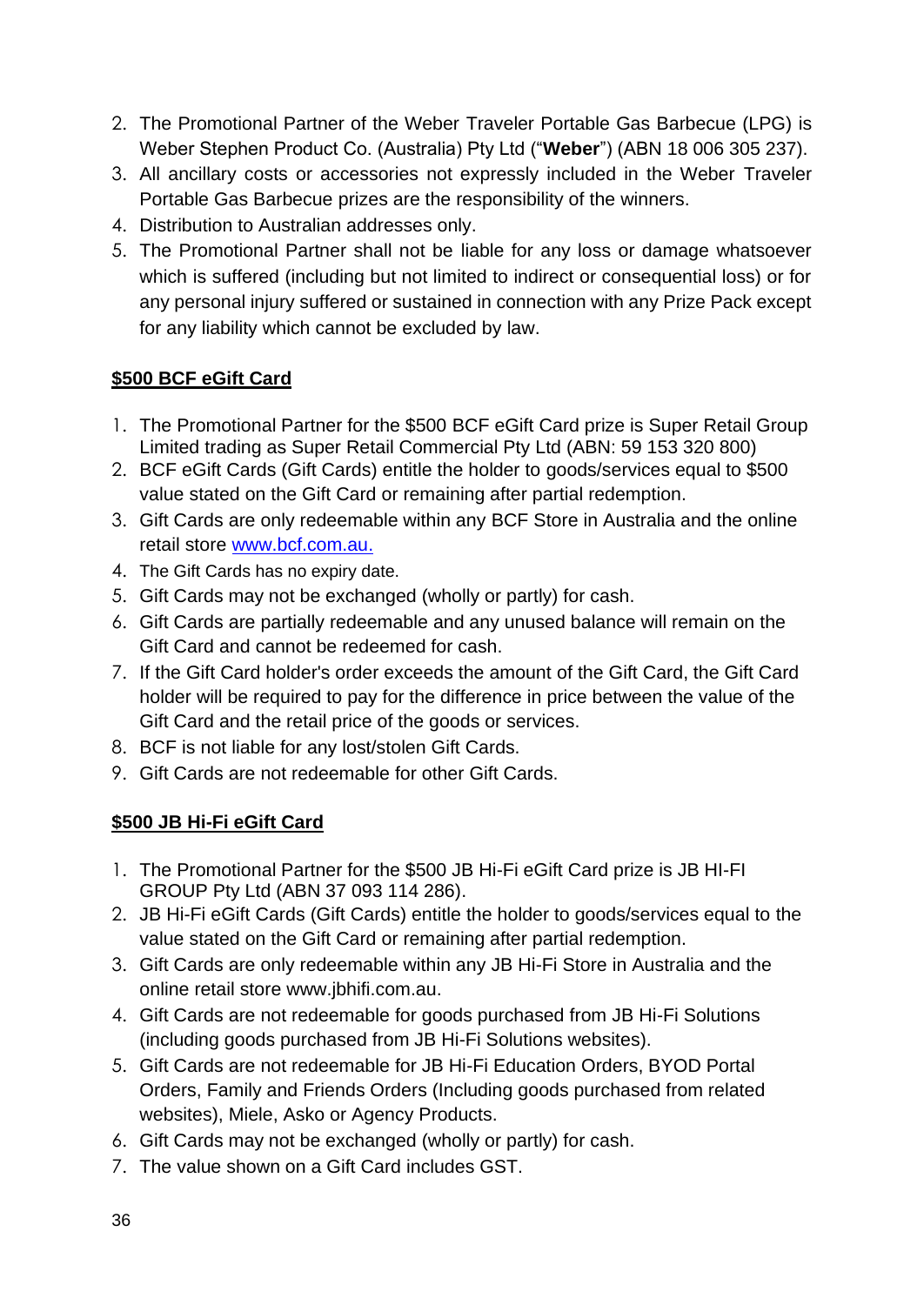2. The Promotional Partner of the Weber Traveler Portable Gas Barbecue (LPG) is Weber Stephen Product Co. (Australia) Pty Ltd ("**Weber**") (ABN 18 006 305 237).
3. All ancillary costs or accessories not expressly included in the Weber Traveler Portable Gas Barbecue prizes are the responsibility of the winners.
4. Distribution to Australian addresses only.
5. The Promotional Partner shall not be liable for any loss or damage whatsoever which is suffered (including but not limited to indirect or consequential loss) or for any personal injury suffered or sustained in connection with any Prize Pack except for any liability which cannot be excluded by law.

**$500 BCF eGift Card**

1. The Promotional Partner for the $500 BCF eGift Card prize is Super Retail Group Limited trading as Super Retail Commercial Pty Ltd (ABN: 59 153 320 800)
2. BCF eGift Cards (Gift Cards) entitle the holder to goods/services equal to $500 value stated on the Gift Card or remaining after partial redemption.
3. Gift Cards are only redeemable within any BCF Store in Australia and the online retail store [www.bcf.com.au.](www.bcf.com.au)
4. The Gift Cards has no expiry date.
5. Gift Cards may not be exchanged (wholly or partly) for cash.
6. Gift Cards are partially redeemable and any unused balance will remain on the Gift Card and cannot be redeemed for cash.
7. If the Gift Card holder's order exceeds the amount of the Gift Card, the Gift Card holder will be required to pay for the difference in price between the value of the Gift Card and the retail price of the goods or services.
8. BCF is not liable for any lost/stolen Gift Cards.
9. Gift Cards are not redeemable for other Gift Cards.

**$500 JB Hi-Fi eGift Card**

1. The Promotional Partner for the $500 JB Hi-Fi eGift Card prize is JB HI-FI GROUP Pty Ltd (ABN 37 093 114 286).
2. JB Hi-Fi eGift Cards (Gift Cards) entitle the holder to goods/services equal to the value stated on the Gift Card or remaining after partial redemption.
3. Gift Cards are only redeemable within any JB Hi-Fi Store in Australia and the online retail store www.jbhifi.com.au.
4. Gift Cards are not redeemable for goods purchased from JB Hi-Fi Solutions (including goods purchased from JB Hi-Fi Solutions websites).
5. Gift Cards are not redeemable for JB Hi-Fi Education Orders, BYOD Portal Orders, Family and Friends Orders (Including goods purchased from related websites), Miele, Asko or Agency Products.
6. Gift Cards may not be exchanged (wholly or partly) for cash.
7. The value shown on a Gift Card includes GST.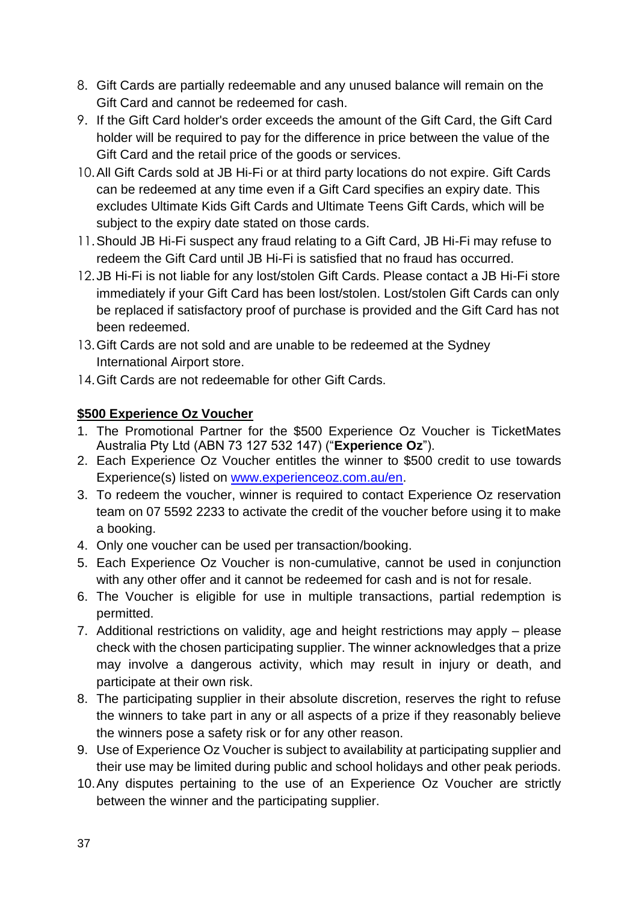8. Gift Cards are partially redeemable and any unused balance will remain on the Gift Card and cannot be redeemed for cash.
9. If the Gift Card holder's order exceeds the amount of the Gift Card, the Gift Card holder will be required to pay for the difference in price between the value of the Gift Card and the retail price of the goods or services.
10. All Gift Cards sold at JB Hi-Fi or at third party locations do not expire. Gift Cards can be redeemed at any time even if a Gift Card specifies an expiry date. This excludes Ultimate Kids Gift Cards and Ultimate Teens Gift Cards, which will be subject to the expiry date stated on those cards.
11. Should JB Hi-Fi suspect any fraud relating to a Gift Card, JB Hi-Fi may refuse to redeem the Gift Card until JB Hi-Fi is satisfied that no fraud has occurred.
12. JB Hi-Fi is not liable for any lost/stolen Gift Cards. Please contact a JB Hi-Fi store immediately if your Gift Card has been lost/stolen. Lost/stolen Gift Cards can only be replaced if satisfactory proof of purchase is provided and the Gift Card has not been redeemed.
13. Gift Cards are not sold and are unable to be redeemed at the Sydney International Airport store.
14. Gift Cards are not redeemable for other Gift Cards.

**$500 Experience Oz Voucher**

1. The Promotional Partner for the $500 Experience Oz Voucher is TicketMates Australia Pty Ltd (ABN 73 127 532 147) ("**Experience Oz**").
2. Each Experience Oz Voucher entitles the winner to $500 credit to use towards Experience(s) listed on www.experienceoz.com.au/en.
3. To redeem the voucher, winner is required to contact Experience Oz reservation team on 07 5592 2233 to activate the credit of the voucher before using it to make a booking.
4. Only one voucher can be used per transaction/booking.
5. Each Experience Oz Voucher is non-cumulative, cannot be used in conjunction with any other offer and it cannot be redeemed for cash and is not for resale.
6. The Voucher is eligible for use in multiple transactions, partial redemption is permitted.
7. Additional restrictions on validity, age and height restrictions may apply – please check with the chosen participating supplier. The winner acknowledges that a prize may involve a dangerous activity, which may result in injury or death, and participate at their own risk.
8. The participating supplier in their absolute discretion, reserves the right to refuse the winners to take part in any or all aspects of a prize if they reasonably believe the winners pose a safety risk or for any other reason.
9. Use of Experience Oz Voucher is subject to availability at participating supplier and their use may be limited during public and school holidays and other peak periods.
10. Any disputes pertaining to the use of an Experience Oz Voucher are strictly between the winner and the participating supplier.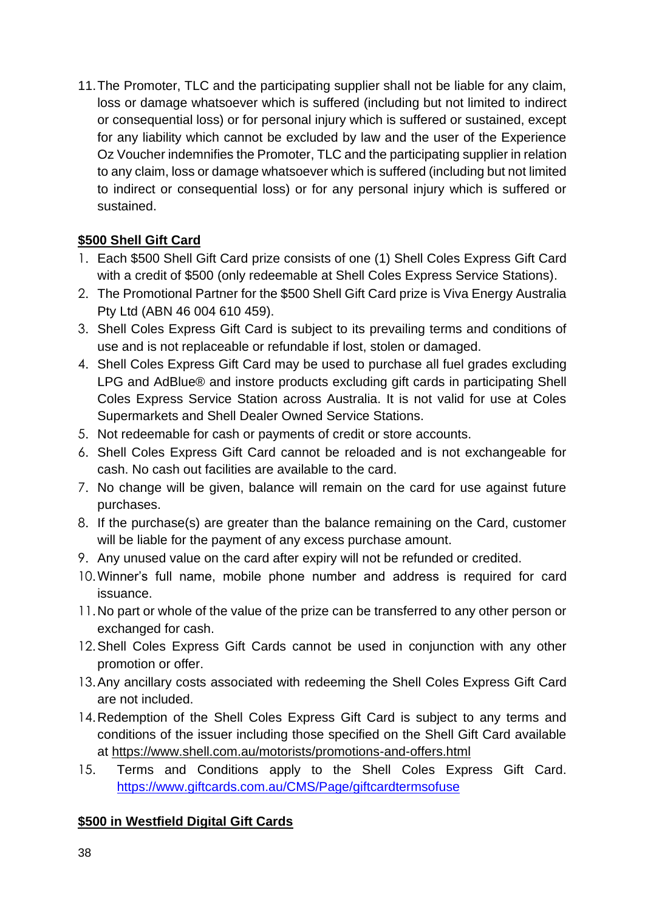11. The Promoter, TLC and the participating supplier shall not be liable for any claim, loss or damage whatsoever which is suffered (including but not limited to indirect or consequential loss) or for personal injury which is suffered or sustained, except for any liability which cannot be excluded by law and the user of the Experience Oz Voucher indemnifies the Promoter, TLC and the participating supplier in relation to any claim, loss or damage whatsoever which is suffered (including but not limited to indirect or consequential loss) or for any personal injury which is suffered or sustained.

**$500 Shell Gift Card**

1. Each $500 Shell Gift Card prize consists of one (1) Shell Coles Express Gift Card with a credit of $500 (only redeemable at Shell Coles Express Service Stations).
2. The Promotional Partner for the $500 Shell Gift Card prize is Viva Energy Australia Pty Ltd (ABN 46 004 610 459).
3. Shell Coles Express Gift Card is subject to its prevailing terms and conditions of use and is not replaceable or refundable if lost, stolen or damaged.
4. Shell Coles Express Gift Card may be used to purchase all fuel grades excluding LPG and AdBlue® and instore products excluding gift cards in participating Shell Coles Express Service Station across Australia. It is not valid for use at Coles Supermarkets and Shell Dealer Owned Service Stations.
5. Not redeemable for cash or payments of credit or store accounts.
6. Shell Coles Express Gift Card cannot be reloaded and is not exchangeable for cash. No cash out facilities are available to the card.
7. No change will be given, balance will remain on the card for use against future purchases.
8. If the purchase(s) are greater than the balance remaining on the Card, customer will be liable for the payment of any excess purchase amount.
9. Any unused value on the card after expiry will not be refunded or credited.
10. Winner's full name, mobile phone number and address is required for card issuance.
11. No part or whole of the value of the prize can be transferred to any other person or exchanged for cash.
12. Shell Coles Express Gift Cards cannot be used in conjunction with any other promotion or offer.
13. Any ancillary costs associated with redeeming the Shell Coles Express Gift Card are not included.
14. Redemption of the Shell Coles Express Gift Card is subject to any terms and conditions of the issuer including those specified on the Shell Gift Card available at https://www.shell.com.au/motorists/promotions-and-offers.html
15. Terms and Conditions apply to the Shell Coles Express Gift Card. https://www.giftcards.com.au/CMS/Page/giftcardtermsofuse

**$500 in Westfield Digital Gift Cards**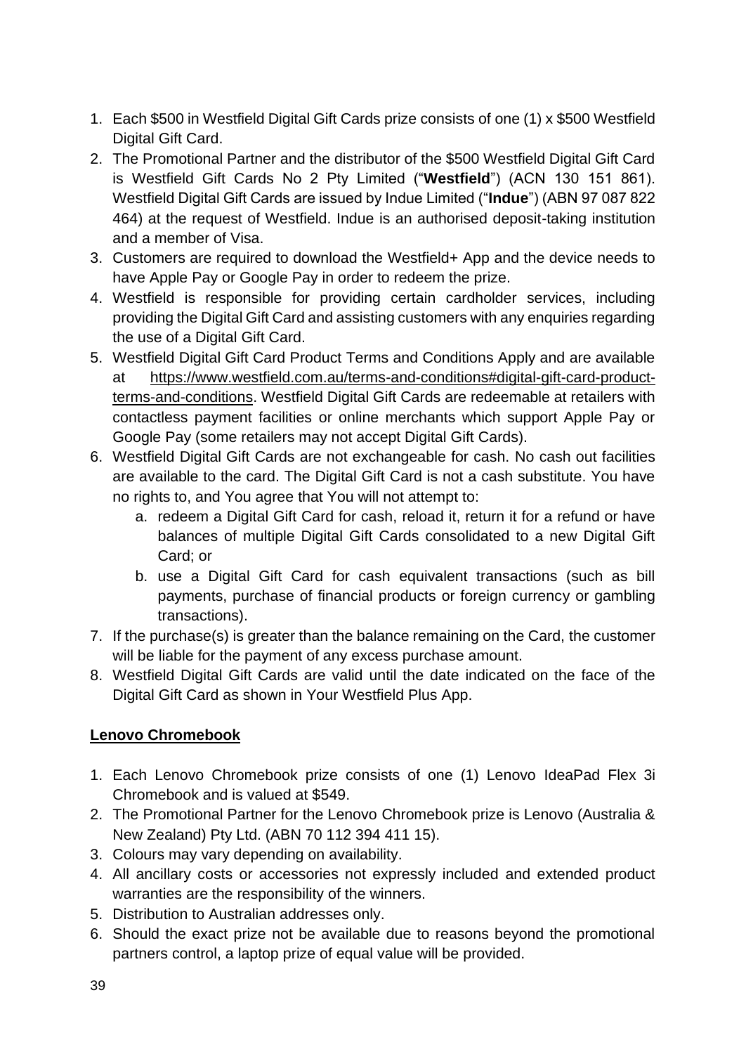1. Each $500 in Westfield Digital Gift Cards prize consists of one (1) x $500 Westfield Digital Gift Card.
2. The Promotional Partner and the distributor of the $500 Westfield Digital Gift Card is Westfield Gift Cards No 2 Pty Limited ("**Westfield**") (ACN 130 151 861). Westfield Digital Gift Cards are issued by Indue Limited ("**Indue**") (ABN 97 087 822 464) at the request of Westfield. Indue is an authorised deposit-taking institution and a member of Visa.
3. Customers are required to download the Westfield+ App and the device needs to have Apple Pay or Google Pay in order to redeem the prize.
4. Westfield is responsible for providing certain cardholder services, including providing the Digital Gift Card and assisting customers with any enquiries regarding the use of a Digital Gift Card.
5. Westfield Digital Gift Card Product Terms and Conditions Apply and are available at https://www.westfield.com.au/terms-and-conditions#digital-gift-card-product-terms-and-conditions. Westfield Digital Gift Cards are redeemable at retailers with contactless payment facilities or online merchants which support Apple Pay or Google Pay (some retailers may not accept Digital Gift Cards).
6. Westfield Digital Gift Cards are not exchangeable for cash. No cash out facilities are available to the card. The Digital Gift Card is not a cash substitute. You have no rights to, and You agree that You will not attempt to:
   a. redeem a Digital Gift Card for cash, reload it, return it for a refund or have balances of multiple Digital Gift Cards consolidated to a new Digital Gift Card; or
   b. use a Digital Gift Card for cash equivalent transactions (such as bill payments, purchase of financial products or foreign currency or gambling transactions).
7. If the purchase(s) is greater than the balance remaining on the Card, the customer will be liable for the payment of any excess purchase amount.
8. Westfield Digital Gift Cards are valid until the date indicated on the face of the Digital Gift Card as shown in Your Westfield Plus App.

**Lenovo Chromebook**

1. Each Lenovo Chromebook prize consists of one (1) Lenovo IdeaPad Flex 3i Chromebook and is valued at $549.
2. The Promotional Partner for the Lenovo Chromebook prize is Lenovo (Australia & New Zealand) Pty Ltd. (ABN 70 112 394 411 15).
3. Colours may vary depending on availability.
4. All ancillary costs or accessories not expressly included and extended product warranties are the responsibility of the winners.
5. Distribution to Australian addresses only.
6. Should the exact prize not be available due to reasons beyond the promotional partners control, a laptop prize of equal value will be provided.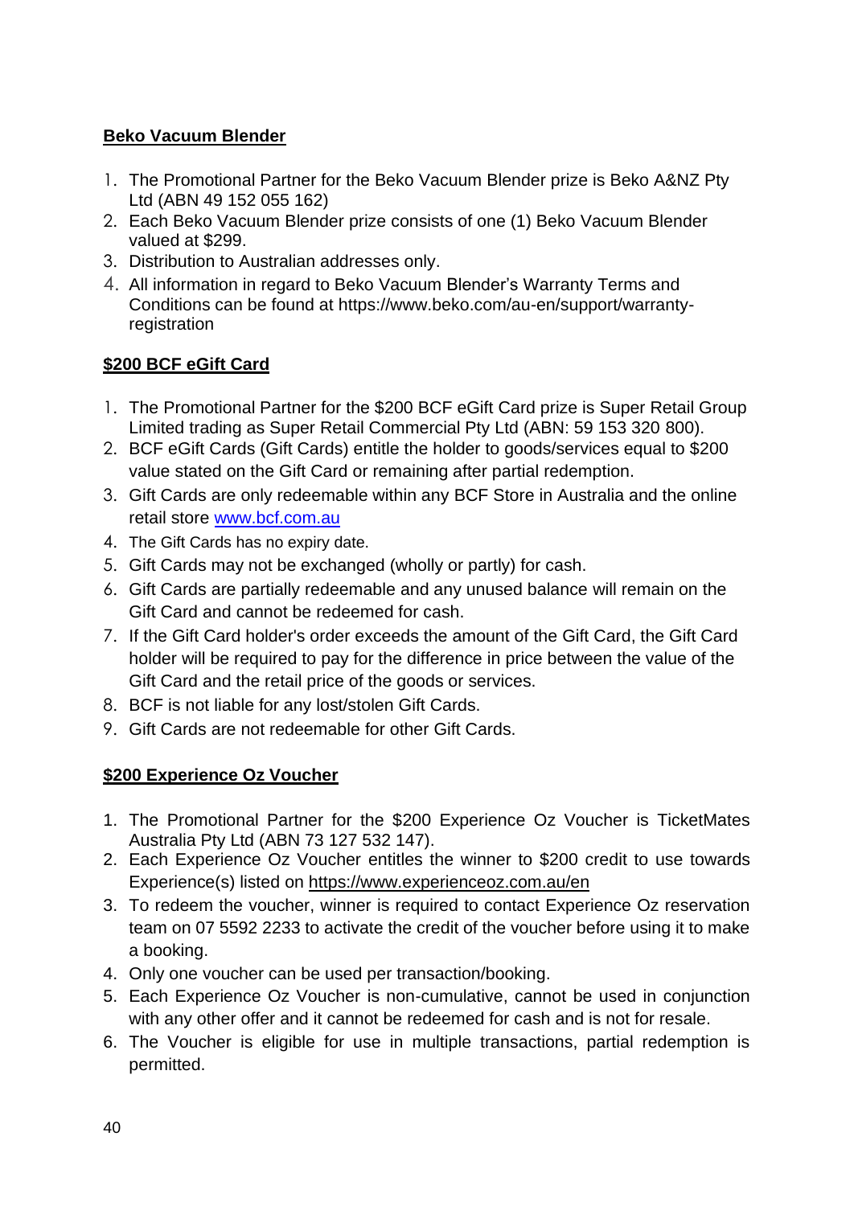**Beko Vacuum Blender**

1. The Promotional Partner for the Beko Vacuum Blender prize is Beko A&NZ Pty Ltd (ABN 49 152 055 162)
2. Each Beko Vacuum Blender prize consists of one (1) Beko Vacuum Blender valued at $299.
3. Distribution to Australian addresses only.
4. All information in regard to Beko Vacuum Blender's Warranty Terms and Conditions can be found at https://www.beko.com/au-en/support/warranty-registration

**$200 BCF eGift Card**

1. The Promotional Partner for the $200 BCF eGift Card prize is Super Retail Group Limited trading as Super Retail Commercial Pty Ltd (ABN: 59 153 320 800).
2. BCF eGift Cards (Gift Cards) entitle the holder to goods/services equal to $200 value stated on the Gift Card or remaining after partial redemption.
3. Gift Cards are only redeemable within any BCF Store in Australia and the online retail store www.bcf.com.au
4. The Gift Cards has no expiry date.
5. Gift Cards may not be exchanged (wholly or partly) for cash.
6. Gift Cards are partially redeemable and any unused balance will remain on the Gift Card and cannot be redeemed for cash.
7. If the Gift Card holder's order exceeds the amount of the Gift Card, the Gift Card holder will be required to pay for the difference in price between the value of the Gift Card and the retail price of the goods or services.
8. BCF is not liable for any lost/stolen Gift Cards.
9. Gift Cards are not redeemable for other Gift Cards.

**$200 Experience Oz Voucher**

1. The Promotional Partner for the $200 Experience Oz Voucher is TicketMates Australia Pty Ltd (ABN 73 127 532 147).
2. Each Experience Oz Voucher entitles the winner to $200 credit to use towards Experience(s) listed on https://www.experienceoz.com.au/en
3. To redeem the voucher, winner is required to contact Experience Oz reservation team on 07 5592 2233 to activate the credit of the voucher before using it to make a booking.
4. Only one voucher can be used per transaction/booking.
5. Each Experience Oz Voucher is non-cumulative, cannot be used in conjunction with any other offer and it cannot be redeemed for cash and is not for resale.
6. The Voucher is eligible for use in multiple transactions, partial redemption is permitted.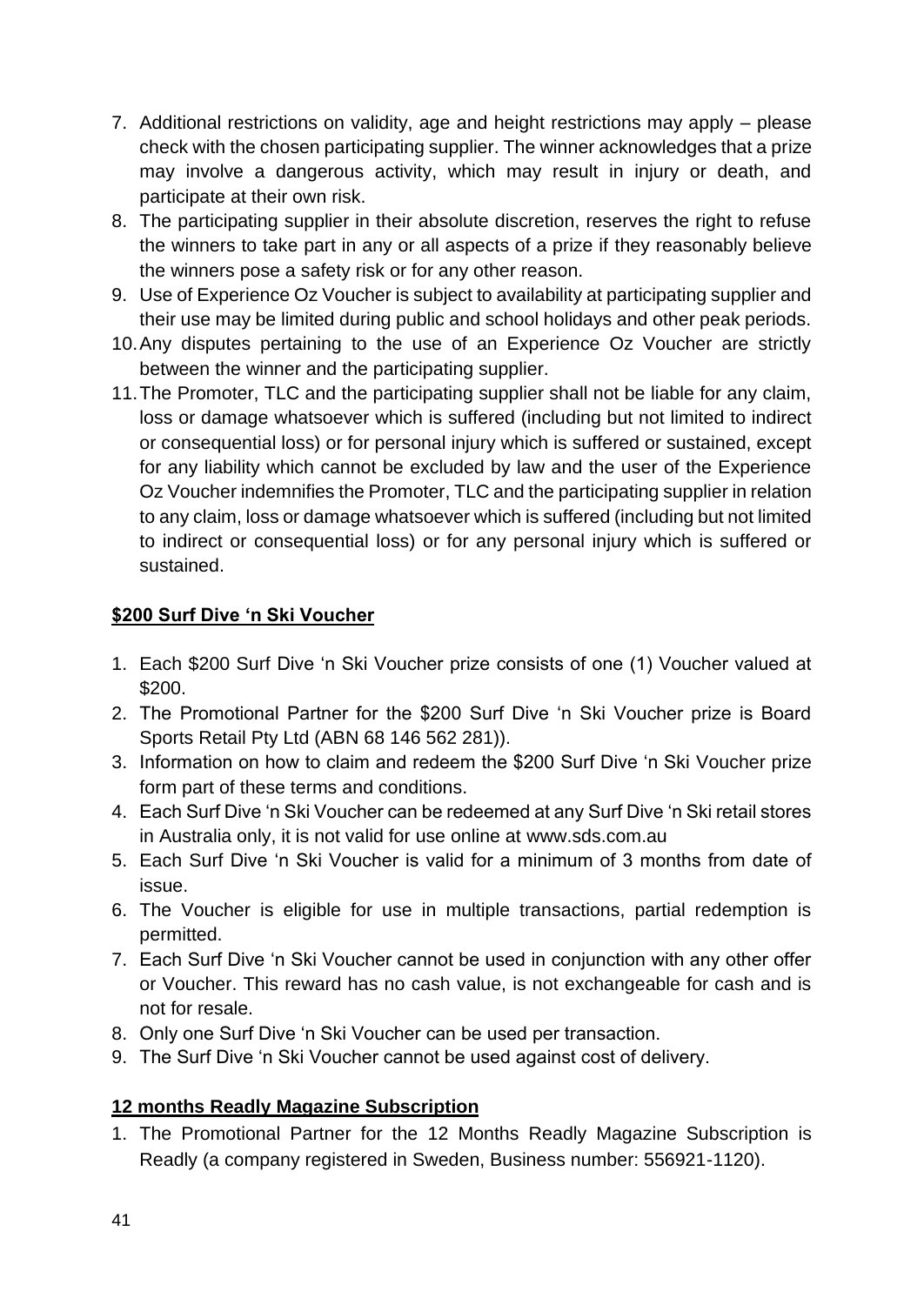7. Additional restrictions on validity, age and height restrictions may apply – please check with the chosen participating supplier. The winner acknowledges that a prize may involve a dangerous activity, which may result in injury or death, and participate at their own risk.
8. The participating supplier in their absolute discretion, reserves the right to refuse the winners to take part in any or all aspects of a prize if they reasonably believe the winners pose a safety risk or for any other reason.
9. Use of Experience Oz Voucher is subject to availability at participating supplier and their use may be limited during public and school holidays and other peak periods.
10. Any disputes pertaining to the use of an Experience Oz Voucher are strictly between the winner and the participating supplier.
11. The Promoter, TLC and the participating supplier shall not be liable for any claim, loss or damage whatsoever which is suffered (including but not limited to indirect or consequential loss) or for personal injury which is suffered or sustained, except for any liability which cannot be excluded by law and the user of the Experience Oz Voucher indemnifies the Promoter, TLC and the participating supplier in relation to any claim, loss or damage whatsoever which is suffered (including but not limited to indirect or consequential loss) or for any personal injury which is suffered or sustained.

**$200 Surf Dive 'n Ski Voucher**

1. Each $200 Surf Dive 'n Ski Voucher prize consists of one (1) Voucher valued at $200.
2. The Promotional Partner for the $200 Surf Dive 'n Ski Voucher prize is Board Sports Retail Pty Ltd (ABN 68 146 562 281)).
3. Information on how to claim and redeem the $200 Surf Dive 'n Ski Voucher prize form part of these terms and conditions.
4. Each Surf Dive 'n Ski Voucher can be redeemed at any Surf Dive 'n Ski retail stores in Australia only, it is not valid for use online at www.sds.com.au
5. Each Surf Dive 'n Ski Voucher is valid for a minimum of 3 months from date of issue.
6. The Voucher is eligible for use in multiple transactions, partial redemption is permitted.
7. Each Surf Dive 'n Ski Voucher cannot be used in conjunction with any other offer or Voucher. This reward has no cash value, is not exchangeable for cash and is not for resale.
8. Only one Surf Dive 'n Ski Voucher can be used per transaction.
9. The Surf Dive 'n Ski Voucher cannot be used against cost of delivery.

**12 months Readly Magazine Subscription**

1. The Promotional Partner for the 12 Months Readly Magazine Subscription is Readly (a company registered in Sweden, Business number: 556921-1120).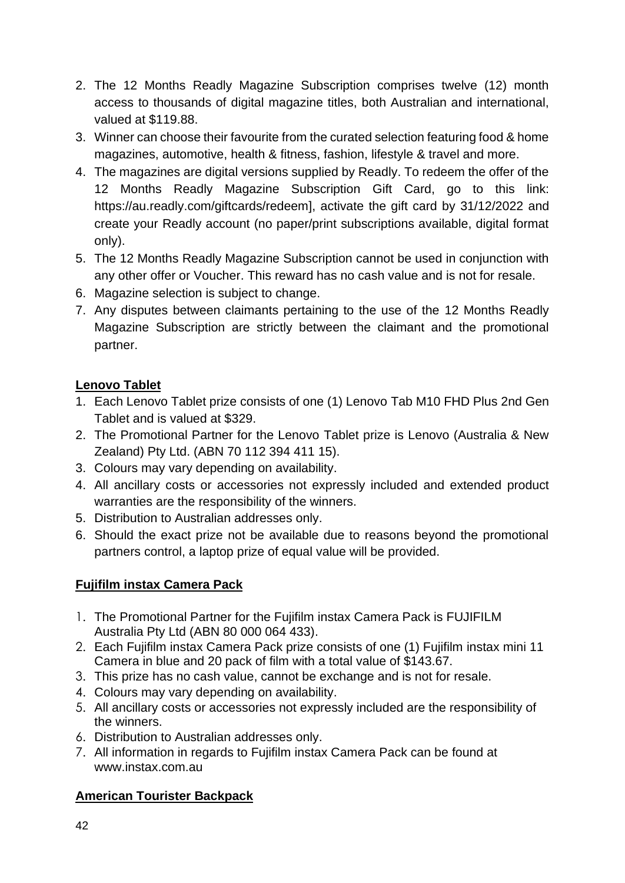2. The 12 Months Readly Magazine Subscription comprises twelve (12) month access to thousands of digital magazine titles, both Australian and international, valued at $119.88.
3. Winner can choose their favourite from the curated selection featuring food & home magazines, automotive, health & fitness, fashion, lifestyle & travel and more.
4. The magazines are digital versions supplied by Readly. To redeem the offer of the 12 Months Readly Magazine Subscription Gift Card, go to this link: https://au.readly.com/giftcards/redeem], activate the gift card by 31/12/2022 and create your Readly account (no paper/print subscriptions available, digital format only).
5. The 12 Months Readly Magazine Subscription cannot be used in conjunction with any other offer or Voucher. This reward has no cash value and is not for resale.
6. Magazine selection is subject to change.
7. Any disputes between claimants pertaining to the use of the 12 Months Readly Magazine Subscription are strictly between the claimant and the promotional partner.

**Lenovo Tablet**

1. Each Lenovo Tablet prize consists of one (1) Lenovo Tab M10 FHD Plus 2nd Gen Tablet and is valued at $329.
2. The Promotional Partner for the Lenovo Tablet prize is Lenovo (Australia & New Zealand) Pty Ltd. (ABN 70 112 394 411 15).
3. Colours may vary depending on availability.
4. All ancillary costs or accessories not expressly included and extended product warranties are the responsibility of the winners.
5. Distribution to Australian addresses only.
6. Should the exact prize not be available due to reasons beyond the promotional partners control, a laptop prize of equal value will be provided.

**Fujifilm instax Camera Pack**

1. The Promotional Partner for the Fujifilm instax Camera Pack is FUJIFILM Australia Pty Ltd (ABN 80 000 064 433).
2. Each Fujifilm instax Camera Pack prize consists of one (1) Fujifilm instax mini 11 Camera in blue and 20 pack of film with a total value of $143.67.
3. This prize has no cash value, cannot be exchange and is not for resale.
4. Colours may vary depending on availability.
5. All ancillary costs or accessories not expressly included are the responsibility of the winners.
6. Distribution to Australian addresses only.
7. All information in regards to Fujifilm instax Camera Pack can be found at www.instax.com.au

**American Tourister Backpack**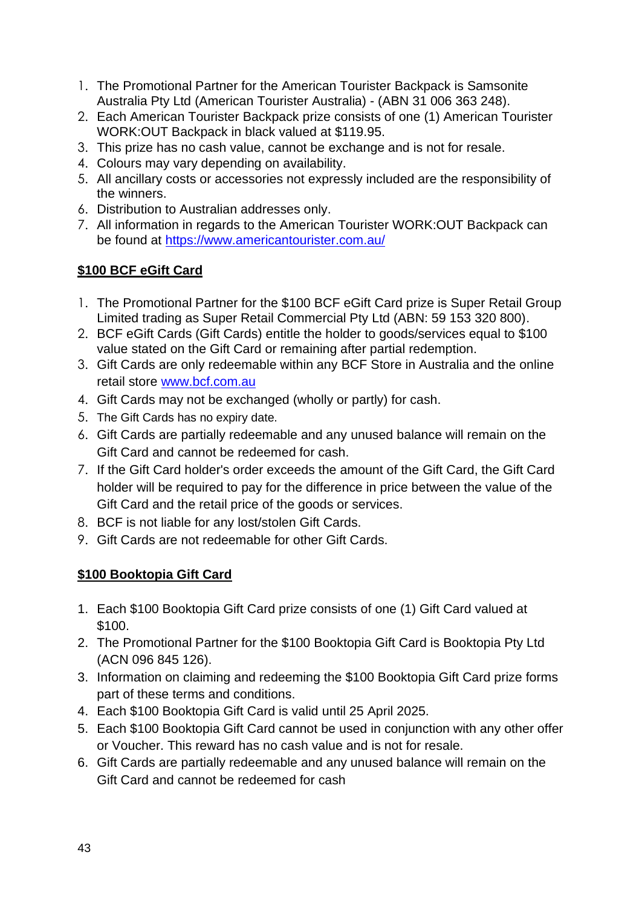1. The Promotional Partner for the American Tourister Backpack is Samsonite Australia Pty Ltd (American Tourister Australia) - (ABN 31 006 363 248).
2. Each American Tourister Backpack prize consists of one (1) American Tourister WORK:OUT Backpack in black valued at $119.95.
3. This prize has no cash value, cannot be exchange and is not for resale.
4. Colours may vary depending on availability.
5. All ancillary costs or accessories not expressly included are the responsibility of the winners.
6. Distribution to Australian addresses only.
7. All information in regards to the American Tourister WORK:OUT Backpack can be found at [https://www.americantourister.com.au/](https://www.americantourister.com.au/)

**$100 BCF eGift Card**

1. The Promotional Partner for the $100 BCF eGift Card prize is Super Retail Group Limited trading as Super Retail Commercial Pty Ltd (ABN: 59 153 320 800).
2. BCF eGift Cards (Gift Cards) entitle the holder to goods/services equal to $100 value stated on the Gift Card or remaining after partial redemption.
3. Gift Cards are only redeemable within any BCF Store in Australia and the online retail store [www.bcf.com.au](www.bcf.com.au)
4. Gift Cards may not be exchanged (wholly or partly) for cash.
5. The Gift Cards has no expiry date.
6. Gift Cards are partially redeemable and any unused balance will remain on the Gift Card and cannot be redeemed for cash.
7. If the Gift Card holder's order exceeds the amount of the Gift Card, the Gift Card holder will be required to pay for the difference in price between the value of the Gift Card and the retail price of the goods or services.
8. BCF is not liable for any lost/stolen Gift Cards.
9. Gift Cards are not redeemable for other Gift Cards.

**$100 Booktopia Gift Card**

1. Each $100 Booktopia Gift Card prize consists of one (1) Gift Card valued at $100.
2. The Promotional Partner for the $100 Booktopia Gift Card is Booktopia Pty Ltd (ACN 096 845 126).
3. Information on claiming and redeeming the $100 Booktopia Gift Card prize forms part of these terms and conditions.
4. Each $100 Booktopia Gift Card is valid until 25 April 2025.
5. Each $100 Booktopia Gift Card cannot be used in conjunction with any other offer or Voucher. This reward has no cash value and is not for resale.
6. Gift Cards are partially redeemable and any unused balance will remain on the Gift Card and cannot be redeemed for cash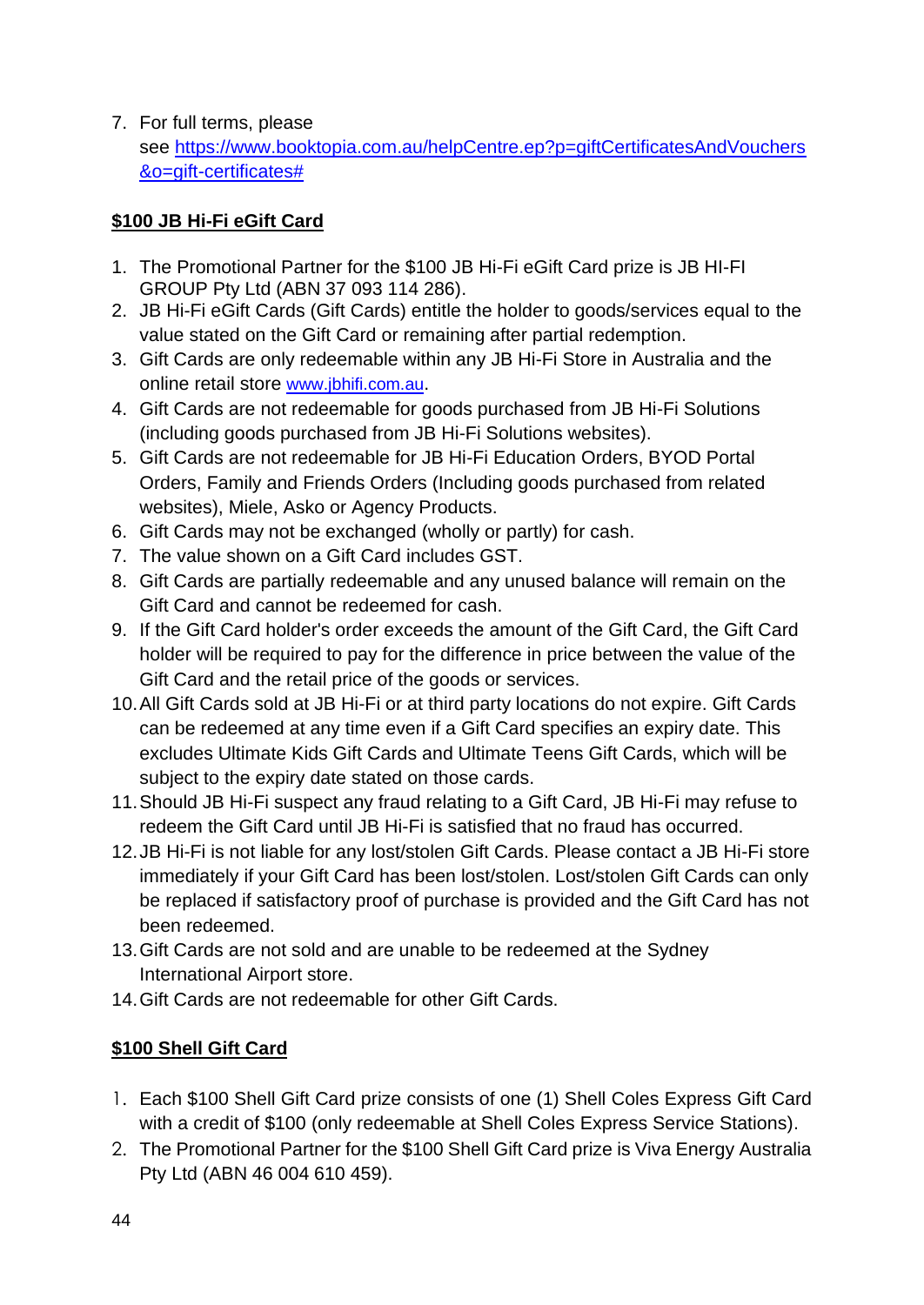7. For full terms, please see [https://www.booktopia.com.au/helpCentre.ep?p=giftCertificatesAndVouchers&o=gift-certificates#](https://www.booktopia.com.au/helpCentre.ep?p=giftCertificatesAndVouchers&o=gift-certificates#)

**$100 JB Hi-Fi eGift Card**

1. The Promotional Partner for the $100 JB Hi-Fi eGift Card prize is JB HI-FI GROUP Pty Ltd (ABN 37 093 114 286).
2. JB Hi-Fi eGift Cards (Gift Cards) entitle the holder to goods/services equal to the value stated on the Gift Card or remaining after partial redemption.
3. Gift Cards are only redeemable within any JB Hi-Fi Store in Australia and the online retail store [www.jbhifi.com.au](http://www.jbhifi.com.au).
4. Gift Cards are not redeemable for goods purchased from JB Hi-Fi Solutions (including goods purchased from JB Hi-Fi Solutions websites).
5. Gift Cards are not redeemable for JB Hi-Fi Education Orders, BYOD Portal Orders, Family and Friends Orders (Including goods purchased from related websites), Miele, Asko or Agency Products.
6. Gift Cards may not be exchanged (wholly or partly) for cash.
7. The value shown on a Gift Card includes GST.
8. Gift Cards are partially redeemable and any unused balance will remain on the Gift Card and cannot be redeemed for cash.
9. If the Gift Card holder's order exceeds the amount of the Gift Card, the Gift Card holder will be required to pay for the difference in price between the value of the Gift Card and the retail price of the goods or services.
10. All Gift Cards sold at JB Hi-Fi or at third party locations do not expire. Gift Cards can be redeemed at any time even if a Gift Card specifies an expiry date. This excludes Ultimate Kids Gift Cards and Ultimate Teens Gift Cards, which will be subject to the expiry date stated on those cards.
11. Should JB Hi-Fi suspect any fraud relating to a Gift Card, JB Hi-Fi may refuse to redeem the Gift Card until JB Hi-Fi is satisfied that no fraud has occurred.
12. JB Hi-Fi is not liable for any lost/stolen Gift Cards. Please contact a JB Hi-Fi store immediately if your Gift Card has been lost/stolen. Lost/stolen Gift Cards can only be replaced if satisfactory proof of purchase is provided and the Gift Card has not been redeemed.
13. Gift Cards are not sold and are unable to be redeemed at the Sydney International Airport store.
14. Gift Cards are not redeemable for other Gift Cards.

**$100 Shell Gift Card**

1. Each $100 Shell Gift Card prize consists of one (1) Shell Coles Express Gift Card with a credit of $100 (only redeemable at Shell Coles Express Service Stations).
2. The Promotional Partner for the $100 Shell Gift Card prize is Viva Energy Australia Pty Ltd (ABN 46 004 610 459).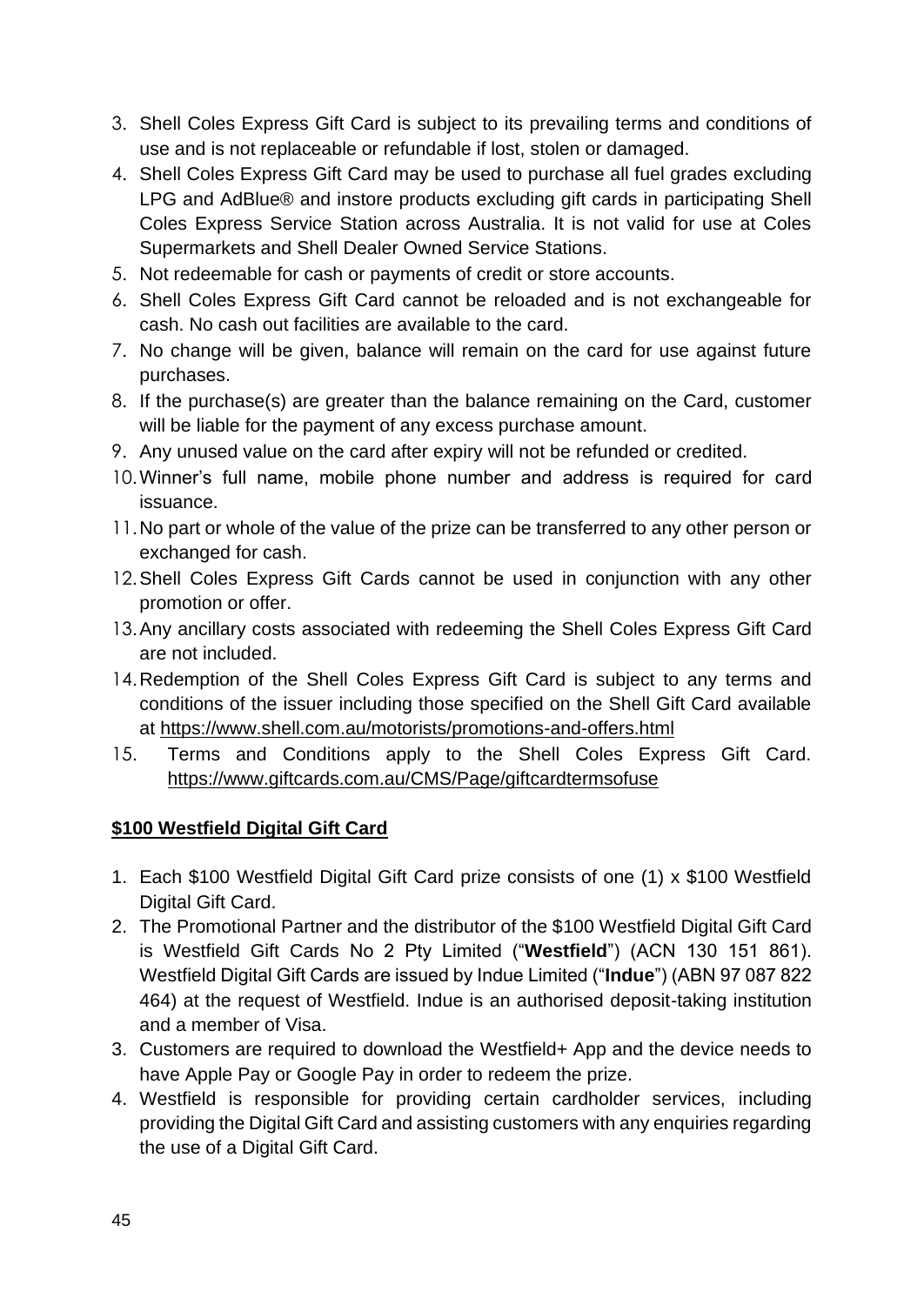3. Shell Coles Express Gift Card is subject to its prevailing terms and conditions of use and is not replaceable or refundable if lost, stolen or damaged.
4. Shell Coles Express Gift Card may be used to purchase all fuel grades excluding LPG and AdBlue® and instore products excluding gift cards in participating Shell Coles Express Service Station across Australia. It is not valid for use at Coles Supermarkets and Shell Dealer Owned Service Stations.
5. Not redeemable for cash or payments of credit or store accounts.
6. Shell Coles Express Gift Card cannot be reloaded and is not exchangeable for cash. No cash out facilities are available to the card.
7. No change will be given, balance will remain on the card for use against future purchases.
8. If the purchase(s) are greater than the balance remaining on the Card, customer will be liable for the payment of any excess purchase amount.
9. Any unused value on the card after expiry will not be refunded or credited.
10. Winner's full name, mobile phone number and address is required for card issuance.
11. No part or whole of the value of the prize can be transferred to any other person or exchanged for cash.
12. Shell Coles Express Gift Cards cannot be used in conjunction with any other promotion or offer.
13. Any ancillary costs associated with redeeming the Shell Coles Express Gift Card are not included.
14. Redemption of the Shell Coles Express Gift Card is subject to any terms and conditions of the issuer including those specified on the Shell Gift Card available at https://www.shell.com.au/motorists/promotions-and-offers.html
15. Terms and Conditions apply to the Shell Coles Express Gift Card. https://www.giftcards.com.au/CMS/Page/giftcardtermsofuse

**$100 Westfield Digital Gift Card**

1. Each $100 Westfield Digital Gift Card prize consists of one (1) x $100 Westfield Digital Gift Card.
2. The Promotional Partner and the distributor of the $100 Westfield Digital Gift Card is Westfield Gift Cards No 2 Pty Limited ("**Westfield**") (ACN 130 151 861). Westfield Digital Gift Cards are issued by Indue Limited ("**Indue**") (ABN 97 087 822 464) at the request of Westfield. Indue is an authorised deposit-taking institution and a member of Visa.
3. Customers are required to download the Westfield+ App and the device needs to have Apple Pay or Google Pay in order to redeem the prize.
4. Westfield is responsible for providing certain cardholder services, including providing the Digital Gift Card and assisting customers with any enquiries regarding the use of a Digital Gift Card.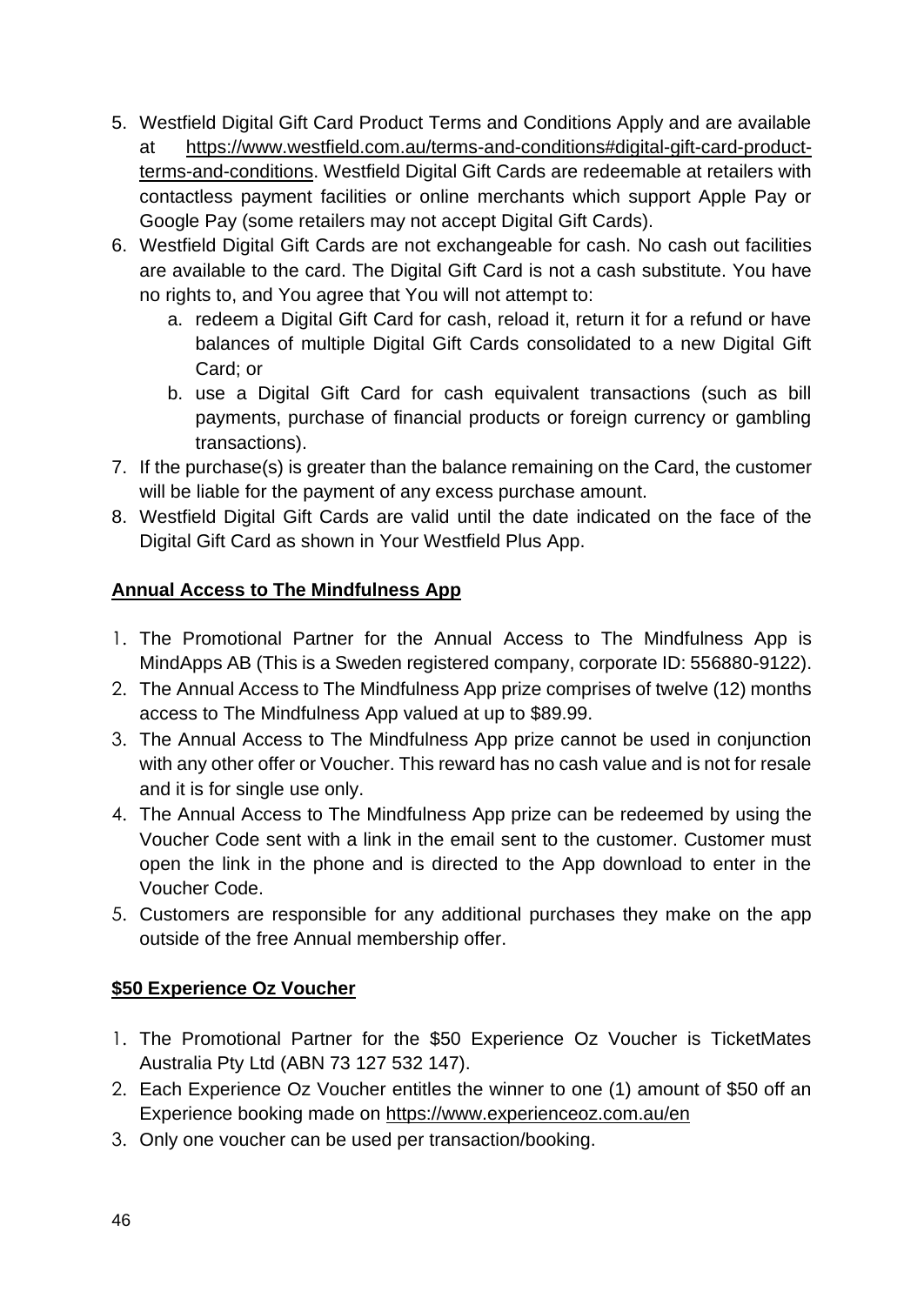5. Westfield Digital Gift Card Product Terms and Conditions Apply and are available at https://www.westfield.com.au/terms-and-conditions#digital-gift-card-product-terms-and-conditions. Westfield Digital Gift Cards are redeemable at retailers with contactless payment facilities or online merchants which support Apple Pay or Google Pay (some retailers may not accept Digital Gift Cards).
6. Westfield Digital Gift Cards are not exchangeable for cash. No cash out facilities are available to the card. The Digital Gift Card is not a cash substitute. You have no rights to, and You agree that You will not attempt to:
   a. redeem a Digital Gift Card for cash, reload it, return it for a refund or have balances of multiple Digital Gift Cards consolidated to a new Digital Gift Card; or
   b. use a Digital Gift Card for cash equivalent transactions (such as bill payments, purchase of financial products or foreign currency or gambling transactions).
7. If the purchase(s) is greater than the balance remaining on the Card, the customer will be liable for the payment of any excess purchase amount.
8. Westfield Digital Gift Cards are valid until the date indicated on the face of the Digital Gift Card as shown in Your Westfield Plus App.

**Annual Access to The Mindfulness App**

1. The Promotional Partner for the Annual Access to The Mindfulness App is MindApps AB (This is a Sweden registered company, corporate ID: 556880-9122).
2. The Annual Access to The Mindfulness App prize comprises of twelve (12) months access to The Mindfulness App valued at up to $89.99.
3. The Annual Access to The Mindfulness App prize cannot be used in conjunction with any other offer or Voucher. This reward has no cash value and is not for resale and it is for single use only.
4. The Annual Access to The Mindfulness App prize can be redeemed by using the Voucher Code sent with a link in the email sent to the customer. Customer must open the link in the phone and is directed to the App download to enter in the Voucher Code.
5. Customers are responsible for any additional purchases they make on the app outside of the free Annual membership offer.

**$50 Experience Oz Voucher**

1. The Promotional Partner for the $50 Experience Oz Voucher is TicketMates Australia Pty Ltd (ABN 73 127 532 147).
2. Each Experience Oz Voucher entitles the winner to one (1) amount of $50 off an Experience booking made on https://www.experienceoz.com.au/en
3. Only one voucher can be used per transaction/booking.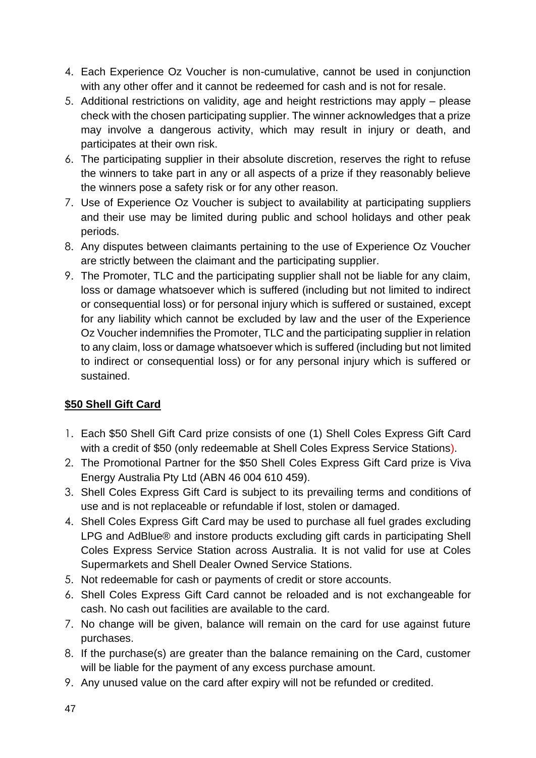4. Each Experience Oz Voucher is non-cumulative, cannot be used in conjunction with any other offer and it cannot be redeemed for cash and is not for resale.
5. Additional restrictions on validity, age and height restrictions may apply – please check with the chosen participating supplier. The winner acknowledges that a prize may involve a dangerous activity, which may result in injury or death, and participates at their own risk.
6. The participating supplier in their absolute discretion, reserves the right to refuse the winners to take part in any or all aspects of a prize if they reasonably believe the winners pose a safety risk or for any other reason.
7. Use of Experience Oz Voucher is subject to availability at participating suppliers and their use may be limited during public and school holidays and other peak periods.
8. Any disputes between claimants pertaining to the use of Experience Oz Voucher are strictly between the claimant and the participating supplier.
9. The Promoter, TLC and the participating supplier shall not be liable for any claim, loss or damage whatsoever which is suffered (including but not limited to indirect or consequential loss) or for personal injury which is suffered or sustained, except for any liability which cannot be excluded by law and the user of the Experience Oz Voucher indemnifies the Promoter, TLC and the participating supplier in relation to any claim, loss or damage whatsoever which is suffered (including but not limited to indirect or consequential loss) or for any personal injury which is suffered or sustained.

**$50 Shell Gift Card**

1. Each $50 Shell Gift Card prize consists of one (1) Shell Coles Express Gift Card with a credit of $50 (only redeemable at Shell Coles Express Service Stations).
2. The Promotional Partner for the $50 Shell Coles Express Gift Card prize is Viva Energy Australia Pty Ltd (ABN 46 004 610 459).
3. Shell Coles Express Gift Card is subject to its prevailing terms and conditions of use and is not replaceable or refundable if lost, stolen or damaged.
4. Shell Coles Express Gift Card may be used to purchase all fuel grades excluding LPG and AdBlue® and instore products excluding gift cards in participating Shell Coles Express Service Station across Australia. It is not valid for use at Coles Supermarkets and Shell Dealer Owned Service Stations.
5. Not redeemable for cash or payments of credit or store accounts.
6. Shell Coles Express Gift Card cannot be reloaded and is not exchangeable for cash. No cash out facilities are available to the card.
7. No change will be given, balance will remain on the card for use against future purchases.
8. If the purchase(s) are greater than the balance remaining on the Card, customer will be liable for the payment of any excess purchase amount.
9. Any unused value on the card after expiry will not be refunded or credited.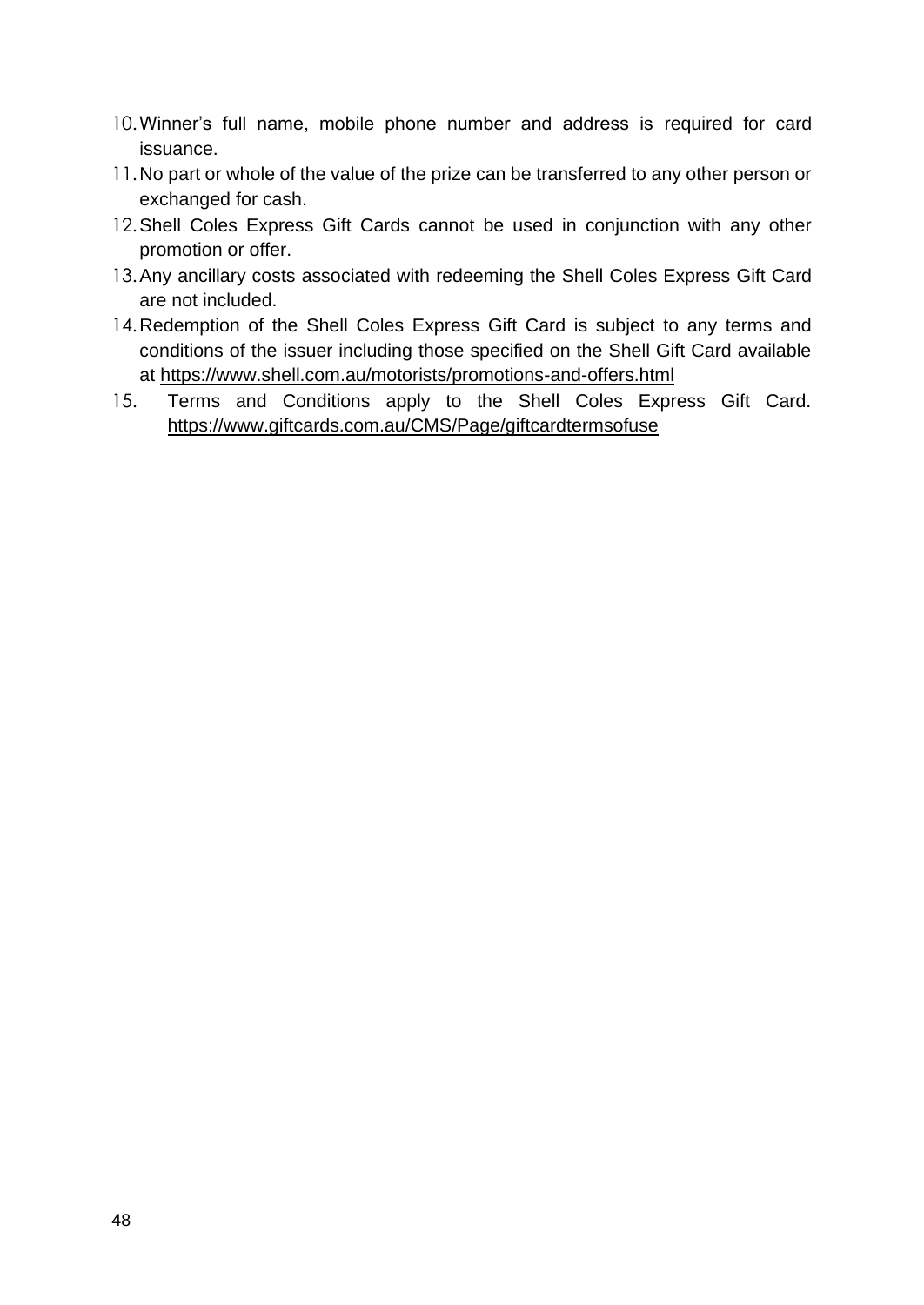10. Winner's full name, mobile phone number and address is required for card issuance.
11. No part or whole of the value of the prize can be transferred to any other person or exchanged for cash.
12. Shell Coles Express Gift Cards cannot be used in conjunction with any other promotion or offer.
13. Any ancillary costs associated with redeeming the Shell Coles Express Gift Card are not included.
14. Redemption of the Shell Coles Express Gift Card is subject to any terms and conditions of the issuer including those specified on the Shell Gift Card available at https://www.shell.com.au/motorists/promotions-and-offers.html
15. Terms and Conditions apply to the Shell Coles Express Gift Card. https://www.giftcards.com.au/CMS/Page/giftcardtermsofuse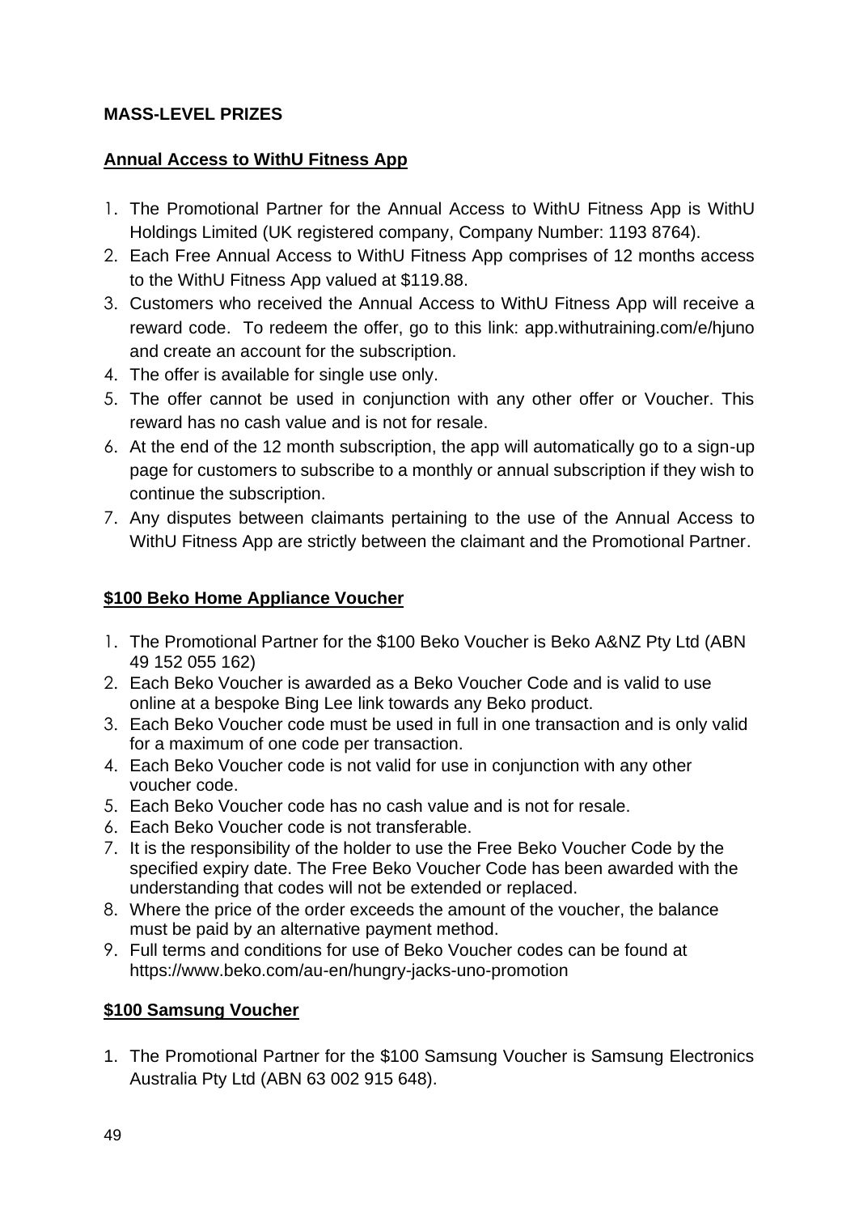**MASS-LEVEL PRIZES**

**Annual Access to WithU Fitness App**

1. The Promotional Partner for the Annual Access to WithU Fitness App is WithU Holdings Limited (UK registered company, Company Number: 1193 8764).
2. Each Free Annual Access to WithU Fitness App comprises of 12 months access to the WithU Fitness App valued at $119.88.
3. Customers who received the Annual Access to WithU Fitness App will receive a reward code. To redeem the offer, go to this link: app.withutraining.com/e/hjuno and create an account for the subscription.
4. The offer is available for single use only.
5. The offer cannot be used in conjunction with any other offer or Voucher. This reward has no cash value and is not for resale.
6. At the end of the 12 month subscription, the app will automatically go to a sign-up page for customers to subscribe to a monthly or annual subscription if they wish to continue the subscription.
7. Any disputes between claimants pertaining to the use of the Annual Access to WithU Fitness App are strictly between the claimant and the Promotional Partner.

**$100 Beko Home Appliance Voucher**

1. The Promotional Partner for the $100 Beko Voucher is Beko A&NZ Pty Ltd (ABN 49 152 055 162)
2. Each Beko Voucher is awarded as a Beko Voucher Code and is valid to use online at a bespoke Bing Lee link towards any Beko product.
3. Each Beko Voucher code must be used in full in one transaction and is only valid for a maximum of one code per transaction.
4. Each Beko Voucher code is not valid for use in conjunction with any other voucher code.
5. Each Beko Voucher code has no cash value and is not for resale.
6. Each Beko Voucher code is not transferable.
7. It is the responsibility of the holder to use the Free Beko Voucher Code by the specified expiry date. The Free Beko Voucher Code has been awarded with the understanding that codes will not be extended or replaced.
8. Where the price of the order exceeds the amount of the voucher, the balance must be paid by an alternative payment method.
9. Full terms and conditions for use of Beko Voucher codes can be found at https://www.beko.com/au-en/hungry-jacks-uno-promotion

**$100 Samsung Voucher**

1. The Promotional Partner for the $100 Samsung Voucher is Samsung Electronics Australia Pty Ltd (ABN 63 002 915 648).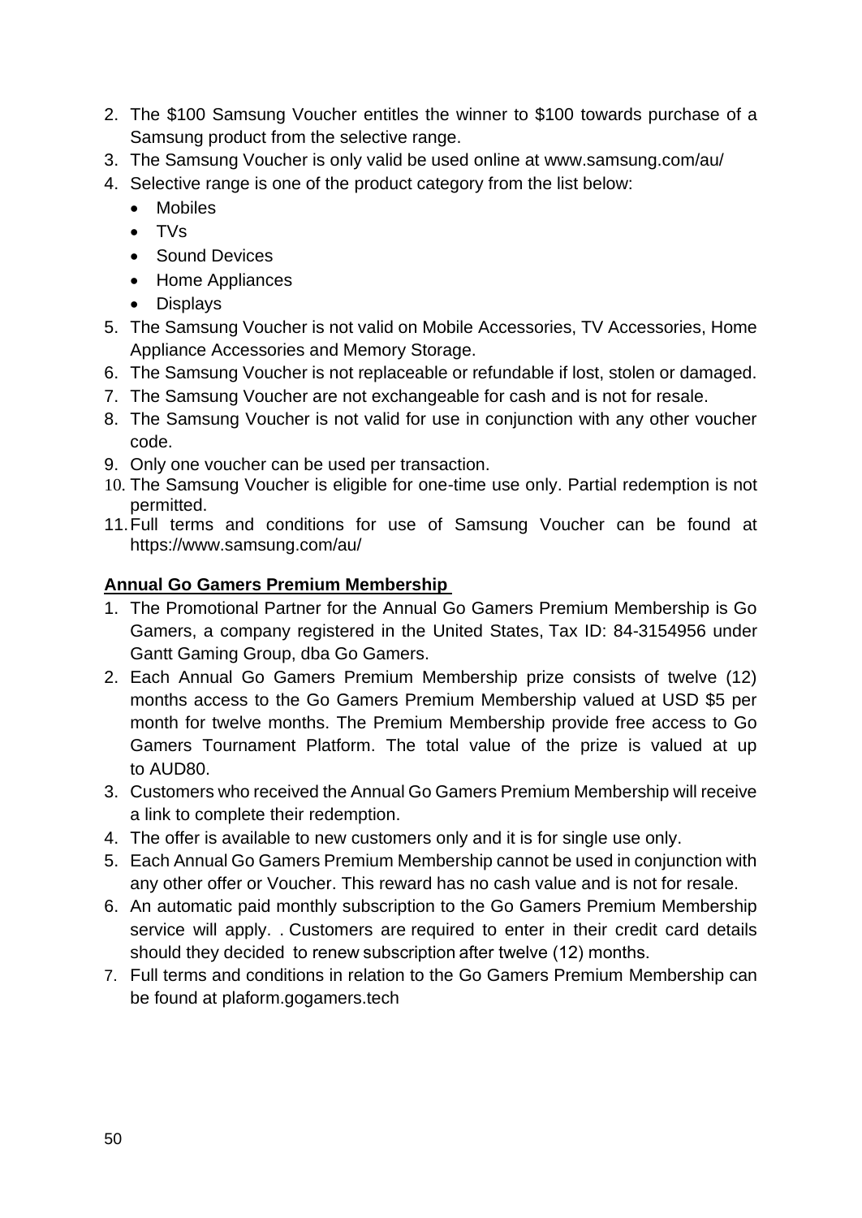2. The $100 Samsung Voucher entitles the winner to $100 towards purchase of a Samsung product from the selective range.
3. The Samsung Voucher is only valid be used online at www.samsung.com/au/
4. Selective range is one of the product category from the list below:
   - Mobiles
   - TVs
   - Sound Devices
   - Home Appliances
   - Displays
5. The Samsung Voucher is not valid on Mobile Accessories, TV Accessories, Home Appliance Accessories and Memory Storage.
6. The Samsung Voucher is not replaceable or refundable if lost, stolen or damaged.
7. The Samsung Voucher are not exchangeable for cash and is not for resale.
8. The Samsung Voucher is not valid for use in conjunction with any other voucher code.
9. Only one voucher can be used per transaction.
10. The Samsung Voucher is eligible for one-time use only. Partial redemption is not permitted.
11. Full terms and conditions for use of Samsung Voucher can be found at https://www.samsung.com/au/

**Annual Go Gamers Premium Membership**

1. The Promotional Partner for the Annual Go Gamers Premium Membership is Go Gamers, a company registered in the United States, Tax ID: 84-3154956 under Gantt Gaming Group, dba Go Gamers.
2. Each Annual Go Gamers Premium Membership prize consists of twelve (12) months access to the Go Gamers Premium Membership valued at USD $5 per month for twelve months. The Premium Membership provide free access to Go Gamers Tournament Platform. The total value of the prize is valued at up to AUD80.
3. Customers who received the Annual Go Gamers Premium Membership will receive a link to complete their redemption.
4. The offer is available to new customers only and it is for single use only.
5. Each Annual Go Gamers Premium Membership cannot be used in conjunction with any other offer or Voucher. This reward has no cash value and is not for resale.
6. An automatic paid monthly subscription to the Go Gamers Premium Membership service will apply. . Customers are required to enter in their credit card details should they decided to renew subscription after twelve (12) months.
7. Full terms and conditions in relation to the Go Gamers Premium Membership can be found at plaform.gogamers.tech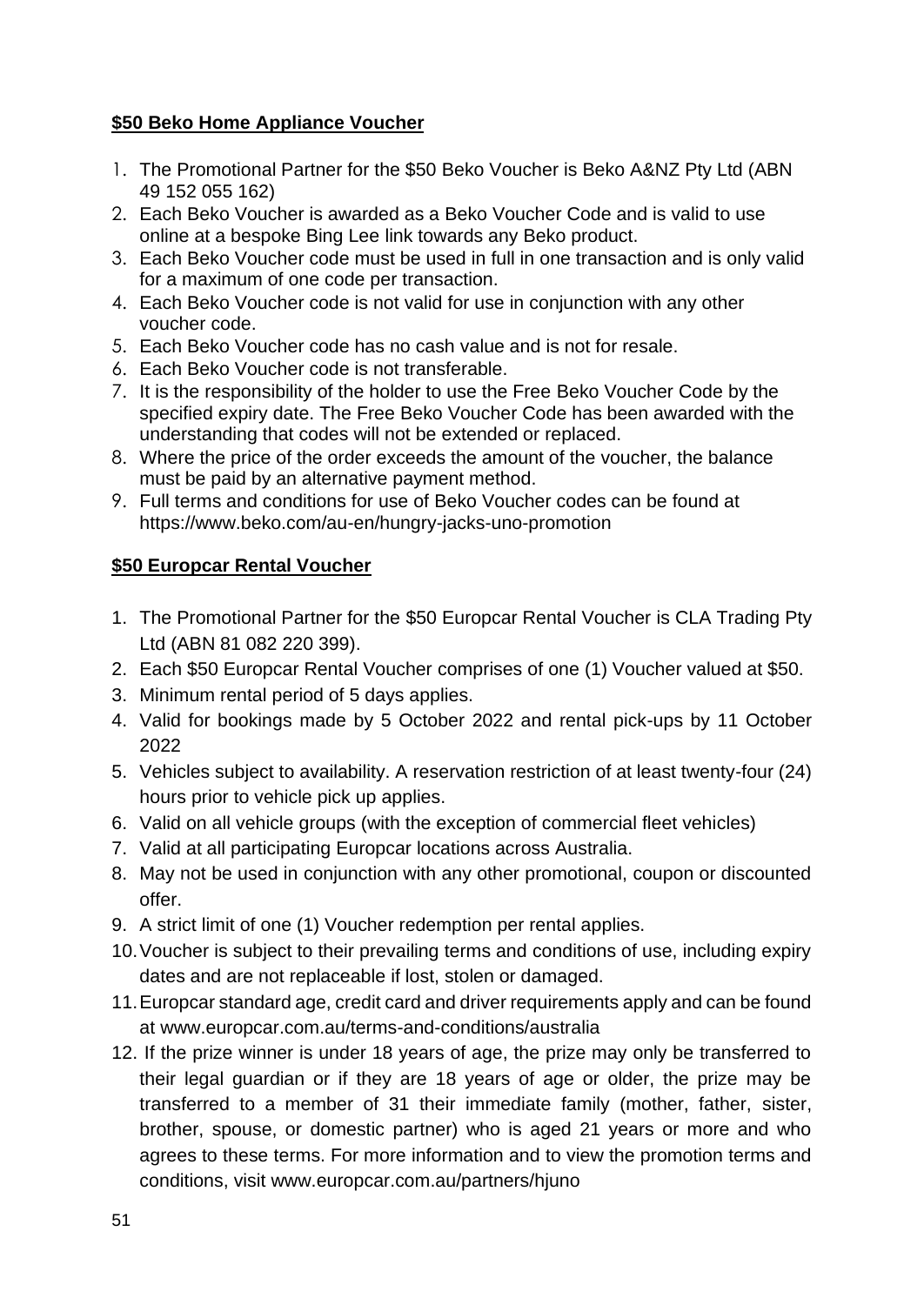**$50 Beko Home Appliance Voucher**

1. The Promotional Partner for the $50 Beko Voucher is Beko A&NZ Pty Ltd (ABN 49 152 055 162)
2. Each Beko Voucher is awarded as a Beko Voucher Code and is valid to use online at a bespoke Bing Lee link towards any Beko product.
3. Each Beko Voucher code must be used in full in one transaction and is only valid for a maximum of one code per transaction.
4. Each Beko Voucher code is not valid for use in conjunction with any other voucher code.
5. Each Beko Voucher code has no cash value and is not for resale.
6. Each Beko Voucher code is not transferable.
7. It is the responsibility of the holder to use the Free Beko Voucher Code by the specified expiry date. The Free Beko Voucher Code has been awarded with the understanding that codes will not be extended or replaced.
8. Where the price of the order exceeds the amount of the voucher, the balance must be paid by an alternative payment method.
9. Full terms and conditions for use of Beko Voucher codes can be found at https://www.beko.com/au-en/hungry-jacks-uno-promotion

**$50 Europcar Rental Voucher**

1. The Promotional Partner for the $50 Europcar Rental Voucher is CLA Trading Pty Ltd (ABN 81 082 220 399).
2. Each $50 Europcar Rental Voucher comprises of one (1) Voucher valued at $50.
3. Minimum rental period of 5 days applies.
4. Valid for bookings made by 5 October 2022 and rental pick-ups by 11 October 2022
5. Vehicles subject to availability. A reservation restriction of at least twenty-four (24) hours prior to vehicle pick up applies.
6. Valid on all vehicle groups (with the exception of commercial fleet vehicles)
7. Valid at all participating Europcar locations across Australia.
8. May not be used in conjunction with any other promotional, coupon or discounted offer.
9. A strict limit of one (1) Voucher redemption per rental applies.
10. Voucher is subject to their prevailing terms and conditions of use, including expiry dates and are not replaceable if lost, stolen or damaged.
11. Europcar standard age, credit card and driver requirements apply and can be found at www.europcar.com.au/terms-and-conditions/australia
12. If the prize winner is under 18 years of age, the prize may only be transferred to their legal guardian or if they are 18 years of age or older, the prize may be transferred to a member of 31 their immediate family (mother, father, sister, brother, spouse, or domestic partner) who is aged 21 years or more and who agrees to these terms. For more information and to view the promotion terms and conditions, visit www.europcar.com.au/partners/hjuno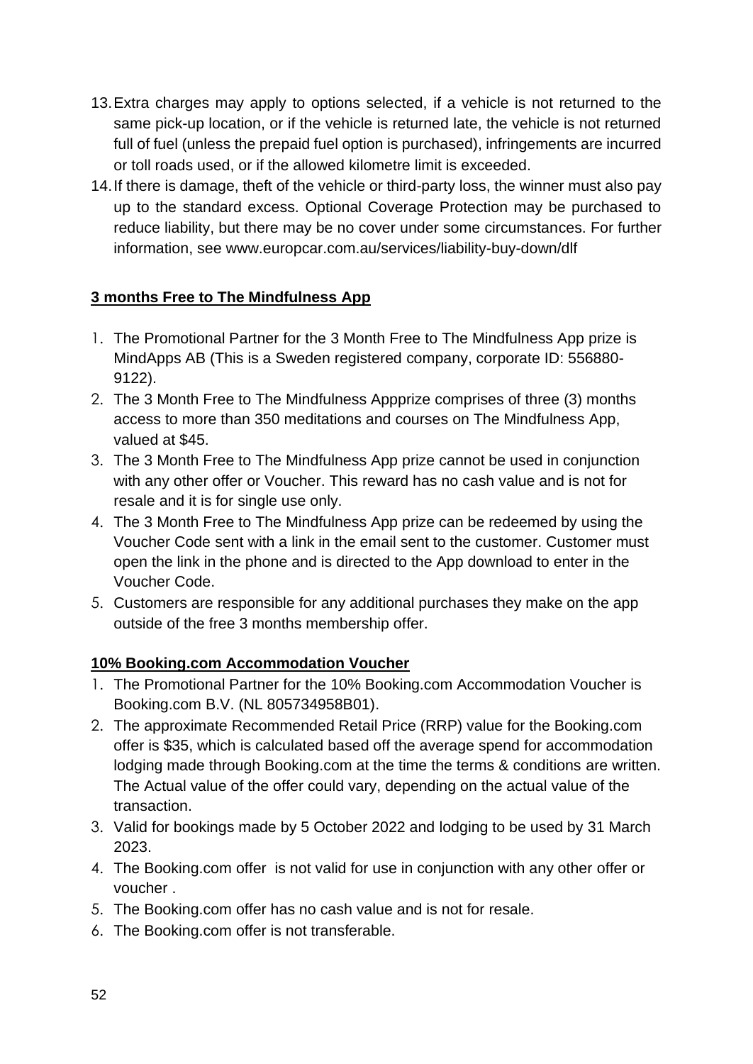13. Extra charges may apply to options selected, if a vehicle is not returned to the same pick-up location, or if the vehicle is returned late, the vehicle is not returned full of fuel (unless the prepaid fuel option is purchased), infringements are incurred or toll roads used, or if the allowed kilometre limit is exceeded.
14. If there is damage, theft of the vehicle or third-party loss, the winner must also pay up to the standard excess. Optional Coverage Protection may be purchased to reduce liability, but there may be no cover under some circumstances. For further information, see www.europcar.com.au/services/liability-buy-down/dlf

**3 months Free to The Mindfulness App**

1. The Promotional Partner for the 3 Month Free to The Mindfulness App prize is MindApps AB (This is a Sweden registered company, corporate ID: 556880-9122).
2. The 3 Month Free to The Mindfulness Appprize comprises of three (3) months access to more than 350 meditations and courses on The Mindfulness App, valued at $45.
3. The 3 Month Free to The Mindfulness App prize cannot be used in conjunction with any other offer or Voucher. This reward has no cash value and is not for resale and it is for single use only.
4. The 3 Month Free to The Mindfulness App prize can be redeemed by using the Voucher Code sent with a link in the email sent to the customer. Customer must open the link in the phone and is directed to the App download to enter in the Voucher Code.
5. Customers are responsible for any additional purchases they make on the app outside of the free 3 months membership offer.

**10% Booking.com Accommodation Voucher**

1. The Promotional Partner for the 10% Booking.com Accommodation Voucher is Booking.com B.V. (NL 805734958B01).
2. The approximate Recommended Retail Price (RRP) value for the Booking.com offer is $35, which is calculated based off the average spend for accommodation lodging made through Booking.com at the time the terms & conditions are written. The Actual value of the offer could vary, depending on the actual value of the transaction.
3. Valid for bookings made by 5 October 2022 and lodging to be used by 31 March 2023.
4. The Booking.com offer is not valid for use in conjunction with any other offer or voucher .
5. The Booking.com offer has no cash value and is not for resale.
6. The Booking.com offer is not transferable.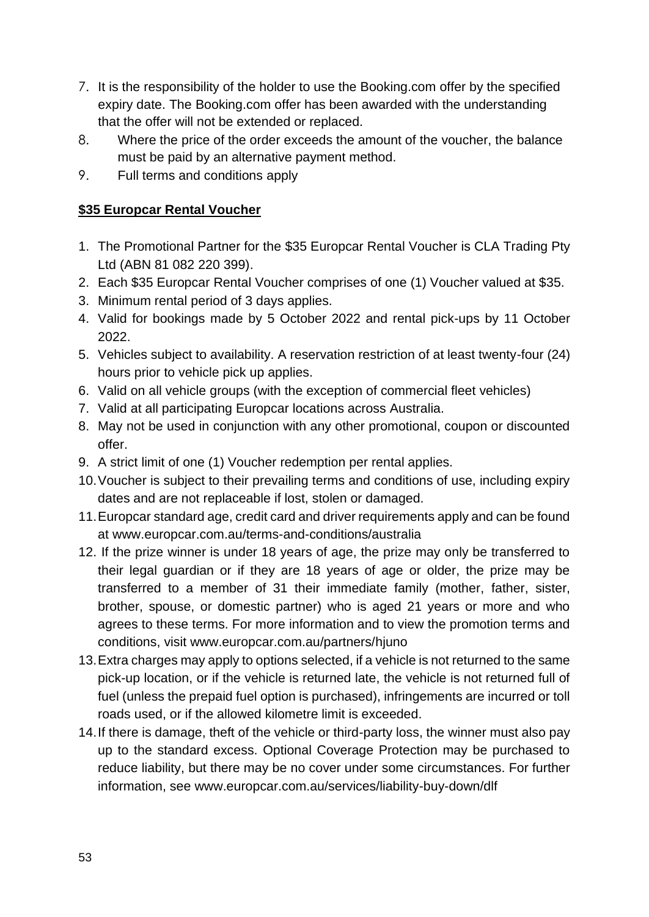7. It is the responsibility of the holder to use the Booking.com offer by the specified expiry date. The Booking.com offer has been awarded with the understanding that the offer will not be extended or replaced.
8. Where the price of the order exceeds the amount of the voucher, the balance must be paid by an alternative payment method.
9. Full terms and conditions apply

**$35 Europcar Rental Voucher**

1. The Promotional Partner for the $35 Europcar Rental Voucher is CLA Trading Pty Ltd (ABN 81 082 220 399).
2. Each $35 Europcar Rental Voucher comprises of one (1) Voucher valued at $35.
3. Minimum rental period of 3 days applies.
4. Valid for bookings made by 5 October 2022 and rental pick-ups by 11 October 2022.
5. Vehicles subject to availability. A reservation restriction of at least twenty-four (24) hours prior to vehicle pick up applies.
6. Valid on all vehicle groups (with the exception of commercial fleet vehicles)
7. Valid at all participating Europcar locations across Australia.
8. May not be used in conjunction with any other promotional, coupon or discounted offer.
9. A strict limit of one (1) Voucher redemption per rental applies.
10. Voucher is subject to their prevailing terms and conditions of use, including expiry dates and are not replaceable if lost, stolen or damaged.
11. Europcar standard age, credit card and driver requirements apply and can be found at www.europcar.com.au/terms-and-conditions/australia
12. If the prize winner is under 18 years of age, the prize may only be transferred to their legal guardian or if they are 18 years of age or older, the prize may be transferred to a member of 31 their immediate family (mother, father, sister, brother, spouse, or domestic partner) who is aged 21 years or more and who agrees to these terms. For more information and to view the promotion terms and conditions, visit www.europcar.com.au/partners/hjuno
13. Extra charges may apply to options selected, if a vehicle is not returned to the same pick-up location, or if the vehicle is returned late, the vehicle is not returned full of fuel (unless the prepaid fuel option is purchased), infringements are incurred or toll roads used, or if the allowed kilometre limit is exceeded.
14. If there is damage, theft of the vehicle or third-party loss, the winner must also pay up to the standard excess. Optional Coverage Protection may be purchased to reduce liability, but there may be no cover under some circumstances. For further information, see www.europcar.com.au/services/liability-buy-down/dlf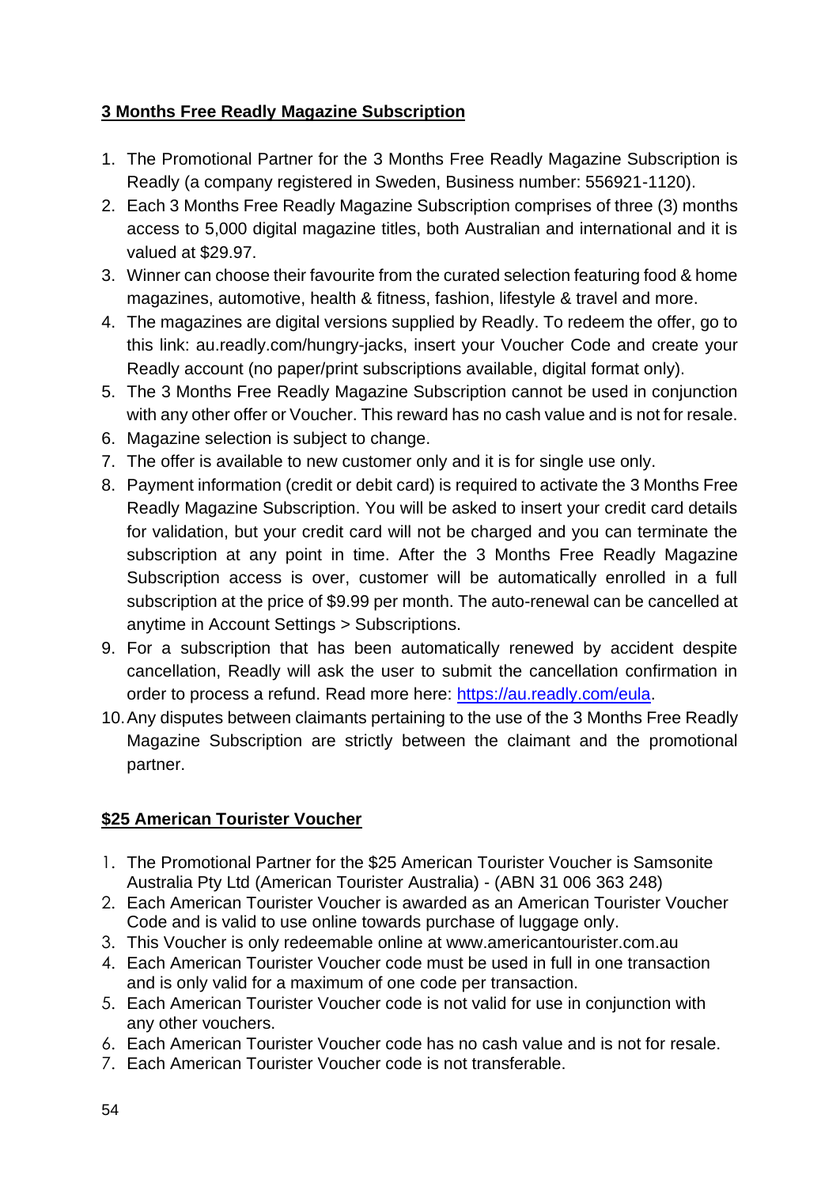**3 Months Free Readly Magazine Subscription**

1. The Promotional Partner for the 3 Months Free Readly Magazine Subscription is Readly (a company registered in Sweden, Business number: 556921-1120).
2. Each 3 Months Free Readly Magazine Subscription comprises of three (3) months access to 5,000 digital magazine titles, both Australian and international and it is valued at $29.97.
3. Winner can choose their favourite from the curated selection featuring food & home magazines, automotive, health & fitness, fashion, lifestyle & travel and more.
4. The magazines are digital versions supplied by Readly. To redeem the offer, go to this link: au.readly.com/hungry-jacks, insert your Voucher Code and create your Readly account (no paper/print subscriptions available, digital format only).
5. The 3 Months Free Readly Magazine Subscription cannot be used in conjunction with any other offer or Voucher. This reward has no cash value and is not for resale.
6. Magazine selection is subject to change.
7. The offer is available to new customer only and it is for single use only.
8. Payment information (credit or debit card) is required to activate the 3 Months Free Readly Magazine Subscription. You will be asked to insert your credit card details for validation, but your credit card will not be charged and you can terminate the subscription at any point in time. After the 3 Months Free Readly Magazine Subscription access is over, customer will be automatically enrolled in a full subscription at the price of $9.99 per month. The auto-renewal can be cancelled at anytime in Account Settings > Subscriptions.
9. For a subscription that has been automatically renewed by accident despite cancellation, Readly will ask the user to submit the cancellation confirmation in order to process a refund. Read more here: https://au.readly.com/eula.
10. Any disputes between claimants pertaining to the use of the 3 Months Free Readly Magazine Subscription are strictly between the claimant and the promotional partner.

**$25 American Tourister Voucher**

1. The Promotional Partner for the $25 American Tourister Voucher is Samsonite Australia Pty Ltd (American Tourister Australia) - (ABN 31 006 363 248)
2. Each American Tourister Voucher is awarded as an American Tourister Voucher Code and is valid to use online towards purchase of luggage only.
3. This Voucher is only redeemable online at www.americantourister.com.au
4. Each American Tourister Voucher code must be used in full in one transaction and is only valid for a maximum of one code per transaction.
5. Each American Tourister Voucher code is not valid for use in conjunction with any other vouchers.
6. Each American Tourister Voucher code has no cash value and is not for resale.
7. Each American Tourister Voucher code is not transferable.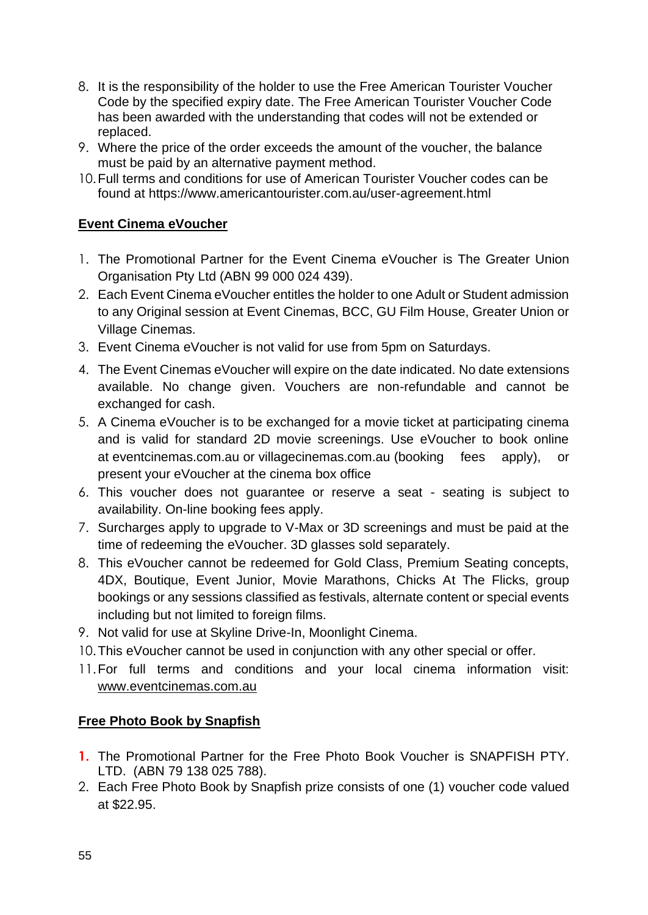8. It is the responsibility of the holder to use the Free American Tourister Voucher Code by the specified expiry date. The Free American Tourister Voucher Code has been awarded with the understanding that codes will not be extended or replaced.
9. Where the price of the order exceeds the amount of the voucher, the balance must be paid by an alternative payment method.
10. Full terms and conditions for use of American Tourister Voucher codes can be found at https://www.americantourister.com.au/user-agreement.html

**Event Cinema eVoucher**

1. The Promotional Partner for the Event Cinema eVoucher is The Greater Union Organisation Pty Ltd (ABN 99 000 024 439).
2. Each Event Cinema eVoucher entitles the holder to one Adult or Student admission to any Original session at Event Cinemas, BCC, GU Film House, Greater Union or Village Cinemas.
3. Event Cinema eVoucher is not valid for use from 5pm on Saturdays.
4. The Event Cinemas eVoucher will expire on the date indicated. No date extensions available. No change given. Vouchers are non-refundable and cannot be exchanged for cash.
5. A Cinema eVoucher is to be exchanged for a movie ticket at participating cinema and is valid for standard 2D movie screenings. Use eVoucher to book online at eventcinemas.com.au or villagecinemas.com.au (booking fees apply), or present your eVoucher at the cinema box office
6. This voucher does not guarantee or reserve a seat - seating is subject to availability. On-line booking fees apply.
7. Surcharges apply to upgrade to V-Max or 3D screenings and must be paid at the time of redeeming the eVoucher. 3D glasses sold separately.
8. This eVoucher cannot be redeemed for Gold Class, Premium Seating concepts, 4DX, Boutique, Event Junior, Movie Marathons, Chicks At The Flicks, group bookings or any sessions classified as festivals, alternate content or special events including but not limited to foreign films.
9. Not valid for use at Skyline Drive-In, Moonlight Cinema.
10. This eVoucher cannot be used in conjunction with any other special or offer.
11. For full terms and conditions and your local cinema information visit: www.eventcinemas.com.au

**Free Photo Book by Snapfish**

1. The Promotional Partner for the Free Photo Book Voucher is SNAPFISH PTY. LTD. (ABN 79 138 025 788).
2. Each Free Photo Book by Snapfish prize consists of one (1) voucher code valued at $22.95.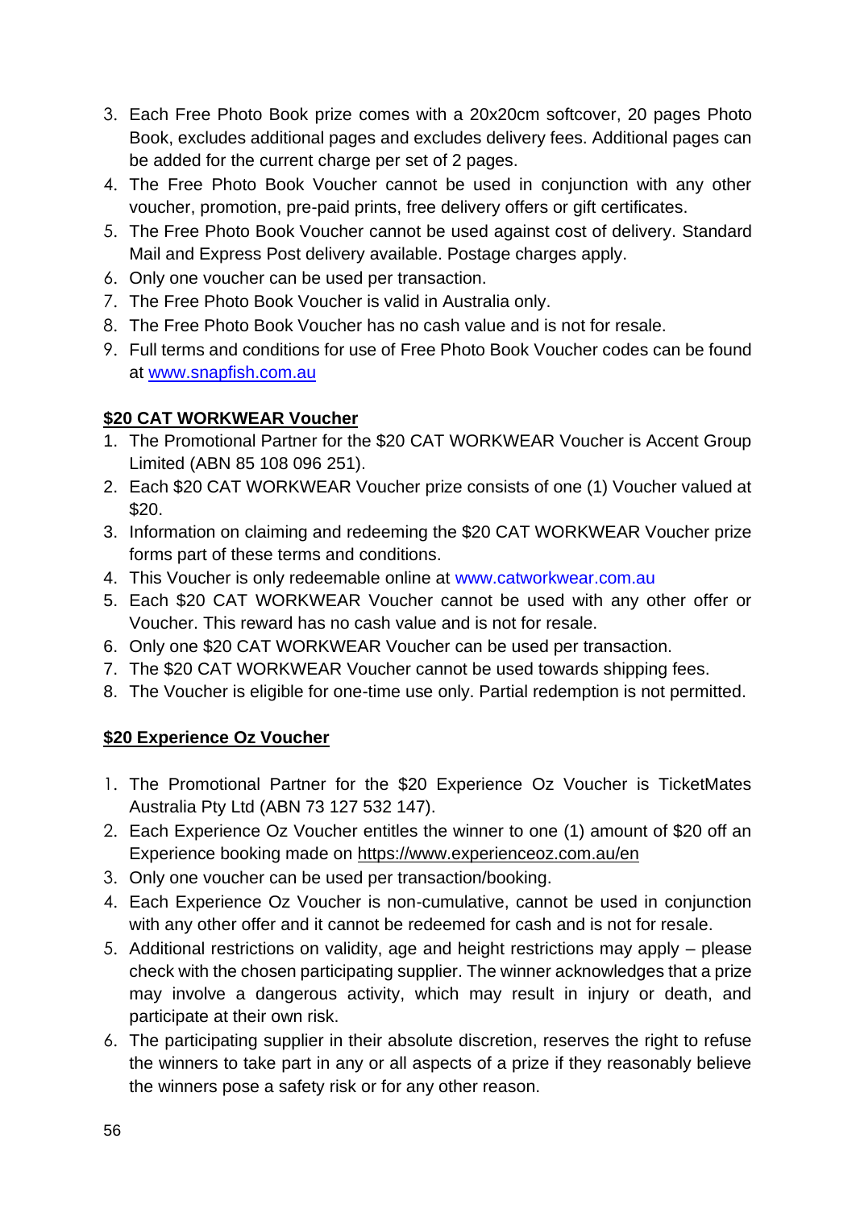3. Each Free Photo Book prize comes with a 20x20cm softcover, 20 pages Photo Book, excludes additional pages and excludes delivery fees. Additional pages can be added for the current charge per set of 2 pages.
4. The Free Photo Book Voucher cannot be used in conjunction with any other voucher, promotion, pre-paid prints, free delivery offers or gift certificates.
5. The Free Photo Book Voucher cannot be used against cost of delivery. Standard Mail and Express Post delivery available. Postage charges apply.
6. Only one voucher can be used per transaction.
7. The Free Photo Book Voucher is valid in Australia only.
8. The Free Photo Book Voucher has no cash value and is not for resale.
9. Full terms and conditions for use of Free Photo Book Voucher codes can be found at [www.snapfish.com.au](www.snapfish.com.au)

**$20 CAT WORKWEAR Voucher**

1. The Promotional Partner for the $20 CAT WORKWEAR Voucher is Accent Group Limited (ABN 85 108 096 251).
2. Each $20 CAT WORKWEAR Voucher prize consists of one (1) Voucher valued at $20.
3. Information on claiming and redeeming the $20 CAT WORKWEAR Voucher prize forms part of these terms and conditions.
4. This Voucher is only redeemable online at www.catworkwear.com.au
5. Each $20 CAT WORKWEAR Voucher cannot be used with any other offer or Voucher. This reward has no cash value and is not for resale.
6. Only one $20 CAT WORKWEAR Voucher can be used per transaction.
7. The $20 CAT WORKWEAR Voucher cannot be used towards shipping fees.
8. The Voucher is eligible for one-time use only. Partial redemption is not permitted.

**$20 Experience Oz Voucher**

1. The Promotional Partner for the $20 Experience Oz Voucher is TicketMates Australia Pty Ltd (ABN 73 127 532 147).
2. Each Experience Oz Voucher entitles the winner to one (1) amount of $20 off an Experience booking made on [https://www.experienceoz.com.au/en](https://www.experienceoz.com.au/en)
3. Only one voucher can be used per transaction/booking.
4. Each Experience Oz Voucher is non-cumulative, cannot be used in conjunction with any other offer and it cannot be redeemed for cash and is not for resale.
5. Additional restrictions on validity, age and height restrictions may apply – please check with the chosen participating supplier. The winner acknowledges that a prize may involve a dangerous activity, which may result in injury or death, and participate at their own risk.
6. The participating supplier in their absolute discretion, reserves the right to refuse the winners to take part in any or all aspects of a prize if they reasonably believe the winners pose a safety risk or for any other reason.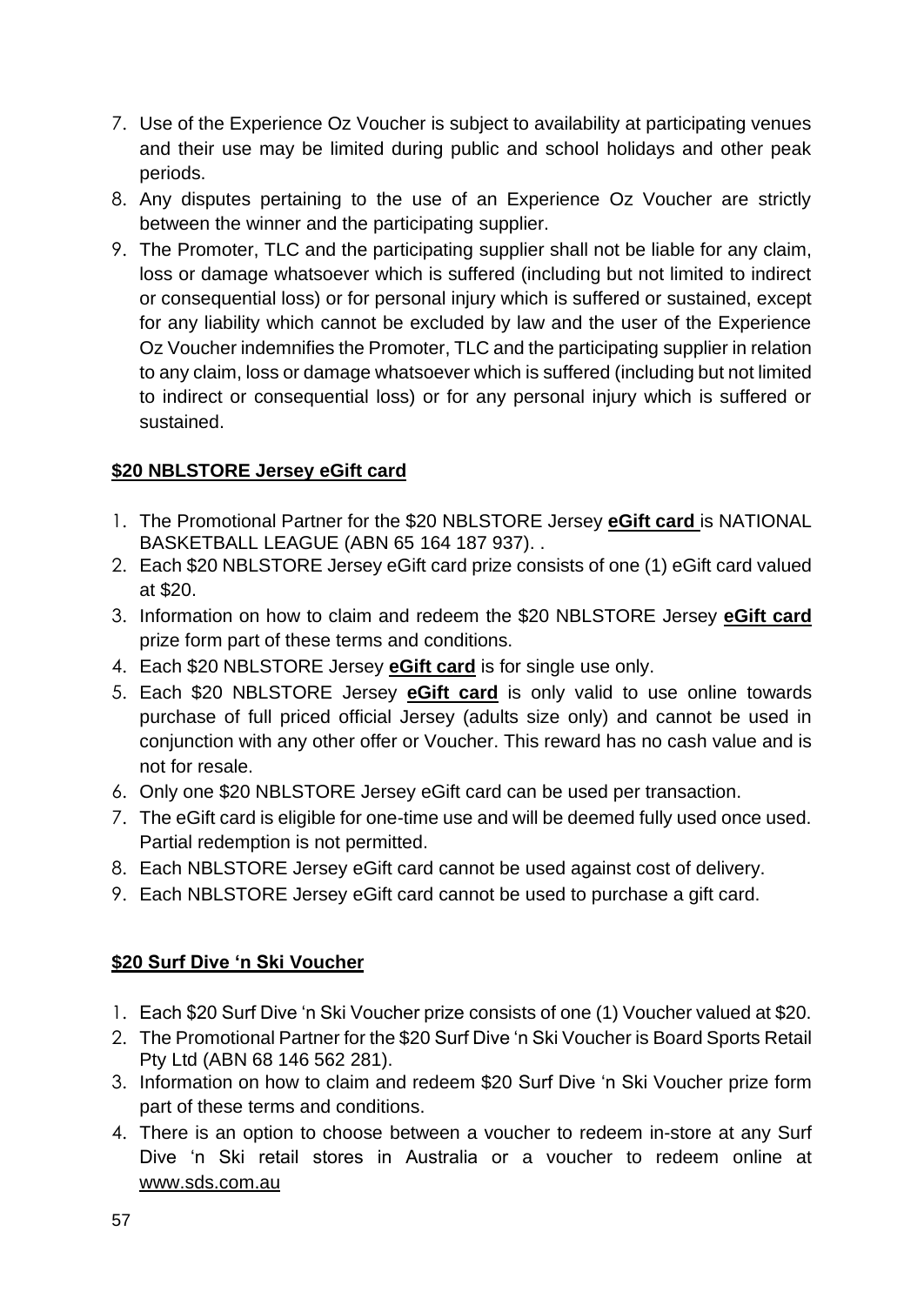7. Use of the Experience Oz Voucher is subject to availability at participating venues and their use may be limited during public and school holidays and other peak periods.
8. Any disputes pertaining to the use of an Experience Oz Voucher are strictly between the winner and the participating supplier.
9. The Promoter, TLC and the participating supplier shall not be liable for any claim, loss or damage whatsoever which is suffered (including but not limited to indirect or consequential loss) or for personal injury which is suffered or sustained, except for any liability which cannot be excluded by law and the user of the Experience Oz Voucher indemnifies the Promoter, TLC and the participating supplier in relation to any claim, loss or damage whatsoever which is suffered (including but not limited to indirect or consequential loss) or for any personal injury which is suffered or sustained.

**$20 NBLSTORE Jersey eGift card**

1. The Promotional Partner for the $20 NBLSTORE Jersey **eGift card** is NATIONAL BASKETBALL LEAGUE (ABN 65 164 187 937). .
2. Each $20 NBLSTORE Jersey eGift card prize consists of one (1) eGift card valued at $20.
3. Information on how to claim and redeem the $20 NBLSTORE Jersey **eGift card** prize form part of these terms and conditions.
4. Each $20 NBLSTORE Jersey **eGift card** is for single use only.
5. Each $20 NBLSTORE Jersey **eGift card** is only valid to use online towards purchase of full priced official Jersey (adults size only) and cannot be used in conjunction with any other offer or Voucher. This reward has no cash value and is not for resale.
6. Only one $20 NBLSTORE Jersey eGift card can be used per transaction.
7. The eGift card is eligible for one-time use and will be deemed fully used once used. Partial redemption is not permitted.
8. Each NBLSTORE Jersey eGift card cannot be used against cost of delivery.
9. Each NBLSTORE Jersey eGift card cannot be used to purchase a gift card.

**$20 Surf Dive 'n Ski Voucher**

1. Each $20 Surf Dive 'n Ski Voucher prize consists of one (1) Voucher valued at $20.
2. The Promotional Partner for the $20 Surf Dive 'n Ski Voucher is Board Sports Retail Pty Ltd (ABN 68 146 562 281).
3. Information on how to claim and redeem $20 Surf Dive 'n Ski Voucher prize form part of these terms and conditions.
4. There is an option to choose between a voucher to redeem in-store at any Surf Dive 'n Ski retail stores in Australia or a voucher to redeem online at www.sds.com.au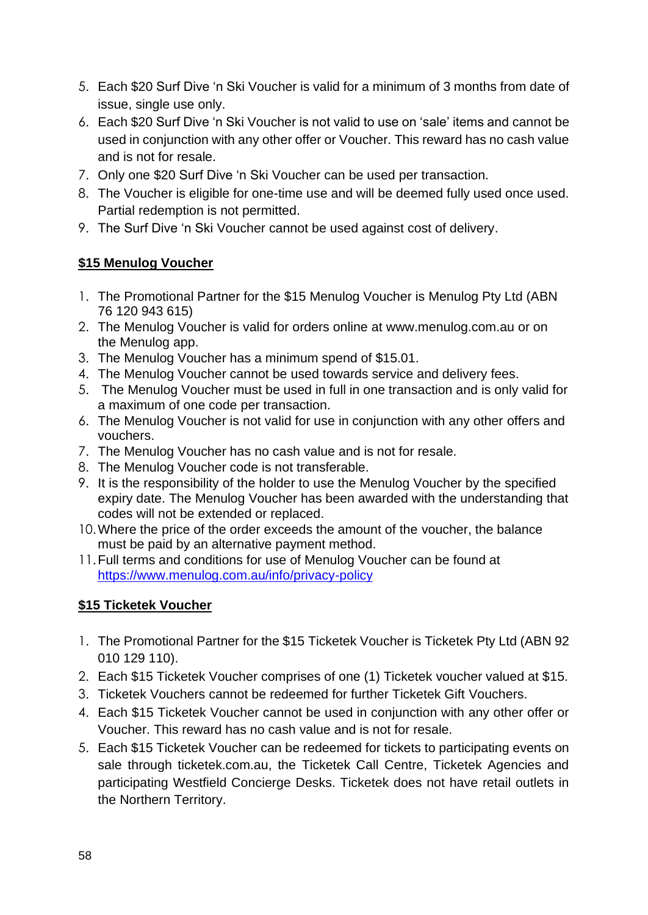5. Each $20 Surf Dive 'n Ski Voucher is valid for a minimum of 3 months from date of issue, single use only.
6. Each $20 Surf Dive 'n Ski Voucher is not valid to use on 'sale' items and cannot be used in conjunction with any other offer or Voucher. This reward has no cash value and is not for resale.
7. Only one $20 Surf Dive 'n Ski Voucher can be used per transaction.
8. The Voucher is eligible for one-time use and will be deemed fully used once used. Partial redemption is not permitted.
9. The Surf Dive 'n Ski Voucher cannot be used against cost of delivery.

**$15 Menulog Voucher**

1. The Promotional Partner for the $15 Menulog Voucher is Menulog Pty Ltd (ABN 76 120 943 615)
2. The Menulog Voucher is valid for orders online at www.menulog.com.au or on the Menulog app.
3. The Menulog Voucher has a minimum spend of $15.01.
4. The Menulog Voucher cannot be used towards service and delivery fees.
5. The Menulog Voucher must be used in full in one transaction and is only valid for a maximum of one code per transaction.
6. The Menulog Voucher is not valid for use in conjunction with any other offers and vouchers.
7. The Menulog Voucher has no cash value and is not for resale.
8. The Menulog Voucher code is not transferable.
9. It is the responsibility of the holder to use the Menulog Voucher by the specified expiry date. The Menulog Voucher has been awarded with the understanding that codes will not be extended or replaced.
10. Where the price of the order exceeds the amount of the voucher, the balance must be paid by an alternative payment method.
11. Full terms and conditions for use of Menulog Voucher can be found at https://www.menulog.com.au/info/privacy-policy

**$15 Ticketek Voucher**

1. The Promotional Partner for the $15 Ticketek Voucher is Ticketek Pty Ltd (ABN 92 010 129 110).
2. Each $15 Ticketek Voucher comprises of one (1) Ticketek voucher valued at $15.
3. Ticketek Vouchers cannot be redeemed for further Ticketek Gift Vouchers.
4. Each $15 Ticketek Voucher cannot be used in conjunction with any other offer or Voucher. This reward has no cash value and is not for resale.
5. Each $15 Ticketek Voucher can be redeemed for tickets to participating events on sale through ticketek.com.au, the Ticketek Call Centre, Ticketek Agencies and participating Westfield Concierge Desks. Ticketek does not have retail outlets in the Northern Territory.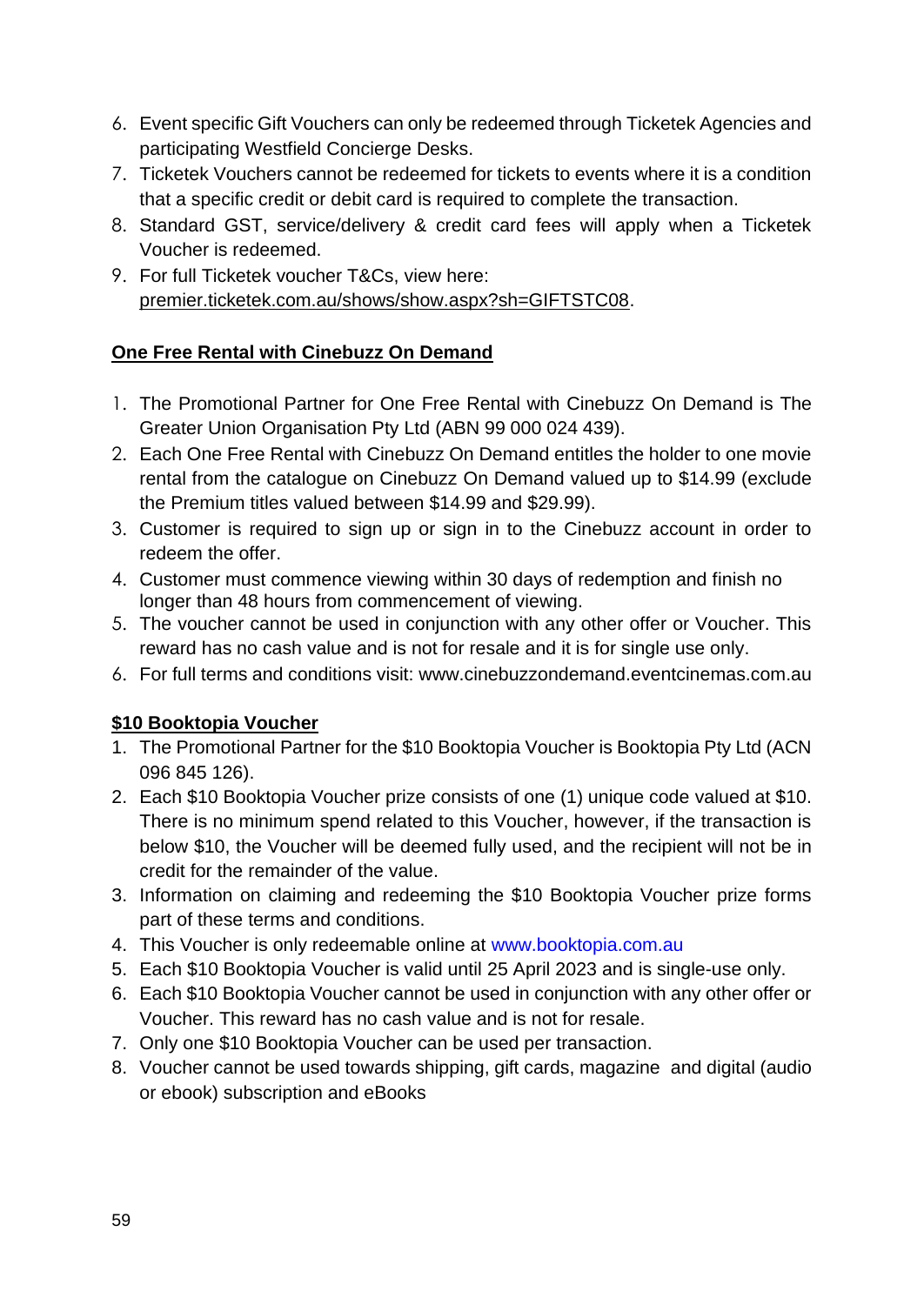6. Event specific Gift Vouchers can only be redeemed through Ticketek Agencies and participating Westfield Concierge Desks.
7. Ticketek Vouchers cannot be redeemed for tickets to events where it is a condition that a specific credit or debit card is required to complete the transaction.
8. Standard GST, service/delivery & credit card fees will apply when a Ticketek Voucher is redeemed.
9. For full Ticketek voucher T&Cs, view here: premier.ticketek.com.au/shows/show.aspx?sh=GIFTSTC08.

**One Free Rental with Cinebuzz On Demand**

1. The Promotional Partner for One Free Rental with Cinebuzz On Demand is The Greater Union Organisation Pty Ltd (ABN 99 000 024 439).
2. Each One Free Rental with Cinebuzz On Demand entitles the holder to one movie rental from the catalogue on Cinebuzz On Demand valued up to $14.99 (exclude the Premium titles valued between $14.99 and $29.99).
3. Customer is required to sign up or sign in to the Cinebuzz account in order to redeem the offer.
4. Customer must commence viewing within 30 days of redemption and finish no longer than 48 hours from commencement of viewing.
5. The voucher cannot be used in conjunction with any other offer or Voucher. This reward has no cash value and is not for resale and it is for single use only.
6. For full terms and conditions visit: www.cinebuzzondemand.eventcinemas.com.au

**$10 Booktopia Voucher**

1. The Promotional Partner for the $10 Booktopia Voucher is Booktopia Pty Ltd (ACN 096 845 126).
2. Each $10 Booktopia Voucher prize consists of one (1) unique code valued at $10. There is no minimum spend related to this Voucher, however, if the transaction is below $10, the Voucher will be deemed fully used, and the recipient will not be in credit for the remainder of the value.
3. Information on claiming and redeeming the $10 Booktopia Voucher prize forms part of these terms and conditions.
4. This Voucher is only redeemable online at www.booktopia.com.au
5. Each $10 Booktopia Voucher is valid until 25 April 2023 and is single-use only.
6. Each $10 Booktopia Voucher cannot be used in conjunction with any other offer or Voucher. This reward has no cash value and is not for resale.
7. Only one $10 Booktopia Voucher can be used per transaction.
8. Voucher cannot be used towards shipping, gift cards, magazine and digital (audio or ebook) subscription and eBooks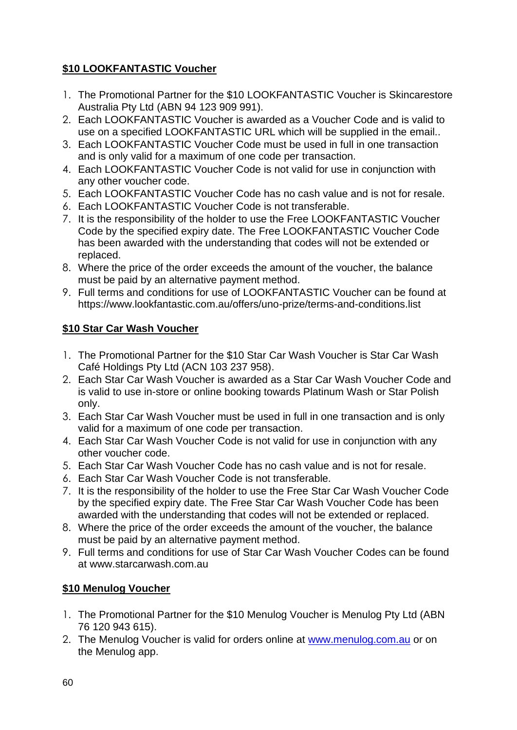**$10 LOOKFANTASTIC Voucher**

1. The Promotional Partner for the $10 LOOKFANTASTIC Voucher is Skincarestore Australia Pty Ltd (ABN 94 123 909 991).
2. Each LOOKFANTASTIC Voucher is awarded as a Voucher Code and is valid to use on a specified LOOKFANTASTIC URL which will be supplied in the email..
3. Each LOOKFANTASTIC Voucher Code must be used in full in one transaction and is only valid for a maximum of one code per transaction.
4. Each LOOKFANTASTIC Voucher Code is not valid for use in conjunction with any other voucher code.
5. Each LOOKFANTASTIC Voucher Code has no cash value and is not for resale.
6. Each LOOKFANTASTIC Voucher Code is not transferable.
7. It is the responsibility of the holder to use the Free LOOKFANTASTIC Voucher Code by the specified expiry date. The Free LOOKFANTASTIC Voucher Code has been awarded with the understanding that codes will not be extended or replaced.
8. Where the price of the order exceeds the amount of the voucher, the balance must be paid by an alternative payment method.
9. Full terms and conditions for use of LOOKFANTASTIC Voucher can be found at https://www.lookfantastic.com.au/offers/uno-prize/terms-and-conditions.list

**$10 Star Car Wash Voucher**

1. The Promotional Partner for the $10 Star Car Wash Voucher is Star Car Wash Café Holdings Pty Ltd (ACN 103 237 958).
2. Each Star Car Wash Voucher is awarded as a Star Car Wash Voucher Code and is valid to use in-store or online booking towards Platinum Wash or Star Polish only.
3. Each Star Car Wash Voucher must be used in full in one transaction and is only valid for a maximum of one code per transaction.
4. Each Star Car Wash Voucher Code is not valid for use in conjunction with any other voucher code.
5. Each Star Car Wash Voucher Code has no cash value and is not for resale.
6. Each Star Car Wash Voucher Code is not transferable.
7. It is the responsibility of the holder to use the Free Star Car Wash Voucher Code by the specified expiry date. The Free Star Car Wash Voucher Code has been awarded with the understanding that codes will not be extended or replaced.
8. Where the price of the order exceeds the amount of the voucher, the balance must be paid by an alternative payment method.
9. Full terms and conditions for use of Star Car Wash Voucher Codes can be found at www.starcarwash.com.au

**$10 Menulog Voucher**

1. The Promotional Partner for the $10 Menulog Voucher is Menulog Pty Ltd (ABN 76 120 943 615).
2. The Menulog Voucher is valid for orders online at www.menulog.com.au or on the Menulog app.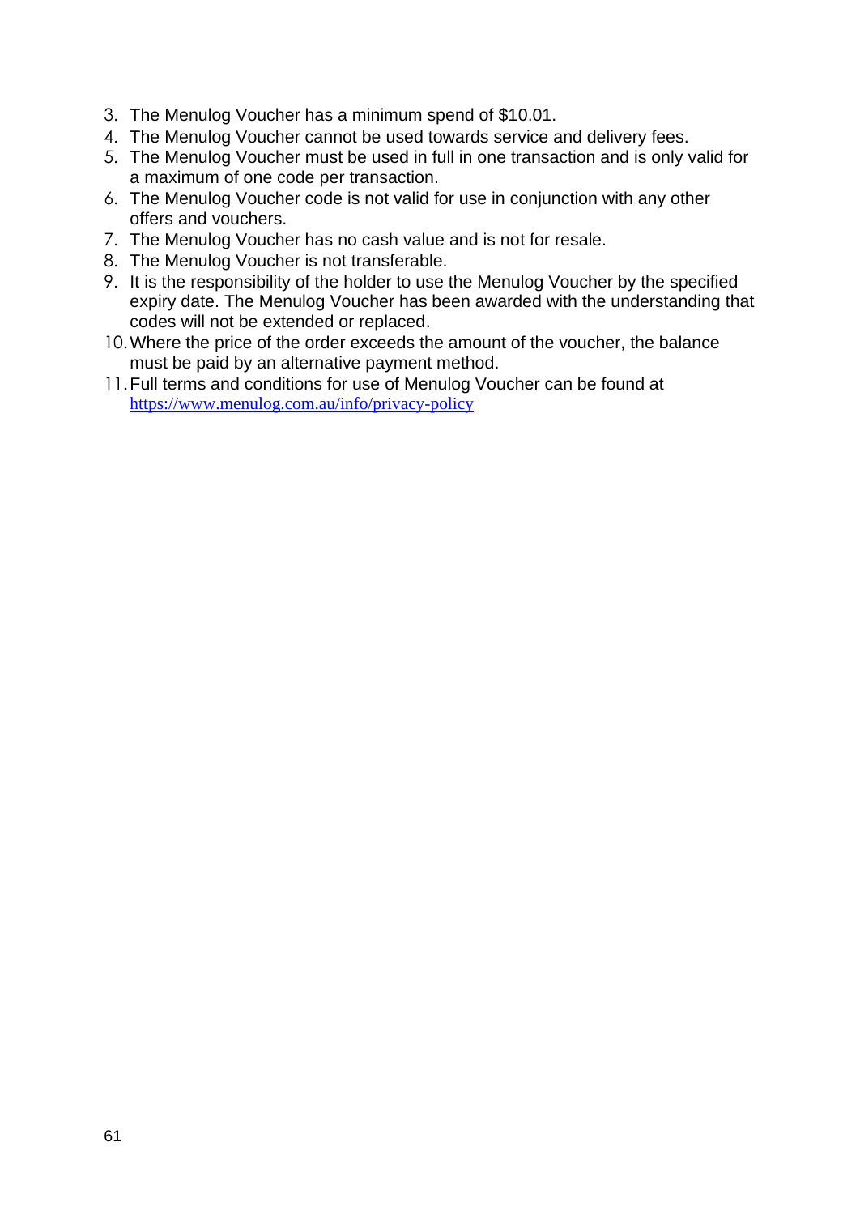3. The Menulog Voucher has a minimum spend of $10.01.
4. The Menulog Voucher cannot be used towards service and delivery fees.
5. The Menulog Voucher must be used in full in one transaction and is only valid for a maximum of one code per transaction.
6. The Menulog Voucher code is not valid for use in conjunction with any other offers and vouchers.
7. The Menulog Voucher has no cash value and is not for resale.
8. The Menulog Voucher is not transferable.
9. It is the responsibility of the holder to use the Menulog Voucher by the specified expiry date. The Menulog Voucher has been awarded with the understanding that codes will not be extended or replaced.
10. Where the price of the order exceeds the amount of the voucher, the balance must be paid by an alternative payment method.
11. Full terms and conditions for use of Menulog Voucher can be found at https://www.menulog.com.au/info/privacy-policy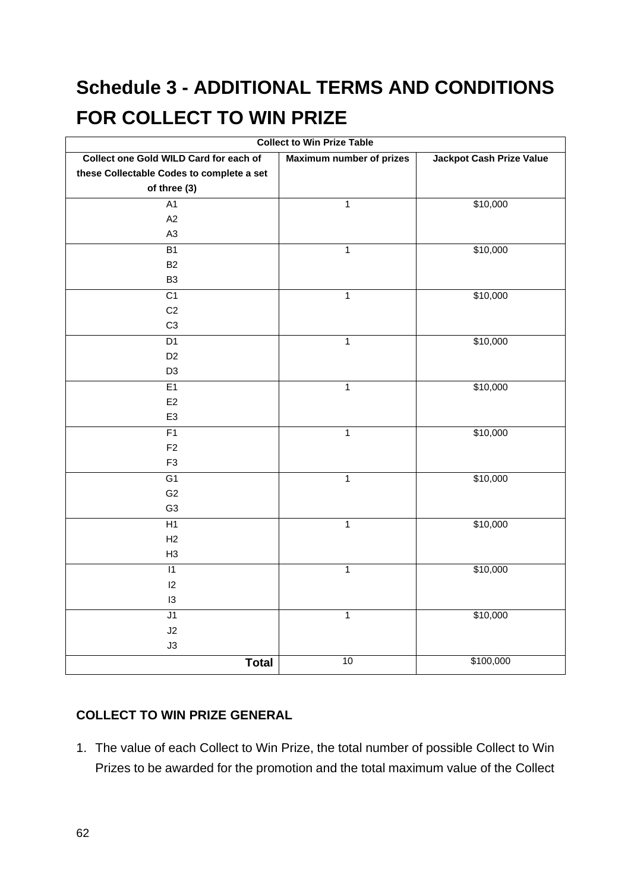# Schedule 3 - ADDITIONAL TERMS AND CONDITIONS FOR COLLECT TO WIN PRIZE

| Collect to Win Prize Table | | |
|---|---|---|
| **Collect one Gold WILD Card for each of these Collectable Codes to complete a set of three (3)** | **Maximum number of prizes** | **Jackpot Cash Prize Value** |
| A1<br>A2<br>A3 | 1 | $10,000 |
| B1<br>B2<br>B3 | 1 | $10,000 |
| C1<br>C2<br>C3 | 1 | $10,000 |
| D1<br>D2<br>D3 | 1 | $10,000 |
| E1<br>E2<br>E3 | 1 | $10,000 |
| F1<br>F2<br>F3 | 1 | $10,000 |
| G1<br>G2<br>G3 | 1 | $10,000 |
| H1<br>H2<br>H3 | 1 | $10,000 |
| I1<br>I2<br>I3 | 1 | $10,000 |
| J1<br>J2<br>J3 | 1 | $10,000 |
| **Total** | 10 | $100,000 |

**COLLECT TO WIN PRIZE GENERAL**

1. The value of each Collect to Win Prize, the total number of possible Collect to Win Prizes to be awarded for the promotion and the total maximum value of the Collect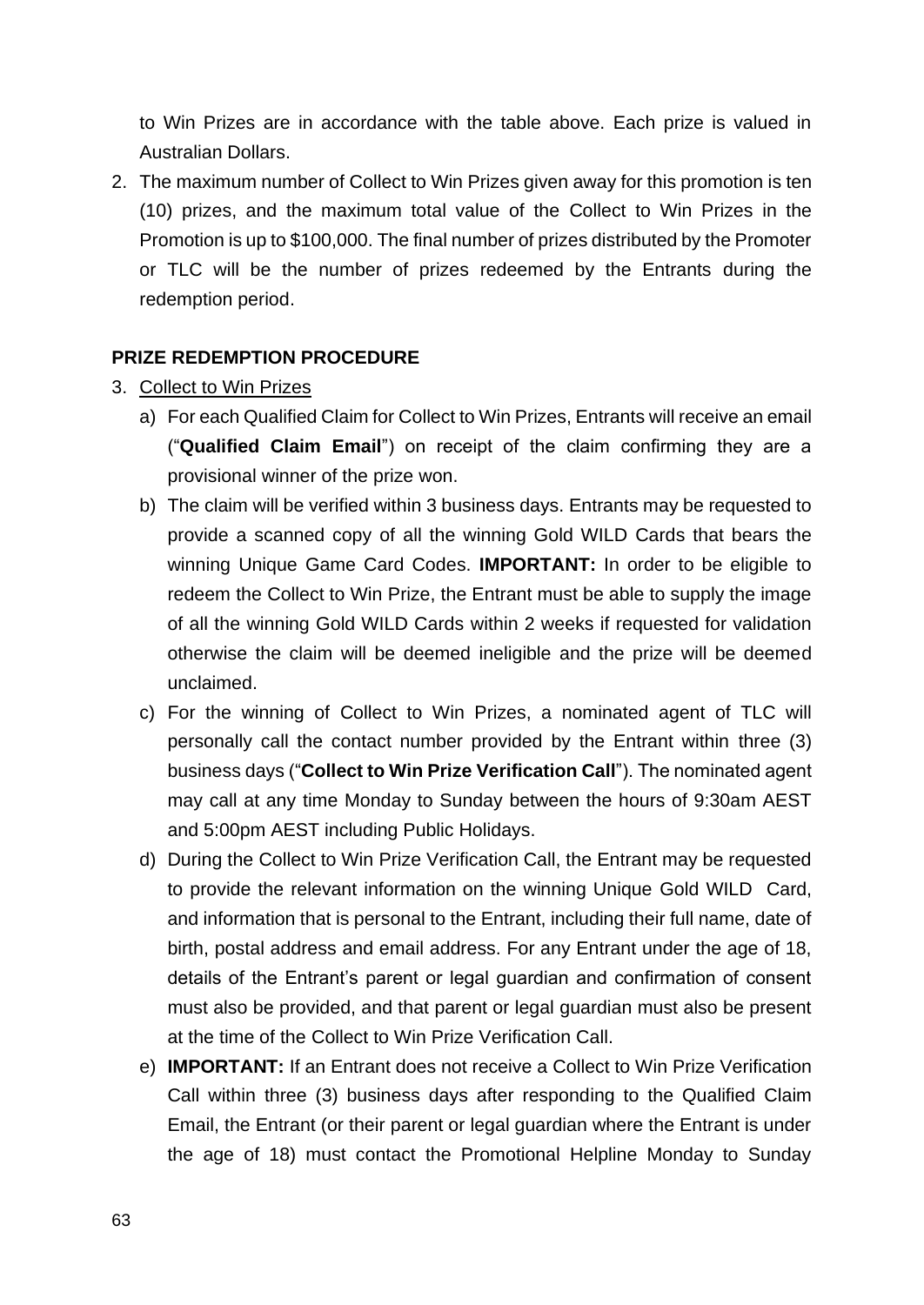to Win Prizes are in accordance with the table above. Each prize is valued in Australian Dollars.

2. The maximum number of Collect to Win Prizes given away for this promotion is ten (10) prizes, and the maximum total value of the Collect to Win Prizes in the Promotion is up to $100,000. The final number of prizes distributed by the Promoter or TLC will be the number of prizes redeemed by the Entrants during the redemption period.

**PRIZE REDEMPTION PROCEDURE**

3. Collect to Win Prizes
   a) For each Qualified Claim for Collect to Win Prizes, Entrants will receive an email ("**Qualified Claim Email**") on receipt of the claim confirming they are a provisional winner of the prize won.
   b) The claim will be verified within 3 business days. Entrants may be requested to provide a scanned copy of all the winning Gold WILD Cards that bears the winning Unique Game Card Codes. **IMPORTANT:** In order to be eligible to redeem the Collect to Win Prize, the Entrant must be able to supply the image of all the winning Gold WILD Cards within 2 weeks if requested for validation otherwise the claim will be deemed ineligible and the prize will be deemed unclaimed.
   c) For the winning of Collect to Win Prizes, a nominated agent of TLC will personally call the contact number provided by the Entrant within three (3) business days ("**Collect to Win Prize Verification Call**"). The nominated agent may call at any time Monday to Sunday between the hours of 9:30am AEST and 5:00pm AEST including Public Holidays.
   d) During the Collect to Win Prize Verification Call, the Entrant may be requested to provide the relevant information on the winning Unique Gold WILD Card, and information that is personal to the Entrant, including their full name, date of birth, postal address and email address. For any Entrant under the age of 18, details of the Entrant's parent or legal guardian and confirmation of consent must also be provided, and that parent or legal guardian must also be present at the time of the Collect to Win Prize Verification Call.
   e) **IMPORTANT:** If an Entrant does not receive a Collect to Win Prize Verification Call within three (3) business days after responding to the Qualified Claim Email, the Entrant (or their parent or legal guardian where the Entrant is under the age of 18) must contact the Promotional Helpline Monday to Sunday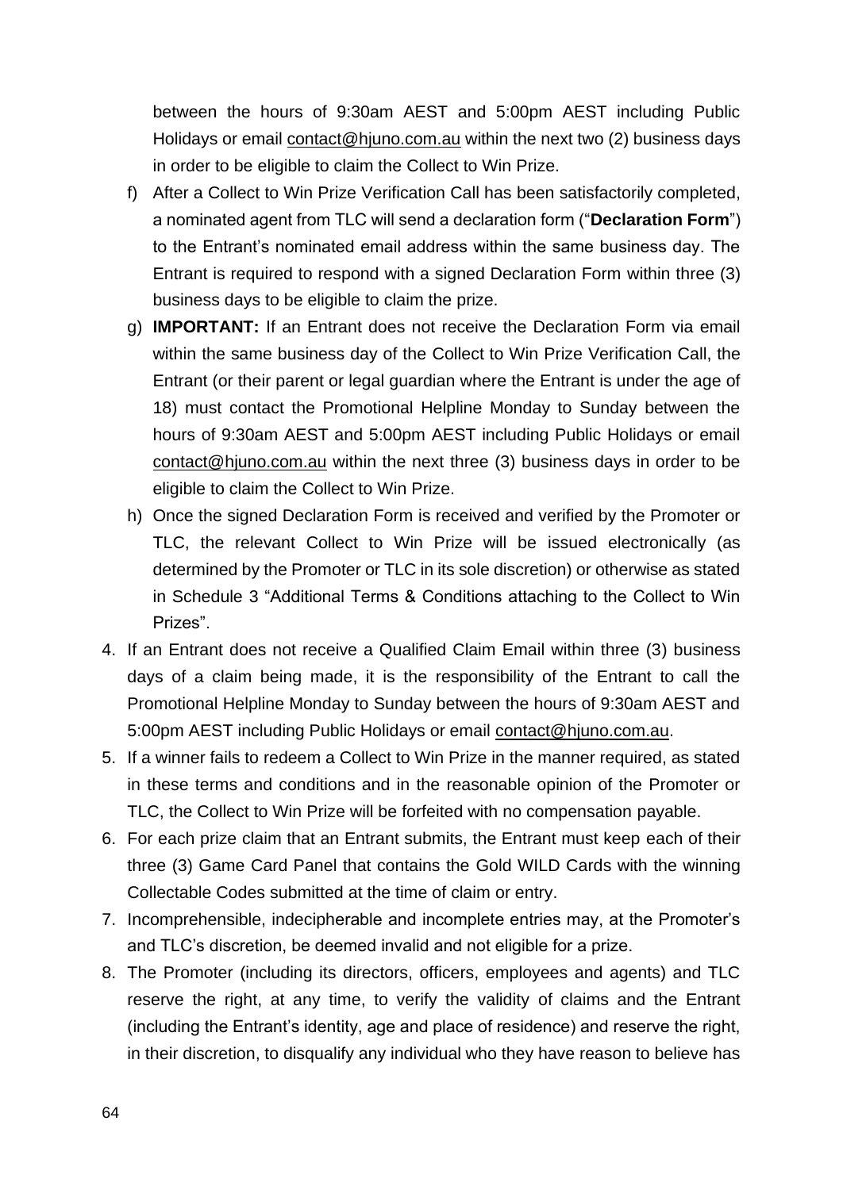between the hours of 9:30am AEST and 5:00pm AEST including Public Holidays or email contact@hjuno.com.au within the next two (2) business days in order to be eligible to claim the Collect to Win Prize.

f) After a Collect to Win Prize Verification Call has been satisfactorily completed, a nominated agent from TLC will send a declaration form ("**Declaration Form**") to the Entrant's nominated email address within the same business day. The Entrant is required to respond with a signed Declaration Form within three (3) business days to be eligible to claim the prize.

g) **IMPORTANT:** If an Entrant does not receive the Declaration Form via email within the same business day of the Collect to Win Prize Verification Call, the Entrant (or their parent or legal guardian where the Entrant is under the age of 18) must contact the Promotional Helpline Monday to Sunday between the hours of 9:30am AEST and 5:00pm AEST including Public Holidays or email contact@hjuno.com.au within the next three (3) business days in order to be eligible to claim the Collect to Win Prize.

h) Once the signed Declaration Form is received and verified by the Promoter or TLC, the relevant Collect to Win Prize will be issued electronically (as determined by the Promoter or TLC in its sole discretion) or otherwise as stated in Schedule 3 "Additional Terms & Conditions attaching to the Collect to Win Prizes".

4. If an Entrant does not receive a Qualified Claim Email within three (3) business days of a claim being made, it is the responsibility of the Entrant to call the Promotional Helpline Monday to Sunday between the hours of 9:30am AEST and 5:00pm AEST including Public Holidays or email contact@hjuno.com.au.
5. If a winner fails to redeem a Collect to Win Prize in the manner required, as stated in these terms and conditions and in the reasonable opinion of the Promoter or TLC, the Collect to Win Prize will be forfeited with no compensation payable.
6. For each prize claim that an Entrant submits, the Entrant must keep each of their three (3) Game Card Panel that contains the Gold WILD Cards with the winning Collectable Codes submitted at the time of claim or entry.
7. Incomprehensible, indecipherable and incomplete entries may, at the Promoter's and TLC's discretion, be deemed invalid and not eligible for a prize.
8. The Promoter (including its directors, officers, employees and agents) and TLC reserve the right, at any time, to verify the validity of claims and the Entrant (including the Entrant's identity, age and place of residence) and reserve the right, in their discretion, to disqualify any individual who they have reason to believe has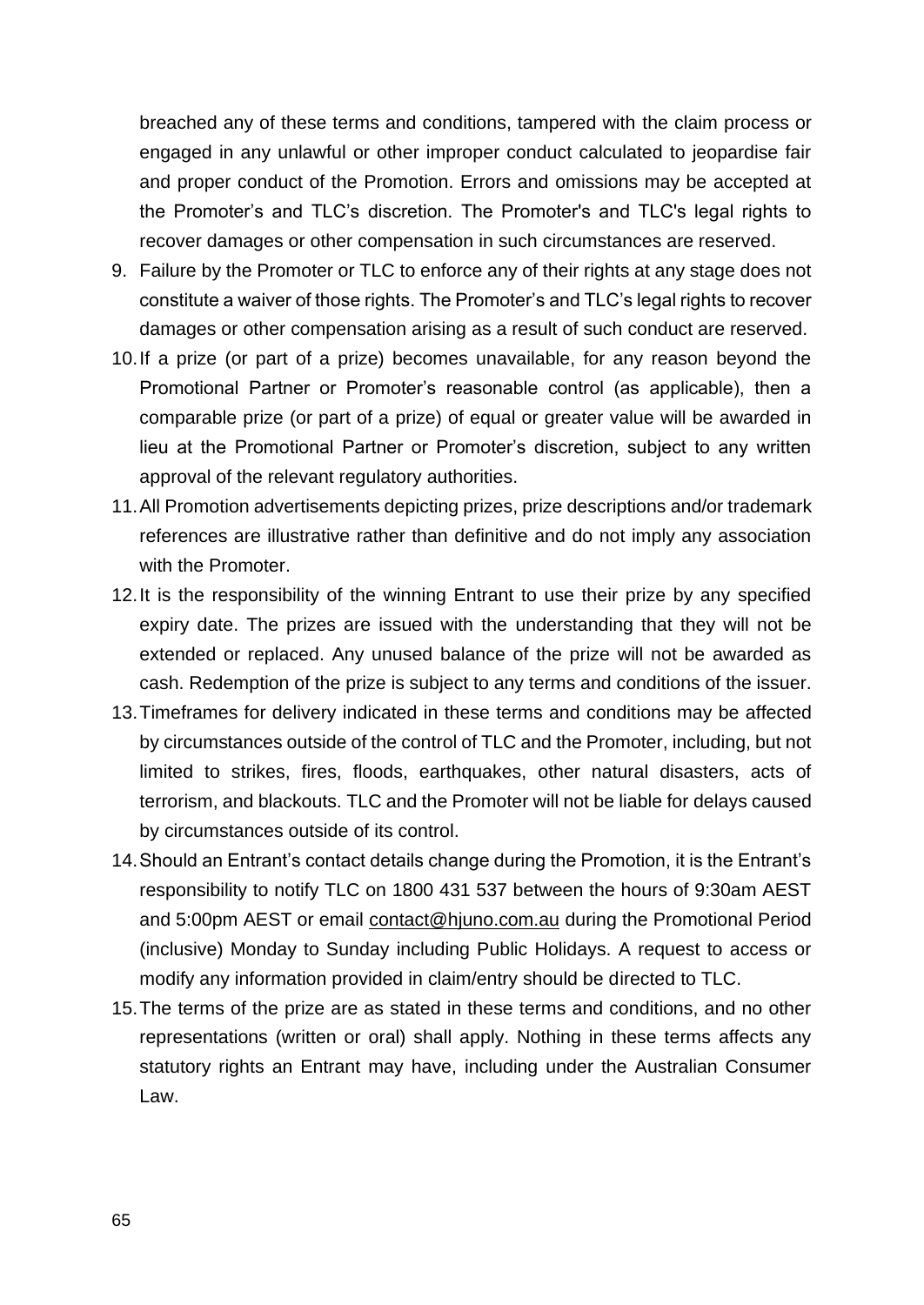breached any of these terms and conditions, tampered with the claim process or engaged in any unlawful or other improper conduct calculated to jeopardise fair and proper conduct of the Promotion. Errors and omissions may be accepted at the Promoter’s and TLC’s discretion. The Promoter's and TLC's legal rights to recover damages or other compensation in such circumstances are reserved.

9. Failure by the Promoter or TLC to enforce any of their rights at any stage does not constitute a waiver of those rights. The Promoter’s and TLC’s legal rights to recover damages or other compensation arising as a result of such conduct are reserved.
10. If a prize (or part of a prize) becomes unavailable, for any reason beyond the Promotional Partner or Promoter’s reasonable control (as applicable), then a comparable prize (or part of a prize) of equal or greater value will be awarded in lieu at the Promotional Partner or Promoter’s discretion, subject to any written approval of the relevant regulatory authorities.
11. All Promotion advertisements depicting prizes, prize descriptions and/or trademark references are illustrative rather than definitive and do not imply any association with the Promoter.
12. It is the responsibility of the winning Entrant to use their prize by any specified expiry date. The prizes are issued with the understanding that they will not be extended or replaced. Any unused balance of the prize will not be awarded as cash. Redemption of the prize is subject to any terms and conditions of the issuer.
13. Timeframes for delivery indicated in these terms and conditions may be affected by circumstances outside of the control of TLC and the Promoter, including, but not limited to strikes, fires, floods, earthquakes, other natural disasters, acts of terrorism, and blackouts. TLC and the Promoter will not be liable for delays caused by circumstances outside of its control.
14. Should an Entrant’s contact details change during the Promotion, it is the Entrant’s responsibility to notify TLC on 1800 431 537 between the hours of 9:30am AEST and 5:00pm AEST or email contact@hjuno.com.au during the Promotional Period (inclusive) Monday to Sunday including Public Holidays. A request to access or modify any information provided in claim/entry should be directed to TLC.
15. The terms of the prize are as stated in these terms and conditions, and no other representations (written or oral) shall apply. Nothing in these terms affects any statutory rights an Entrant may have, including under the Australian Consumer Law.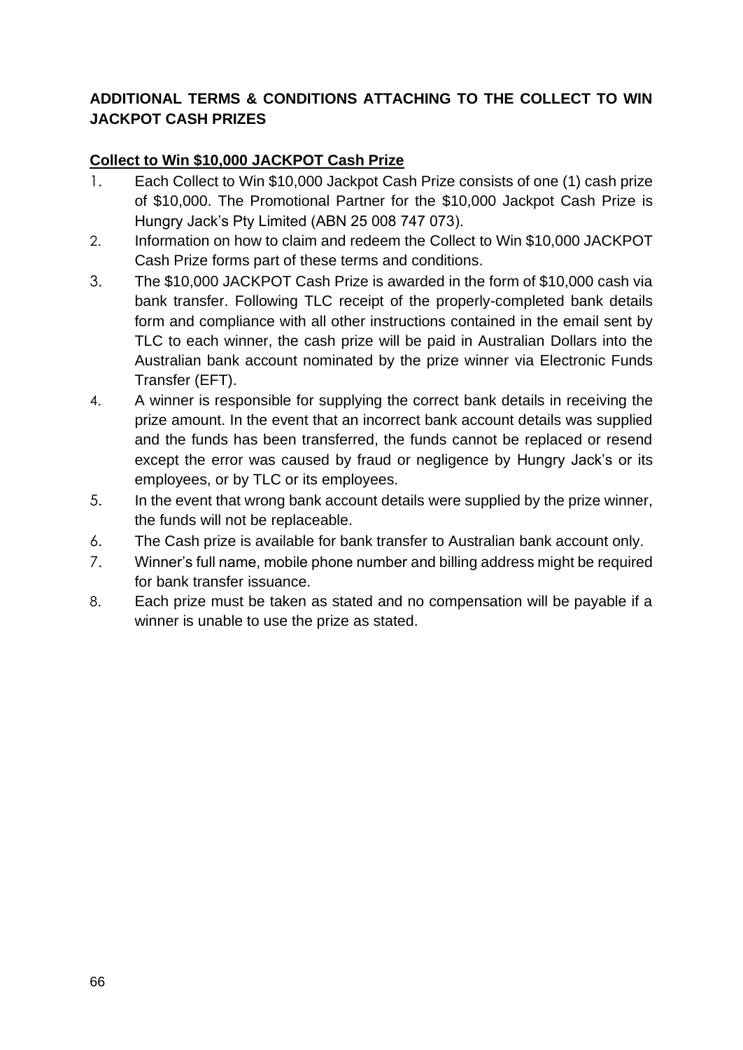**ADDITIONAL TERMS & CONDITIONS ATTACHING TO THE COLLECT TO WIN JACKPOT CASH PRIZES**

**Collect to Win $10,000 JACKPOT Cash Prize**

1. Each Collect to Win $10,000 Jackpot Cash Prize consists of one (1) cash prize of $10,000. The Promotional Partner for the $10,000 Jackpot Cash Prize is Hungry Jack's Pty Limited (ABN 25 008 747 073).
2. Information on how to claim and redeem the Collect to Win $10,000 JACKPOT Cash Prize forms part of these terms and conditions.
3. The $10,000 JACKPOT Cash Prize is awarded in the form of $10,000 cash via bank transfer. Following TLC receipt of the properly-completed bank details form and compliance with all other instructions contained in the email sent by TLC to each winner, the cash prize will be paid in Australian Dollars into the Australian bank account nominated by the prize winner via Electronic Funds Transfer (EFT).
4. A winner is responsible for supplying the correct bank details in receiving the prize amount. In the event that an incorrect bank account details was supplied and the funds has been transferred, the funds cannot be replaced or resend except the error was caused by fraud or negligence by Hungry Jack's or its employees, or by TLC or its employees.
5. In the event that wrong bank account details were supplied by the prize winner, the funds will not be replaceable.
6. The Cash prize is available for bank transfer to Australian bank account only.
7. Winner's full name, mobile phone number and billing address might be required for bank transfer issuance.
8. Each prize must be taken as stated and no compensation will be payable if a winner is unable to use the prize as stated.